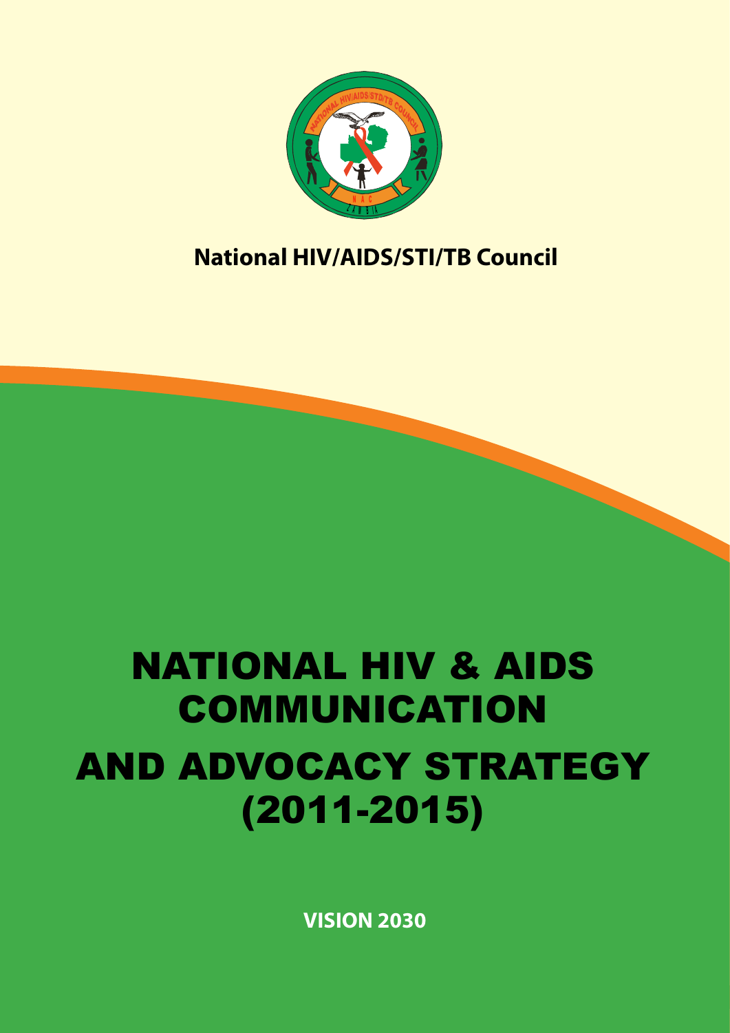**National HIV/AIDS/STI/TB Council**

# NATIONAL HIV & AIDS COMMUNICATION AND ADVOCACY STRATEGY (2011-2015)

**VISION 2030**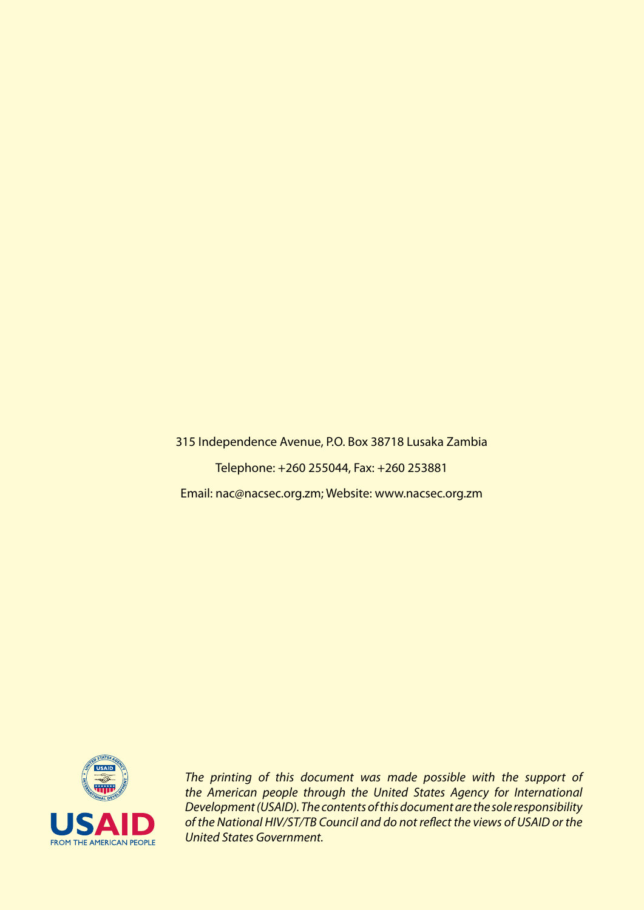315 Independence Avenue, P.O. Box 38718 Lusaka Zambia

Telephone: +260 255044, Fax: +260 253881

Email: nac@nacsec.org.zm; Website: www.nacsec.org.zm

USAID
FROM THE AMERICAN PEOPLE

*The printing of this document was made possible with the support of the American people through the United States Agency for International Development (USAID). The contents of this document are the sole responsibility of the National HIV/ST/TB Council and do not reflect the views of USAID or the United States Government.*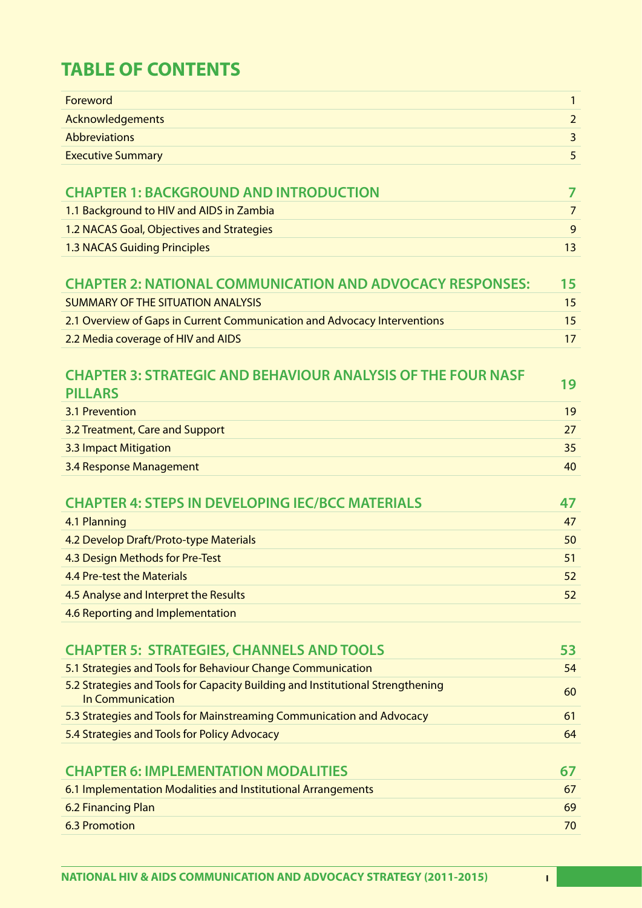# TABLE OF CONTENTS

| | |
|---|---|
| Foreword | 1 |
| Acknowledgements | 2 |
| Abbreviations | 3 |
| Executive Summary | 5 |
| **CHAPTER 1: BACKGROUND AND INTRODUCTION** | **7** |
| 1.1 Background to HIV and AIDS in Zambia | 7 |
| 1.2 NACAS Goal, Objectives and Strategies | 9 |
| 1.3 NACAS Guiding Principles | 13 |
| **CHAPTER 2: NATIONAL COMMUNICATION AND ADVOCACY RESPONSES:** | **15** |
| SUMMARY OF THE SITUATION ANALYSIS | 15 |
| 2.1 Overview of Gaps in Current Communication and Advocacy Interventions | 15 |
| 2.2 Media coverage of HIV and AIDS | 17 |
| **CHAPTER 3: STRATEGIC AND BEHAVIOUR ANALYSIS OF THE FOUR NASF PILLARS** | **19** |
| 3.1 Prevention | 19 |
| 3.2 Treatment, Care and Support | 27 |
| 3.3 Impact Mitigation | 35 |
| 3.4 Response Management | 40 |
| **CHAPTER 4: STEPS IN DEVELOPING IEC/BCC MATERIALS** | **47** |
| 4.1 Planning | 47 |
| 4.2 Develop Draft/Proto-type Materials | 50 |
| 4.3 Design Methods for Pre-Test | 51 |
| 4.4 Pre-test the Materials | 52 |
| 4.5 Analyse and Interpret the Results | 52 |
| 4.6 Reporting and Implementation | |
| **CHAPTER 5: STRATEGIES, CHANNELS AND TOOLS** | **53** |
| 5.1 Strategies and Tools for Behaviour Change Communication | 54 |
| 5.2 Strategies and Tools for Capacity Building and Institutional Strengthening In Communication | 60 |
| 5.3 Strategies and Tools for Mainstreaming Communication and Advocacy | 61 |
| 5.4 Strategies and Tools for Policy Advocacy | 64 |
| **CHAPTER 6: IMPLEMENTATION MODALITIES** | **67** |
| 6.1 Implementation Modalities and Institutional Arrangements | 67 |
| 6.2 Financing Plan | 69 |
| 6.3 Promotion | 70 |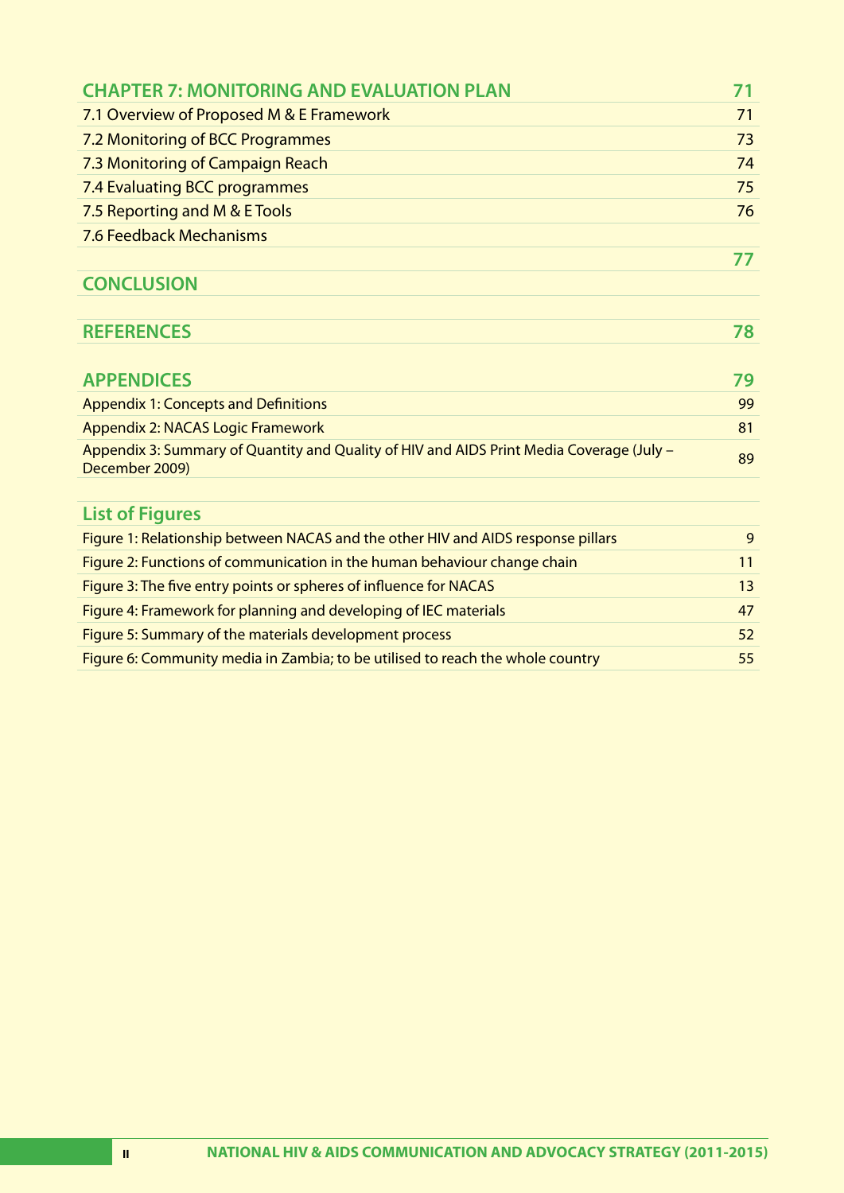| CHAPTER 7: MONITORING AND EVALUATION PLAN | 71 |
| --- | --- |
| 7.1 Overview of Proposed M & E Framework | 71 |
| 7.2 Monitoring of BCC Programmes | 73 |
| 7.3 Monitoring of Campaign Reach | 74 |
| 7.4 Evaluating BCC programmes | 75 |
| 7.5 Reporting and M & E Tools | 76 |
| 7.6 Feedback Mechanisms | |
| | 77 |
| CONCLUSION | |
| REFERENCES | 78 |
| APPENDICES | 79 |
| Appendix 1: Concepts and Definitions | 99 |
| Appendix 2: NACAS Logic Framework | 81 |
| Appendix 3: Summary of Quantity and Quality of HIV and AIDS Print Media Coverage (July – December 2009) | 89 |

## List of Figures

| Figure | Page |
| --- | --- |
| Figure 1: Relationship between NACAS and the other HIV and AIDS response pillars | 9 |
| Figure 2: Functions of communication in the human behaviour change chain | 11 |
| Figure 3: The five entry points or spheres of influence for NACAS | 13 |
| Figure 4: Framework for planning and developing of IEC materials | 47 |
| Figure 5: Summary of the materials development process | 52 |
| Figure 6: Community media in Zambia; to be utilised to reach the whole country | 55 |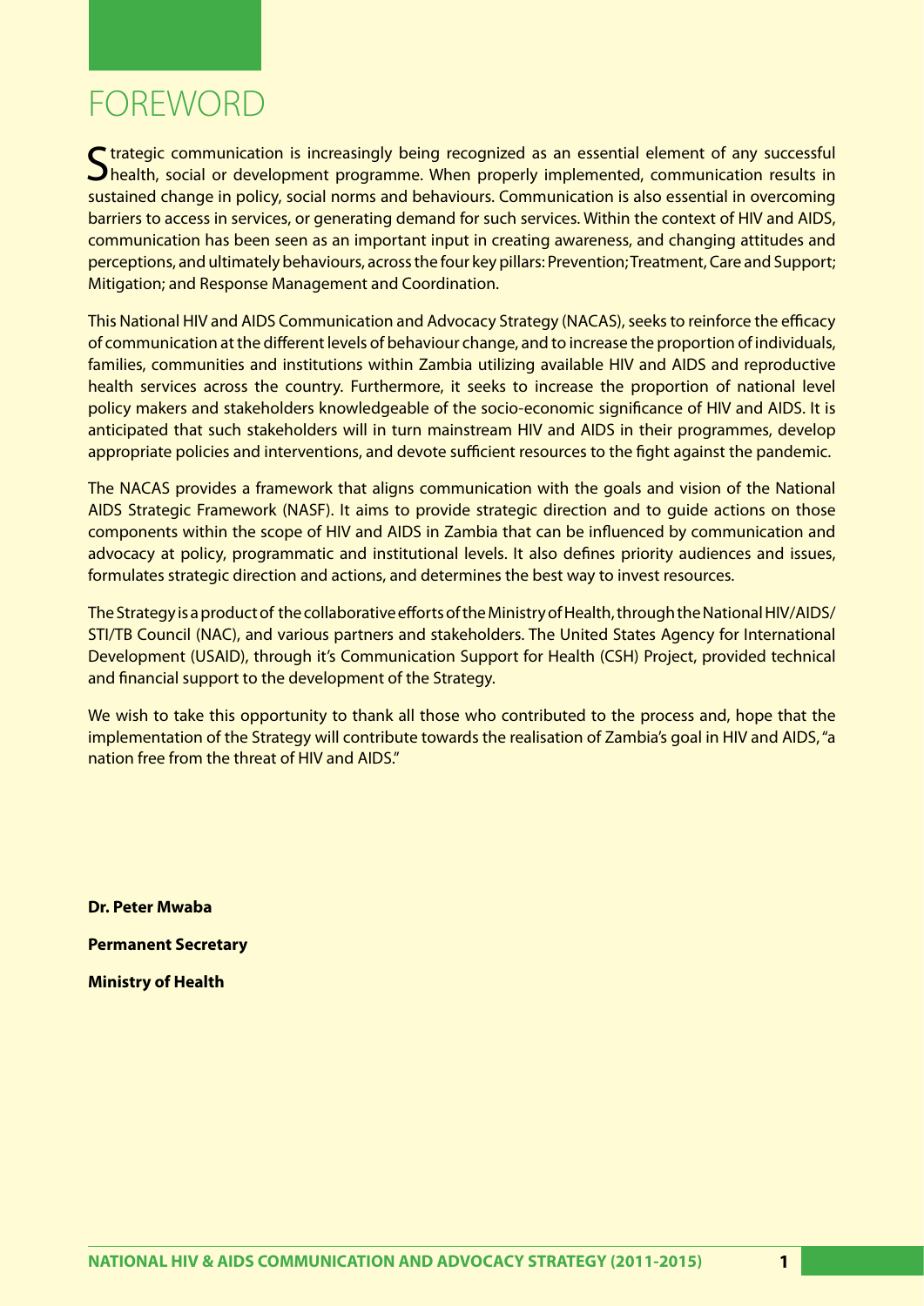# FOREWORD

Strategic communication is increasingly being recognized as an essential element of any successful health, social or development programme. When properly implemented, communication results in sustained change in policy, social norms and behaviours. Communication is also essential in overcoming barriers to access in services, or generating demand for such services. Within the context of HIV and AIDS, communication has been seen as an important input in creating awareness, and changing attitudes and perceptions, and ultimately behaviours, across the four key pillars: Prevention; Treatment, Care and Support; Mitigation; and Response Management and Coordination.

This National HIV and AIDS Communication and Advocacy Strategy (NACAS), seeks to reinforce the efficacy of communication at the different levels of behaviour change, and to increase the proportion of individuals, families, communities and institutions within Zambia utilizing available HIV and AIDS and reproductive health services across the country. Furthermore, it seeks to increase the proportion of national level policy makers and stakeholders knowledgeable of the socio-economic significance of HIV and AIDS. It is anticipated that such stakeholders will in turn mainstream HIV and AIDS in their programmes, develop appropriate policies and interventions, and devote sufficient resources to the fight against the pandemic.

The NACAS provides a framework that aligns communication with the goals and vision of the National AIDS Strategic Framework (NASF). It aims to provide strategic direction and to guide actions on those components within the scope of HIV and AIDS in Zambia that can be influenced by communication and advocacy at policy, programmatic and institutional levels. It also defines priority audiences and issues, formulates strategic direction and actions, and determines the best way to invest resources.

The Strategy is a product of the collaborative efforts of the Ministry of Health, through the National HIV/AIDS/STI/TB Council (NAC), and various partners and stakeholders. The United States Agency for International Development (USAID), through it's Communication Support for Health (CSH) Project, provided technical and financial support to the development of the Strategy.

We wish to take this opportunity to thank all those who contributed to the process and, hope that the implementation of the Strategy will contribute towards the realisation of Zambia's goal in HIV and AIDS, "a nation free from the threat of HIV and AIDS."

**Dr. Peter Mwaba**

**Permanent Secretary**

**Ministry of Health**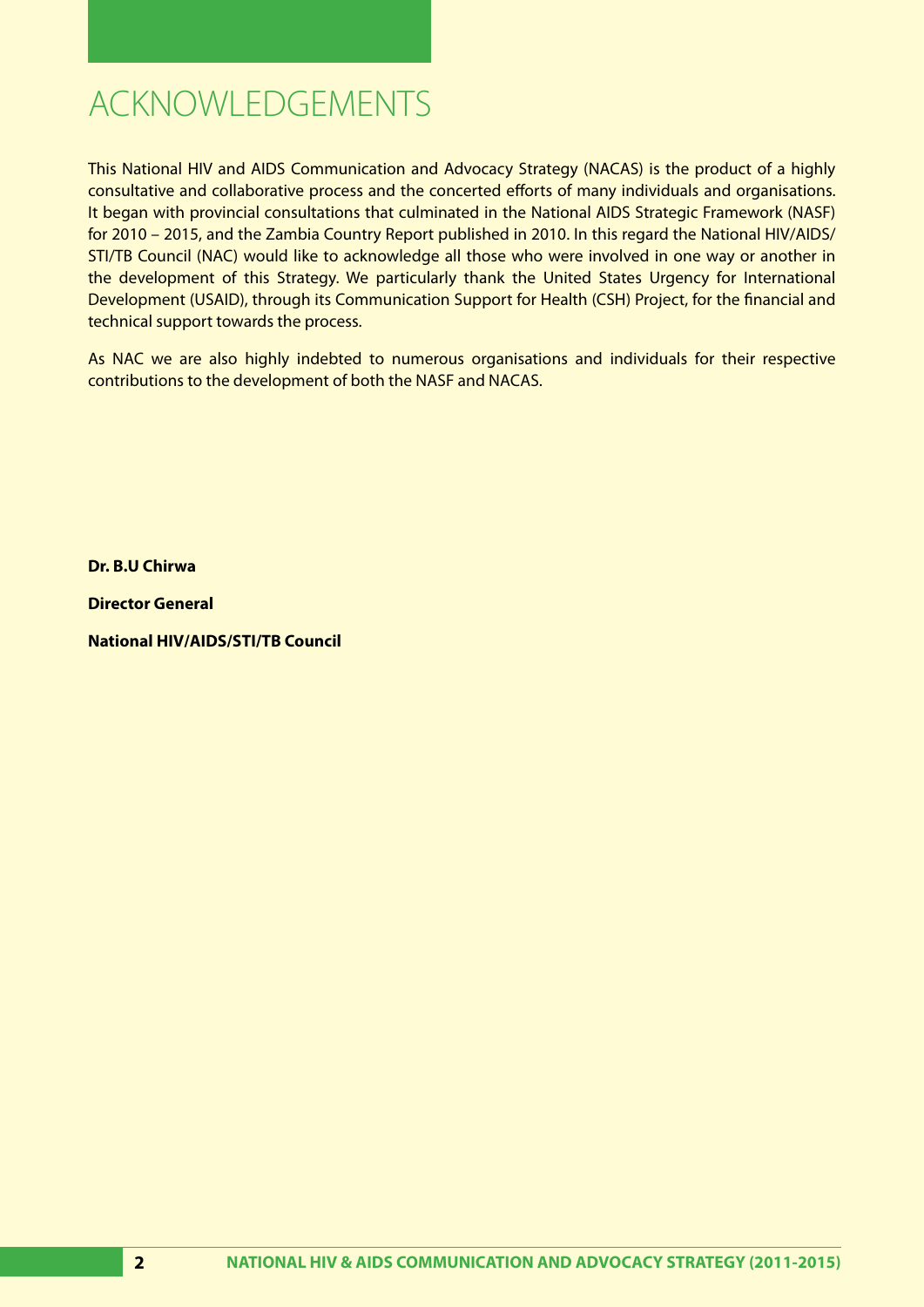# ACKNOWLEDGEMENTS

This National HIV and AIDS Communication and Advocacy Strategy (NACAS) is the product of a highly consultative and collaborative process and the concerted efforts of many individuals and organisations. It began with provincial consultations that culminated in the National AIDS Strategic Framework (NASF) for 2010 – 2015, and the Zambia Country Report published in 2010. In this regard the National HIV/AIDS/STI/TB Council (NAC) would like to acknowledge all those who were involved in one way or another in the development of this Strategy. We particularly thank the United States Urgency for International Development (USAID), through its Communication Support for Health (CSH) Project, for the financial and technical support towards the process.

As NAC we are also highly indebted to numerous organisations and individuals for their respective contributions to the development of both the NASF and NACAS.

**Dr. B.U Chirwa**

**Director General**

**National HIV/AIDS/STI/TB Council**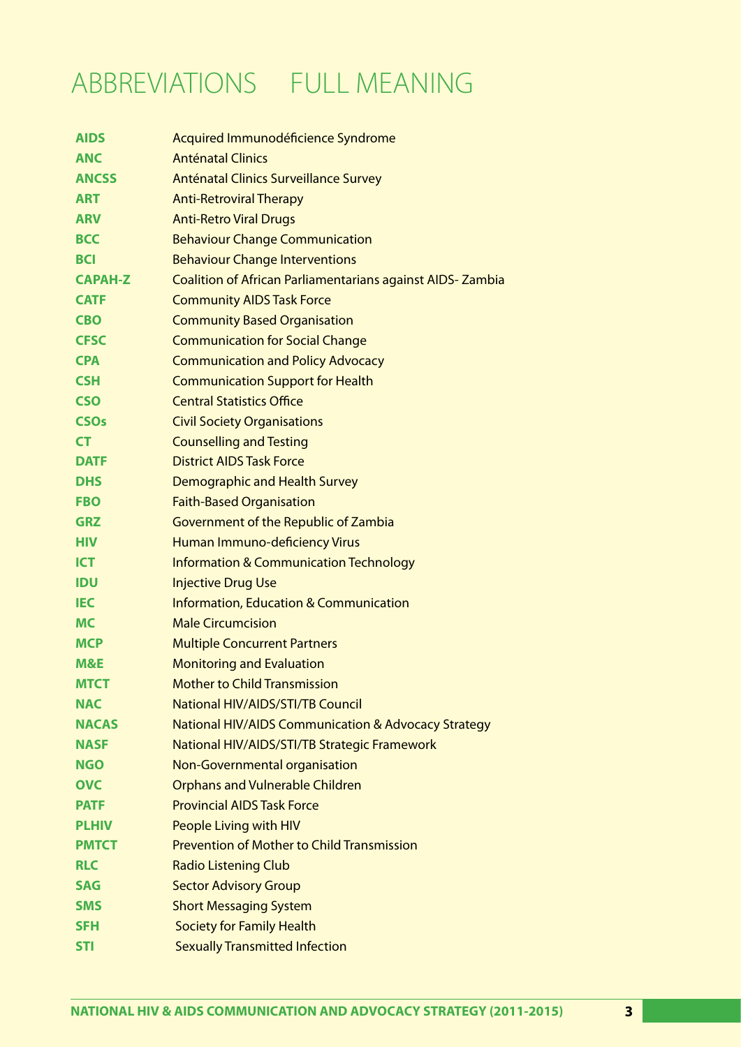# ABBREVIATIONS FULL MEANING

| ABBREVIATIONS | FULL MEANING |
|---|---|
| **AIDS** | Acquired Immunodéficience Syndrome |
| **ANC** | Anténatal Clinics |
| **ANCSS** | Anténatal Clinics Surveillance Survey |
| **ART** | Anti-Retroviral Therapy |
| **ARV** | Anti-Retro Viral Drugs |
| **BCC** | Behaviour Change Communication |
| **BCI** | Behaviour Change Interventions |
| **CAPAH-Z** | Coalition of African Parliamentarians against AIDS- Zambia |
| **CATF** | Community AIDS Task Force |
| **CBO** | Community Based Organisation |
| **CFSC** | Communication for Social Change |
| **CPA** | Communication and Policy Advocacy |
| **CSH** | Communication Support for Health |
| **CSO** | Central Statistics Office |
| **CSOs** | Civil Society Organisations |
| **CT** | Counselling and Testing |
| **DATF** | District AIDS Task Force |
| **DHS** | Demographic and Health Survey |
| **FBO** | Faith-Based Organisation |
| **GRZ** | Government of the Republic of Zambia |
| **HIV** | Human Immuno-deficiency Virus |
| **ICT** | Information & Communication Technology |
| **IDU** | Injective Drug Use |
| **IEC** | Information, Education & Communication |
| **MC** | Male Circumcision |
| **MCP** | Multiple Concurrent Partners |
| **M&E** | Monitoring and Evaluation |
| **MTCT** | Mother to Child Transmission |
| **NAC** | National HIV/AIDS/STI/TB Council |
| **NACAS** | National HIV/AIDS Communication & Advocacy Strategy |
| **NASF** | National HIV/AIDS/STI/TB Strategic Framework |
| **NGO** | Non-Governmental organisation |
| **OVC** | Orphans and Vulnerable Children |
| **PATF** | Provincial AIDS Task Force |
| **PLHIV** | People Living with HIV |
| **PMTCT** | Prevention of Mother to Child Transmission |
| **RLC** | Radio Listening Club |
| **SAG** | Sector Advisory Group |
| **SMS** | Short Messaging System |
| **SFH** | Society for Family Health |
| **STI** | Sexually Transmitted Infection |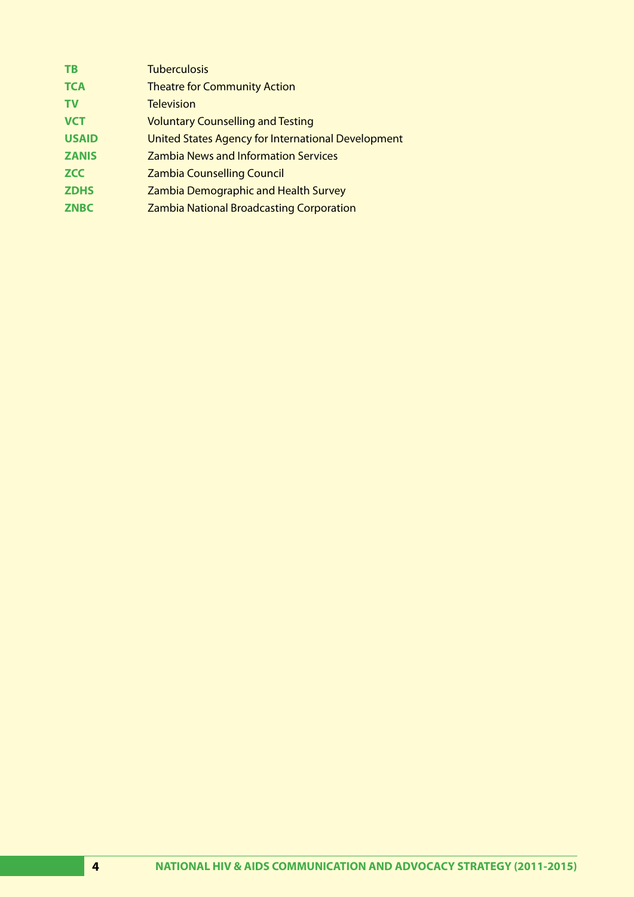| | |
|---|---|
| **TB** | Tuberculosis |
| **TCA** | Theatre for Community Action |
| **TV** | Television |
| **VCT** | Voluntary Counselling and Testing |
| **USAID** | United States Agency for International Development |
| **ZANIS** | Zambia News and Information Services |
| **ZCC** | Zambia Counselling Council |
| **ZDHS** | Zambia Demographic and Health Survey |
| **ZNBC** | Zambia National Broadcasting Corporation |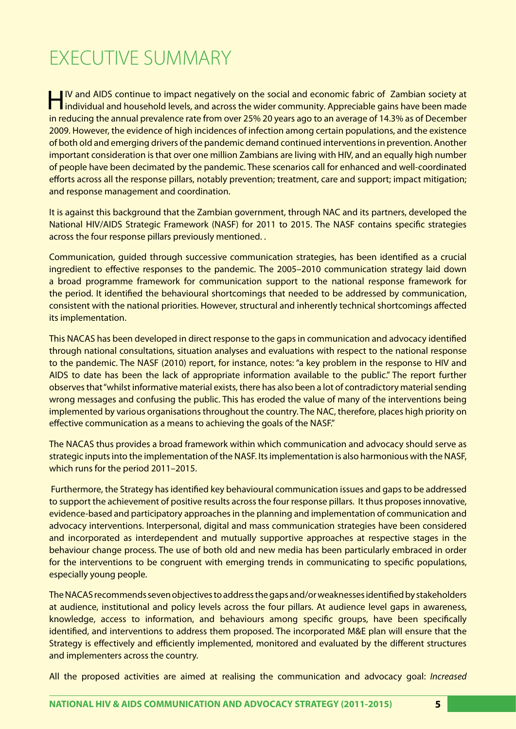# EXECUTIVE SUMMARY

HIV and AIDS continue to impact negatively on the social and economic fabric of Zambian society at individual and household levels, and across the wider community. Appreciable gains have been made in reducing the annual prevalence rate from over 25% 20 years ago to an average of 14.3% as of December 2009. However, the evidence of high incidences of infection among certain populations, and the existence of both old and emerging drivers of the pandemic demand continued interventions in prevention. Another important consideration is that over one million Zambians are living with HIV, and an equally high number of people have been decimated by the pandemic. These scenarios call for enhanced and well-coordinated efforts across all the response pillars, notably prevention; treatment, care and support; impact mitigation; and response management and coordination.

It is against this background that the Zambian government, through NAC and its partners, developed the National HIV/AIDS Strategic Framework (NASF) for 2011 to 2015. The NASF contains specific strategies across the four response pillars previously mentioned. .

Communication, guided through successive communication strategies, has been identified as a crucial ingredient to effective responses to the pandemic. The 2005–2010 communication strategy laid down a broad programme framework for communication support to the national response framework for the period. It identified the behavioural shortcomings that needed to be addressed by communication, consistent with the national priorities. However, structural and inherently technical shortcomings affected its implementation.

This NACAS has been developed in direct response to the gaps in communication and advocacy identified through national consultations, situation analyses and evaluations with respect to the national response to the pandemic. The NASF (2010) report, for instance, notes: "a key problem in the response to HIV and AIDS to date has been the lack of appropriate information available to the public." The report further observes that "whilst informative material exists, there has also been a lot of contradictory material sending wrong messages and confusing the public. This has eroded the value of many of the interventions being implemented by various organisations throughout the country. The NAC, therefore, places high priority on effective communication as a means to achieving the goals of the NASF."

The NACAS thus provides a broad framework within which communication and advocacy should serve as strategic inputs into the implementation of the NASF. Its implementation is also harmonious with the NASF, which runs for the period 2011–2015.

Furthermore, the Strategy has identified key behavioural communication issues and gaps to be addressed to support the achievement of positive results across the four response pillars. It thus proposes innovative, evidence-based and participatory approaches in the planning and implementation of communication and advocacy interventions. Interpersonal, digital and mass communication strategies have been considered and incorporated as interdependent and mutually supportive approaches at respective stages in the behaviour change process. The use of both old and new media has been particularly embraced in order for the interventions to be congruent with emerging trends in communicating to specific populations, especially young people.

The NACAS recommends seven objectives to address the gaps and/or weaknesses identified by stakeholders at audience, institutional and policy levels across the four pillars. At audience level gaps in awareness, knowledge, access to information, and behaviours among specific groups, have been specifically identified, and interventions to address them proposed. The incorporated M&E plan will ensure that the Strategy is effectively and efficiently implemented, monitored and evaluated by the different structures and implementers across the country.

All the proposed activities are aimed at realising the communication and advocacy goal: *Increased*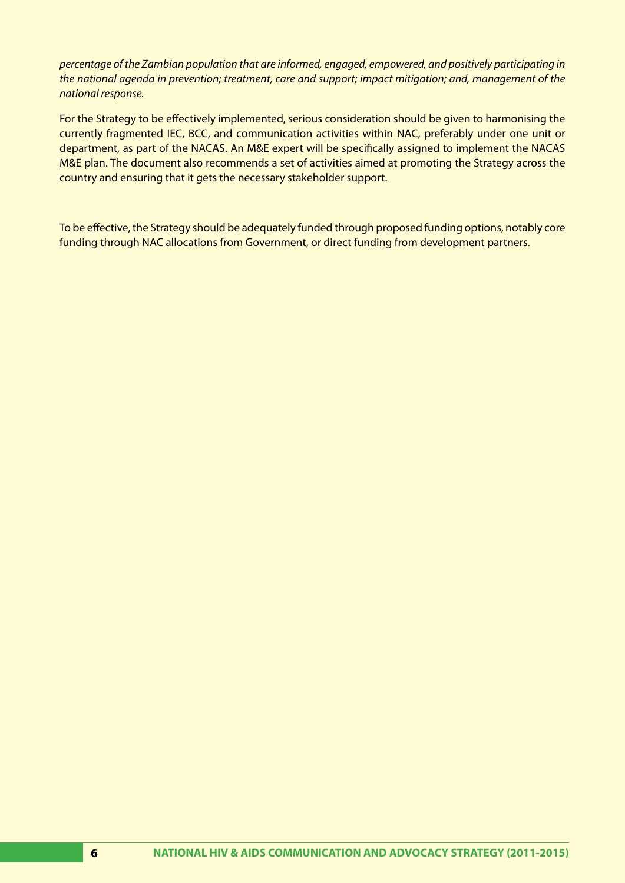*percentage of the Zambian population that are informed, engaged, empowered, and positively participating in the national agenda in prevention; treatment, care and support; impact mitigation; and, management of the national response.*

For the Strategy to be effectively implemented, serious consideration should be given to harmonising the currently fragmented IEC, BCC, and communication activities within NAC, preferably under one unit or department, as part of the NACAS. An M&E expert will be specifically assigned to implement the NACAS M&E plan. The document also recommends a set of activities aimed at promoting the Strategy across the country and ensuring that it gets the necessary stakeholder support.

To be effective, the Strategy should be adequately funded through proposed funding options, notably core funding through NAC allocations from Government, or direct funding from development partners.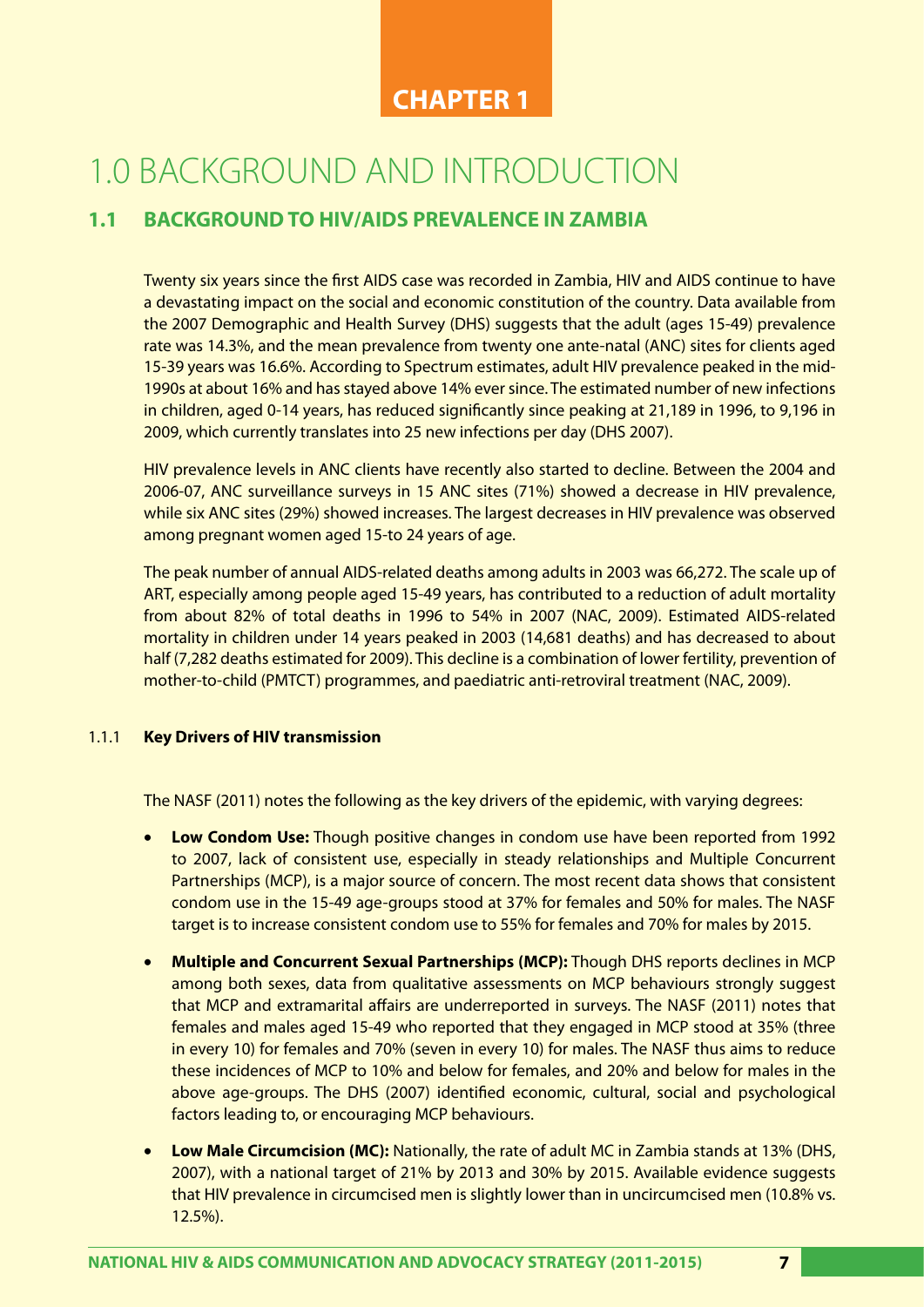# CHAPTER 1

# 1.0 BACKGROUND AND INTRODUCTION

## 1.1 BACKGROUND TO HIV/AIDS PREVALENCE IN ZAMBIA

Twenty six years since the first AIDS case was recorded in Zambia, HIV and AIDS continue to have a devastating impact on the social and economic constitution of the country. Data available from the 2007 Demographic and Health Survey (DHS) suggests that the adult (ages 15-49) prevalence rate was 14.3%, and the mean prevalence from twenty one ante-natal (ANC) sites for clients aged 15-39 years was 16.6%. According to Spectrum estimates, adult HIV prevalence peaked in the mid-1990s at about 16% and has stayed above 14% ever since. The estimated number of new infections in children, aged 0-14 years, has reduced significantly since peaking at 21,189 in 1996, to 9,196 in 2009, which currently translates into 25 new infections per day (DHS 2007).

HIV prevalence levels in ANC clients have recently also started to decline. Between the 2004 and 2006-07, ANC surveillance surveys in 15 ANC sites (71%) showed a decrease in HIV prevalence, while six ANC sites (29%) showed increases. The largest decreases in HIV prevalence was observed among pregnant women aged 15-to 24 years of age.

The peak number of annual AIDS-related deaths among adults in 2003 was 66,272. The scale up of ART, especially among people aged 15-49 years, has contributed to a reduction of adult mortality from about 82% of total deaths in 1996 to 54% in 2007 (NAC, 2009). Estimated AIDS-related mortality in children under 14 years peaked in 2003 (14,681 deaths) and has decreased to about half (7,282 deaths estimated for 2009). This decline is a combination of lower fertility, prevention of mother-to-child (PMTCT) programmes, and paediatric anti-retroviral treatment (NAC, 2009).

### 1.1.1 Key Drivers of HIV transmission

The NASF (2011) notes the following as the key drivers of the epidemic, with varying degrees:

- **Low Condom Use:** Though positive changes in condom use have been reported from 1992 to 2007, lack of consistent use, especially in steady relationships and Multiple Concurrent Partnerships (MCP), is a major source of concern. The most recent data shows that consistent condom use in the 15-49 age-groups stood at 37% for females and 50% for males. The NASF target is to increase consistent condom use to 55% for females and 70% for males by 2015.
- **Multiple and Concurrent Sexual Partnerships (MCP):** Though DHS reports declines in MCP among both sexes, data from qualitative assessments on MCP behaviours strongly suggest that MCP and extramarital affairs are underreported in surveys. The NASF (2011) notes that females and males aged 15-49 who reported that they engaged in MCP stood at 35% (three in every 10) for females and 70% (seven in every 10) for males. The NASF thus aims to reduce these incidences of MCP to 10% and below for females, and 20% and below for males in the above age-groups. The DHS (2007) identified economic, cultural, social and psychological factors leading to, or encouraging MCP behaviours.
- **Low Male Circumcision (MC):** Nationally, the rate of adult MC in Zambia stands at 13% (DHS, 2007), with a national target of 21% by 2013 and 30% by 2015. Available evidence suggests that HIV prevalence in circumcised men is slightly lower than in uncircumcised men (10.8% vs. 12.5%).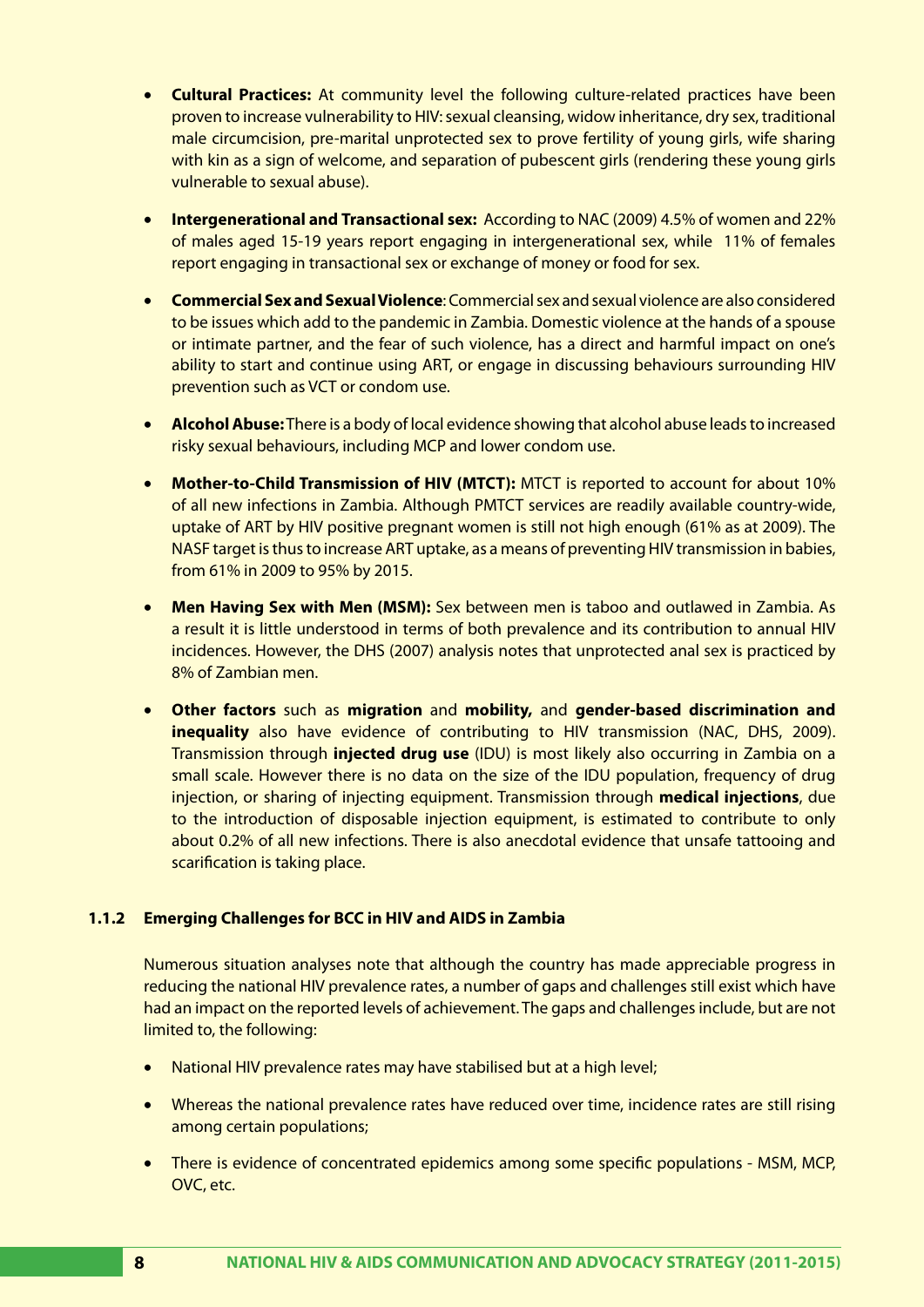- **Cultural Practices:** At community level the following culture-related practices have been proven to increase vulnerability to HIV: sexual cleansing, widow inheritance, dry sex, traditional male circumcision, pre-marital unprotected sex to prove fertility of young girls, wife sharing with kin as a sign of welcome, and separation of pubescent girls (rendering these young girls vulnerable to sexual abuse).

- **Intergenerational and Transactional sex:** According to NAC (2009) 4.5% of women and 22% of males aged 15-19 years report engaging in intergenerational sex, while 11% of females report engaging in transactional sex or exchange of money or food for sex.

- **Commercial Sex and Sexual Violence**: Commercial sex and sexual violence are also considered to be issues which add to the pandemic in Zambia. Domestic violence at the hands of a spouse or intimate partner, and the fear of such violence, has a direct and harmful impact on one's ability to start and continue using ART, or engage in discussing behaviours surrounding HIV prevention such as VCT or condom use.

- **Alcohol Abuse:** There is a body of local evidence showing that alcohol abuse leads to increased risky sexual behaviours, including MCP and lower condom use.

- **Mother-to-Child Transmission of HIV (MTCT):** MTCT is reported to account for about 10% of all new infections in Zambia. Although PMTCT services are readily available country-wide, uptake of ART by HIV positive pregnant women is still not high enough (61% as at 2009). The NASF target is thus to increase ART uptake, as a means of preventing HIV transmission in babies, from 61% in 2009 to 95% by 2015.

- **Men Having Sex with Men (MSM):** Sex between men is taboo and outlawed in Zambia. As a result it is little understood in terms of both prevalence and its contribution to annual HIV incidences. However, the DHS (2007) analysis notes that unprotected anal sex is practiced by 8% of Zambian men.

- **Other factors** such as **migration** and **mobility,** and **gender-based discrimination and inequality** also have evidence of contributing to HIV transmission (NAC, DHS, 2009). Transmission through **injected drug use** (IDU) is most likely also occurring in Zambia on a small scale. However there is no data on the size of the IDU population, frequency of drug injection, or sharing of injecting equipment. Transmission through **medical injections**, due to the introduction of disposable injection equipment, is estimated to contribute to only about 0.2% of all new infections. There is also anecdotal evidence that unsafe tattooing and scarification is taking place.

### 1.1.2 Emerging Challenges for BCC in HIV and AIDS in Zambia

Numerous situation analyses note that although the country has made appreciable progress in reducing the national HIV prevalence rates, a number of gaps and challenges still exist which have had an impact on the reported levels of achievement. The gaps and challenges include, but are not limited to, the following:

- National HIV prevalence rates may have stabilised but at a high level;
- Whereas the national prevalence rates have reduced over time, incidence rates are still rising among certain populations;
- There is evidence of concentrated epidemics among some specific populations - MSM, MCP, OVC, etc.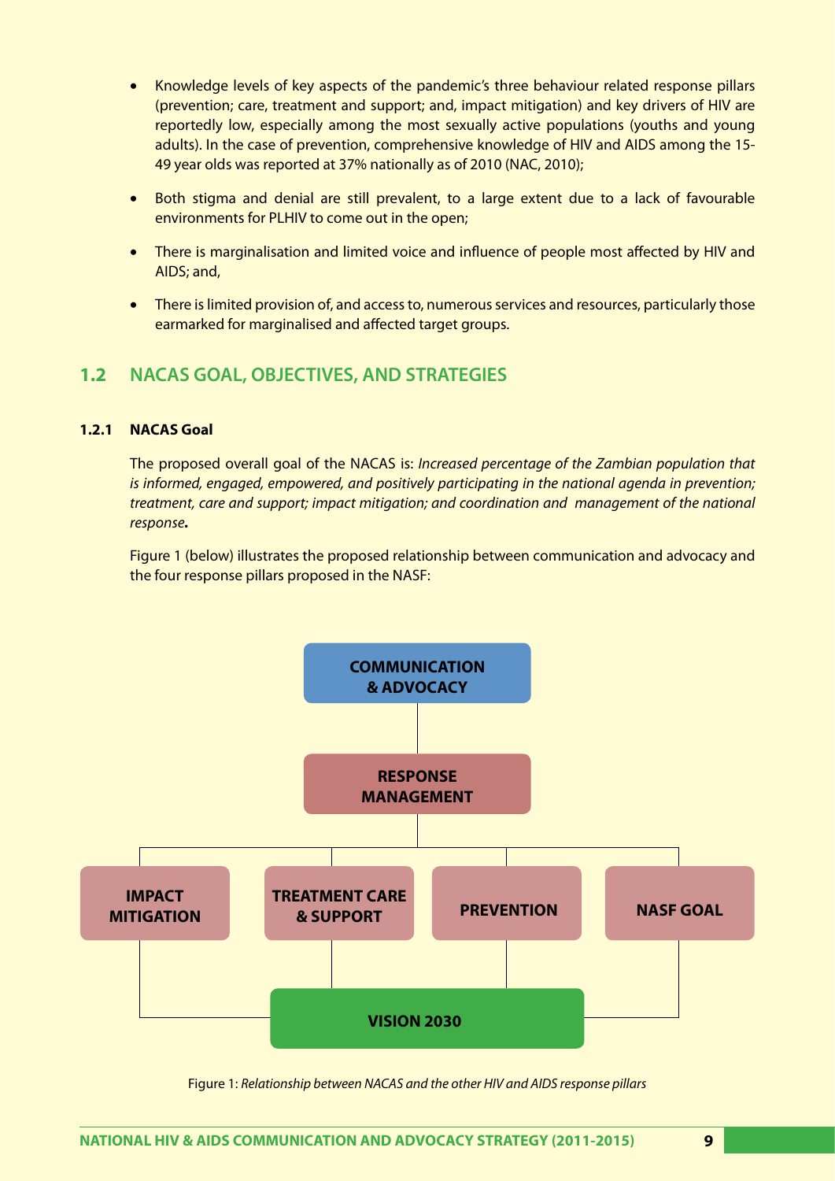- Knowledge levels of key aspects of the pandemic's three behaviour related response pillars (prevention; care, treatment and support; and, impact mitigation) and key drivers of HIV are reportedly low, especially among the most sexually active populations (youths and young adults). In the case of prevention, comprehensive knowledge of HIV and AIDS among the 15-49 year olds was reported at 37% nationally as of 2010 (NAC, 2010);
- Both stigma and denial are still prevalent, to a large extent due to a lack of favourable environments for PLHIV to come out in the open;
- There is marginalisation and limited voice and influence of people most affected by HIV and AIDS; and,
- There is limited provision of, and access to, numerous services and resources, particularly those earmarked for marginalised and affected target groups.

## 1.2 NACAS GOAL, OBJECTIVES, AND STRATEGIES

### 1.2.1 NACAS Goal

The proposed overall goal of the NACAS is: *Increased percentage of the Zambian population that is informed, engaged, empowered, and positively participating in the national agenda in prevention; treatment, care and support; impact mitigation; and coordination and management of the national response.*

Figure 1 (below) illustrates the proposed relationship between communication and advocacy and the four response pillars proposed in the NASF:

COMMUNICATION & ADVOCACY

RESPONSE MANAGEMENT

IMPACT MITIGATION | TREATMENT CARE & SUPPORT | PREVENTION | NASF GOAL

VISION 2030

Figure 1: *Relationship between NACAS and the other HIV and AIDS response pillars*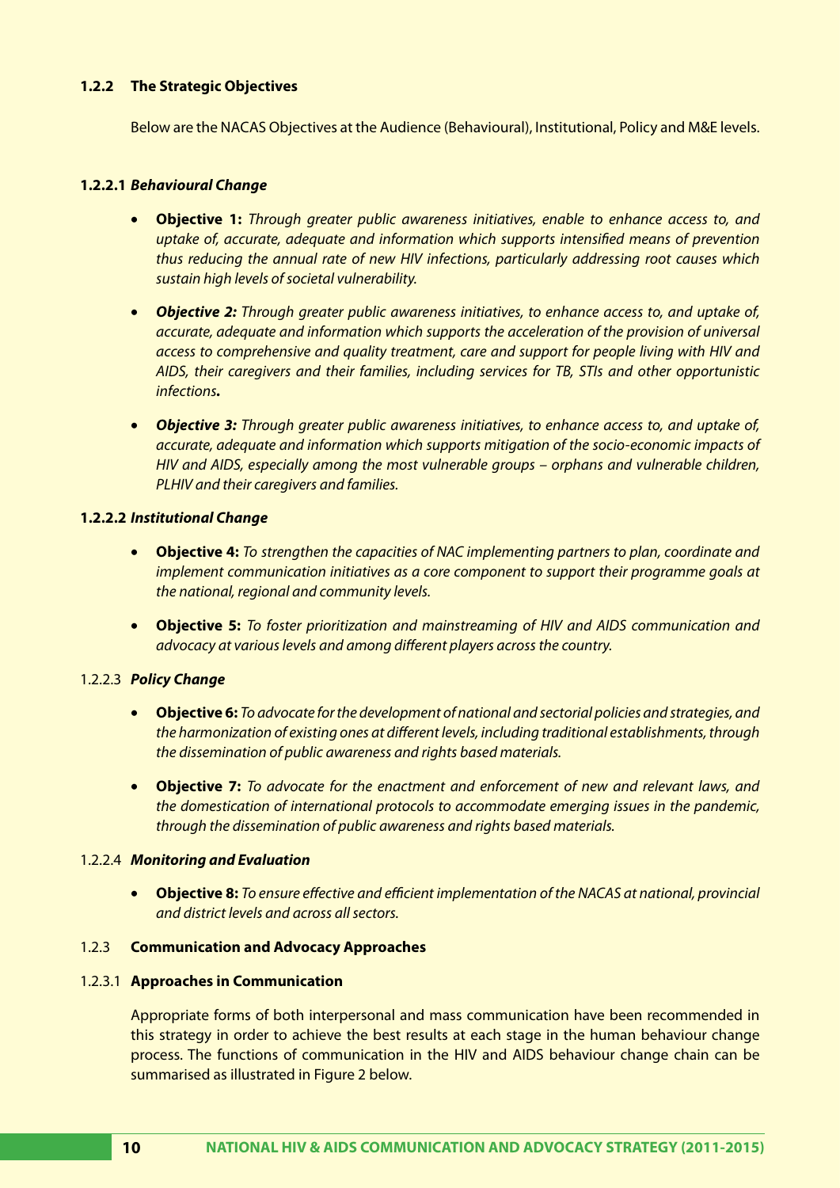#### 1.2.2 The Strategic Objectives

Below are the NACAS Objectives at the Audience (Behavioural), Institutional, Policy and M&E levels.

##### 1.2.2.1 *Behavioural Change*

- **Objective 1:** *Through greater public awareness initiatives, enable to enhance access to, and uptake of, accurate, adequate and information which supports intensified means of prevention thus reducing the annual rate of new HIV infections, particularly addressing root causes which sustain high levels of societal vulnerability.*

- ***Objective 2:*** *Through greater public awareness initiatives, to enhance access to, and uptake of, accurate, adequate and information which supports the acceleration of the provision of universal access to comprehensive and quality treatment, care and support for people living with HIV and AIDS, their caregivers and their families, including services for TB, STIs and other opportunistic infections**.***

- ***Objective 3:*** *Through greater public awareness initiatives, to enhance access to, and uptake of, accurate, adequate and information which supports mitigation of the socio-economic impacts of HIV and AIDS, especially among the most vulnerable groups – orphans and vulnerable children, PLHIV and their caregivers and families.*

##### 1.2.2.2 *Institutional Change*

- **Objective 4:** *To strengthen the capacities of NAC implementing partners to plan, coordinate and implement communication initiatives as a core component to support their programme goals at the national, regional and community levels.*

- **Objective 5:** *To foster prioritization and mainstreaming of HIV and AIDS communication and advocacy at various levels and among different players across the country.*

##### 1.2.2.3 *Policy Change*

- **Objective 6:** *To advocate for the development of national and sectorial policies and strategies, and the harmonization of existing ones at different levels, including traditional establishments, through the dissemination of public awareness and rights based materials.*

- **Objective 7:** *To advocate for the enactment and enforcement of new and relevant laws, and the domestication of international protocols to accommodate emerging issues in the pandemic, through the dissemination of public awareness and rights based materials.*

##### 1.2.2.4 *Monitoring and Evaluation*

- **Objective 8:** *To ensure effective and efficient implementation of the NACAS at national, provincial and district levels and across all sectors.*

#### 1.2.3 Communication and Advocacy Approaches

##### 1.2.3.1 Approaches in Communication

Appropriate forms of both interpersonal and mass communication have been recommended in this strategy in order to achieve the best results at each stage in the human behaviour change process. The functions of communication in the HIV and AIDS behaviour change chain can be summarised as illustrated in Figure 2 below.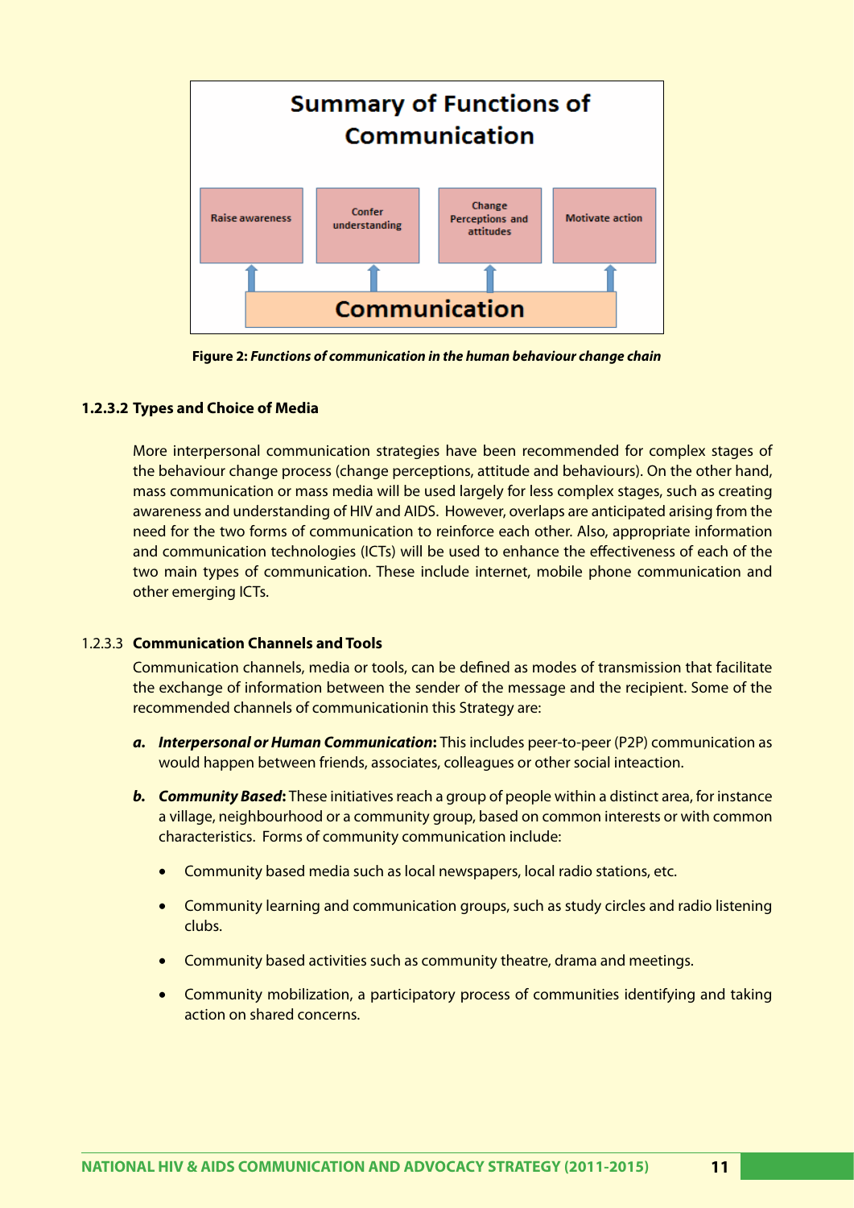**Summary of Functions of Communication**

| Raise awareness | Confer understanding | Change Perceptions and attitudes | Motivate action |
|---|---|---|---|

**Communication**

**Figure 2:** ***Functions of communication in the human behaviour change chain***

### 1.2.3.2 Types and Choice of Media

More interpersonal communication strategies have been recommended for complex stages of the behaviour change process (change perceptions, attitude and behaviours). On the other hand, mass communication or mass media will be used largely for less complex stages, such as creating awareness and understanding of HIV and AIDS. However, overlaps are anticipated arising from the need for the two forms of communication to reinforce each other. Also, appropriate information and communication technologies (ICTs) will be used to enhance the effectiveness of each of the two main types of communication. These include internet, mobile phone communication and other emerging ICTs.

### 1.2.3.3 Communication Channels and Tools

Communication channels, media or tools, can be defined as modes of transmission that facilitate the exchange of information between the sender of the message and the recipient. Some of the recommended channels of communicationin this Strategy are:

***a. Interpersonal or Human Communication*****:** This includes peer-to-peer (P2P) communication as would happen between friends, associates, colleagues or other social inteaction.

***b. Community Based*****:** These initiatives reach a group of people within a distinct area, for instance a village, neighbourhood or a community group, based on common interests or with common characteristics. Forms of community communication include:

- Community based media such as local newspapers, local radio stations, etc.
- Community learning and communication groups, such as study circles and radio listening clubs.
- Community based activities such as community theatre, drama and meetings.
- Community mobilization, a participatory process of communities identifying and taking action on shared concerns.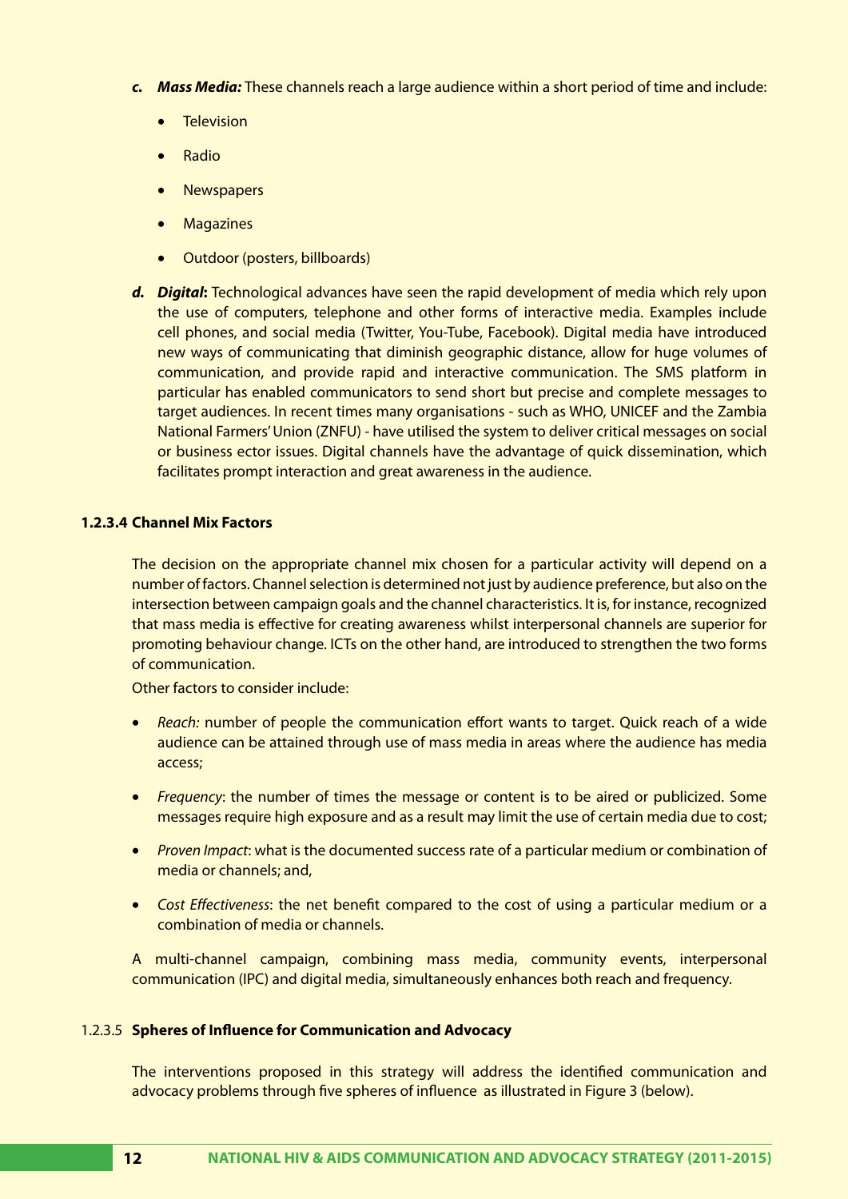c. ***Mass Media:*** These channels reach a large audience within a short period of time and include:

- Television
- Radio
- Newspapers
- Magazines
- Outdoor (posters, billboards)

d. ***Digital*****:** Technological advances have seen the rapid development of media which rely upon the use of computers, telephone and other forms of interactive media. Examples include cell phones, and social media (Twitter, You-Tube, Facebook). Digital media have introduced new ways of communicating that diminish geographic distance, allow for huge volumes of communication, and provide rapid and interactive communication. The SMS platform in particular has enabled communicators to send short but precise and complete messages to target audiences. In recent times many organisations - such as WHO, UNICEF and the Zambia National Farmers' Union (ZNFU) - have utilised the system to deliver critical messages on social or business ector issues. Digital channels have the advantage of quick dissemination, which facilitates prompt interaction and great awareness in the audience.

#### 1.2.3.4 Channel Mix Factors

The decision on the appropriate channel mix chosen for a particular activity will depend on a number of factors. Channel selection is determined not just by audience preference, but also on the intersection between campaign goals and the channel characteristics. It is, for instance, recognized that mass media is effective for creating awareness whilst interpersonal channels are superior for promoting behaviour change. ICTs on the other hand, are introduced to strengthen the two forms of communication.

Other factors to consider include:

- *Reach:* number of people the communication effort wants to target. Quick reach of a wide audience can be attained through use of mass media in areas where the audience has media access;
- *Frequency*: the number of times the message or content is to be aired or publicized. Some messages require high exposure and as a result may limit the use of certain media due to cost;
- *Proven Impact*: what is the documented success rate of a particular medium or combination of media or channels; and,
- *Cost Effectiveness*: the net benefit compared to the cost of using a particular medium or a combination of media or channels.

A multi-channel campaign, combining mass media, community events, interpersonal communication (IPC) and digital media, simultaneously enhances both reach and frequency.

#### 1.2.3.5 Spheres of Influence for Communication and Advocacy

The interventions proposed in this strategy will address the identified communication and advocacy problems through five spheres of influence as illustrated in Figure 3 (below).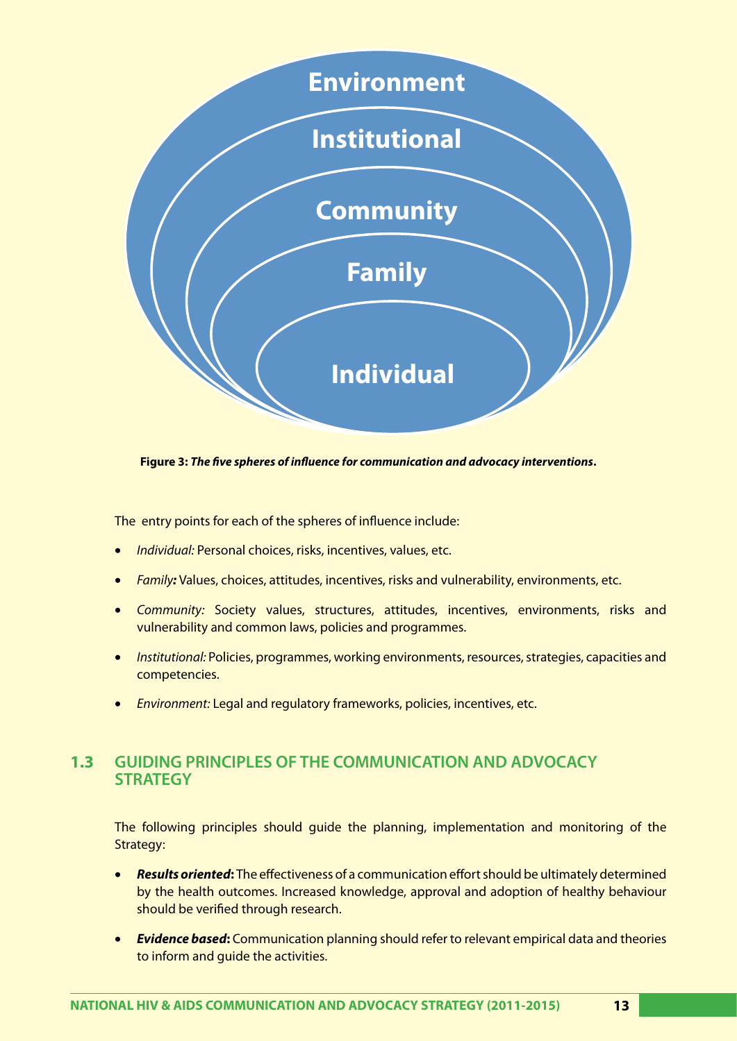Environment

Institutional

Community

Family

Individual

**Figure 3:** ***The five spheres of influence for communication and advocacy interventions*.**

The entry points for each of the spheres of influence include:

- *Individual:* Personal choices, risks, incentives, values, etc.
- *Family**:*** Values, choices, attitudes, incentives, risks and vulnerability, environments, etc.
- *Community:* Society values, structures, attitudes, incentives, environments, risks and vulnerability and common laws, policies and programmes.
- *Institutional:* Policies, programmes, working environments, resources, strategies, capacities and competencies.
- *Environment:* Legal and regulatory frameworks, policies, incentives, etc.

## 1.3 GUIDING PRINCIPLES OF THE COMMUNICATION AND ADVOCACY STRATEGY

The following principles should guide the planning, implementation and monitoring of the Strategy:

- ***Results oriented*****:** The effectiveness of a communication effort should be ultimately determined by the health outcomes. Increased knowledge, approval and adoption of healthy behaviour should be verified through research.
- ***Evidence based*****:** Communication planning should refer to relevant empirical data and theories to inform and guide the activities.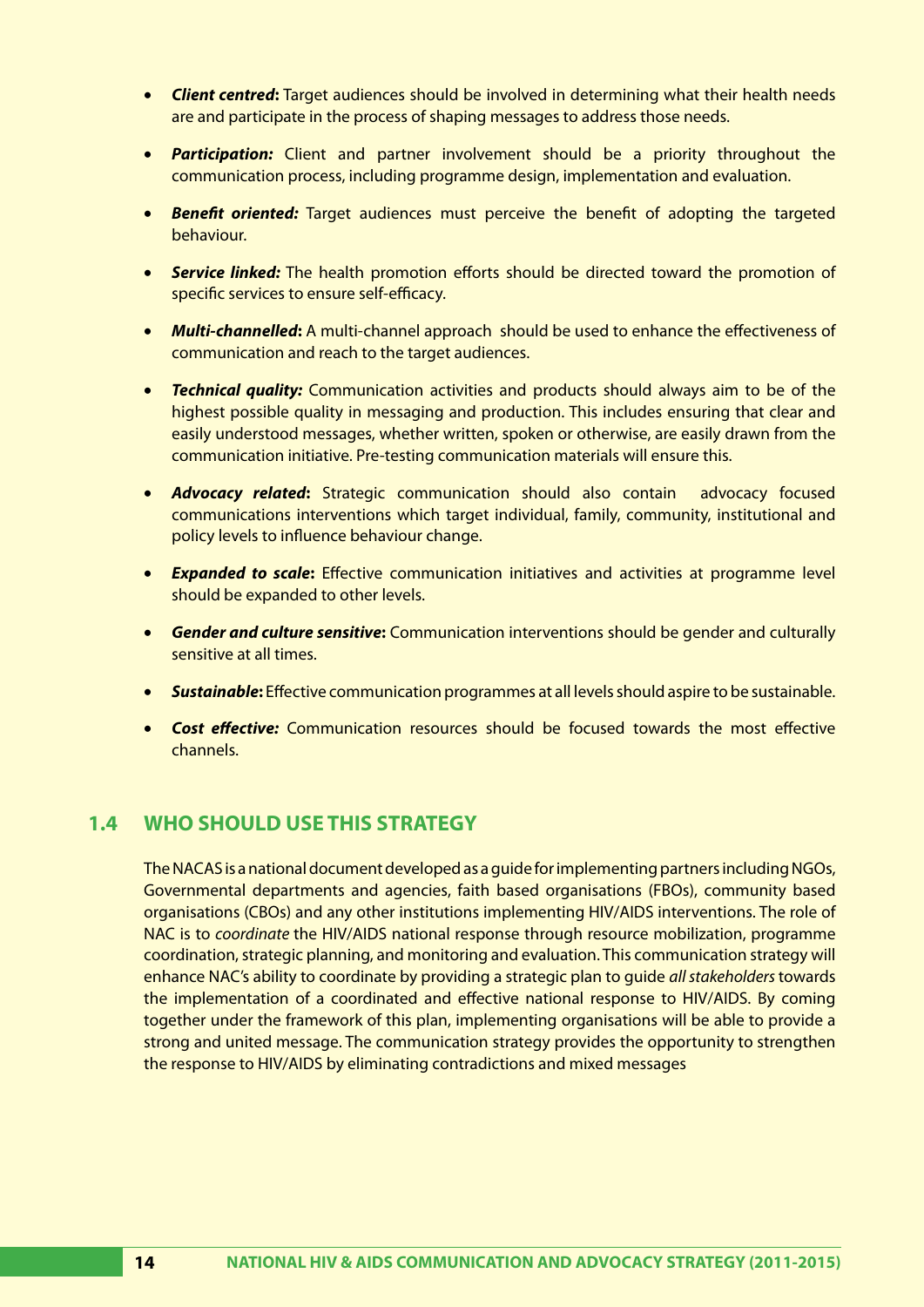- ***Client centred*****:** Target audiences should be involved in determining what their health needs are and participate in the process of shaping messages to address those needs.
- ***Participation:*** Client and partner involvement should be a priority throughout the communication process, including programme design, implementation and evaluation.
- ***Benefit oriented:*** Target audiences must perceive the benefit of adopting the targeted behaviour.
- ***Service linked:*** The health promotion efforts should be directed toward the promotion of specific services to ensure self-efficacy.
- ***Multi-channelled*****:** A multi-channel approach should be used to enhance the effectiveness of communication and reach to the target audiences.
- ***Technical quality:*** Communication activities and products should always aim to be of the highest possible quality in messaging and production. This includes ensuring that clear and easily understood messages, whether written, spoken or otherwise, are easily drawn from the communication initiative. Pre-testing communication materials will ensure this.
- ***Advocacy related*****:** Strategic communication should also contain advocacy focused communications interventions which target individual, family, community, institutional and policy levels to influence behaviour change.
- ***Expanded to scale*****:** Effective communication initiatives and activities at programme level should be expanded to other levels.
- ***Gender and culture sensitive*****:** Communication interventions should be gender and culturally sensitive at all times.
- ***Sustainable*****:** Effective communication programmes at all levels should aspire to be sustainable.
- ***Cost effective:*** Communication resources should be focused towards the most effective channels.

## 1.4 WHO SHOULD USE THIS STRATEGY

The NACAS is a national document developed as a guide for implementing partners including NGOs, Governmental departments and agencies, faith based organisations (FBOs), community based organisations (CBOs) and any other institutions implementing HIV/AIDS interventions. The role of NAC is to *coordinate* the HIV/AIDS national response through resource mobilization, programme coordination, strategic planning, and monitoring and evaluation. This communication strategy will enhance NAC's ability to coordinate by providing a strategic plan to guide *all stakeholders* towards the implementation of a coordinated and effective national response to HIV/AIDS. By coming together under the framework of this plan, implementing organisations will be able to provide a strong and united message. The communication strategy provides the opportunity to strengthen the response to HIV/AIDS by eliminating contradictions and mixed messages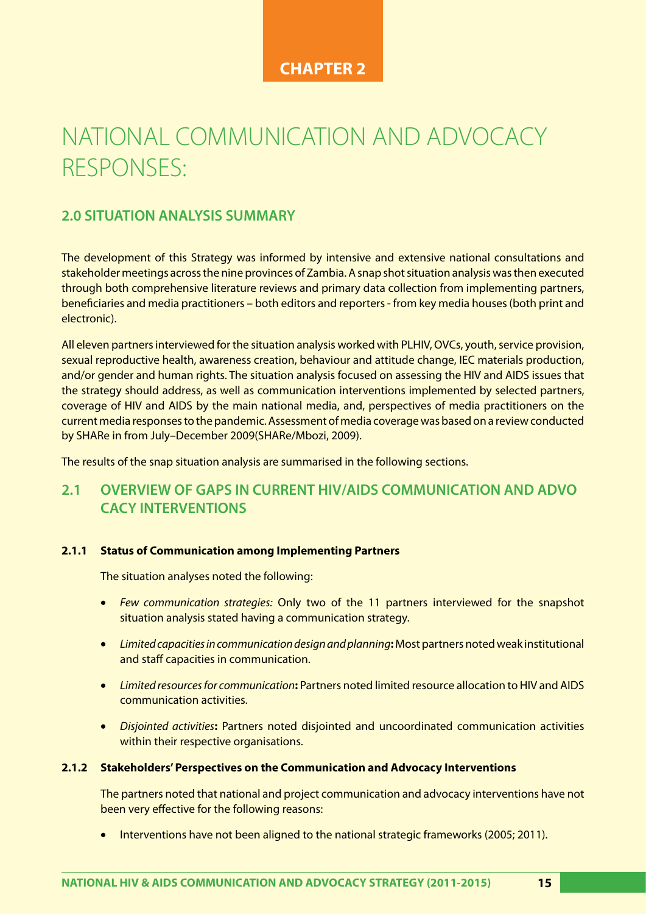**CHAPTER 2**

# NATIONAL COMMUNICATION AND ADVOCACY RESPONSES:

## 2.0 SITUATION ANALYSIS SUMMARY

The development of this Strategy was informed by intensive and extensive national consultations and stakeholder meetings across the nine provinces of Zambia. A snap shot situation analysis was then executed through both comprehensive literature reviews and primary data collection from implementing partners, beneficiaries and media practitioners – both editors and reporters - from key media houses (both print and electronic).

All eleven partners interviewed for the situation analysis worked with PLHIV, OVCs, youth, service provision, sexual reproductive health, awareness creation, behaviour and attitude change, IEC materials production, and/or gender and human rights. The situation analysis focused on assessing the HIV and AIDS issues that the strategy should address, as well as communication interventions implemented by selected partners, coverage of HIV and AIDS by the main national media, and, perspectives of media practitioners on the current media responses to the pandemic. Assessment of media coverage was based on a review conducted by SHARe in from July–December 2009(SHARe/Mbozi, 2009).

The results of the snap situation analysis are summarised in the following sections.

## 2.1 OVERVIEW OF GAPS IN CURRENT HIV/AIDS COMMUNICATION AND ADVO CACY INTERVENTIONS

### 2.1.1 Status of Communication among Implementing Partners

The situation analyses noted the following:

- *Few communication strategies:* Only two of the 11 partners interviewed for the snapshot situation analysis stated having a communication strategy.
- *Limited capacities in communication design and planning***:** Most partners noted weak institutional and staff capacities in communication.
- *Limited resources for communication***:** Partners noted limited resource allocation to HIV and AIDS communication activities.
- *Disjointed activities***:** Partners noted disjointed and uncoordinated communication activities within their respective organisations.

### 2.1.2 Stakeholders' Perspectives on the Communication and Advocacy Interventions

The partners noted that national and project communication and advocacy interventions have not been very effective for the following reasons:

- Interventions have not been aligned to the national strategic frameworks (2005; 2011).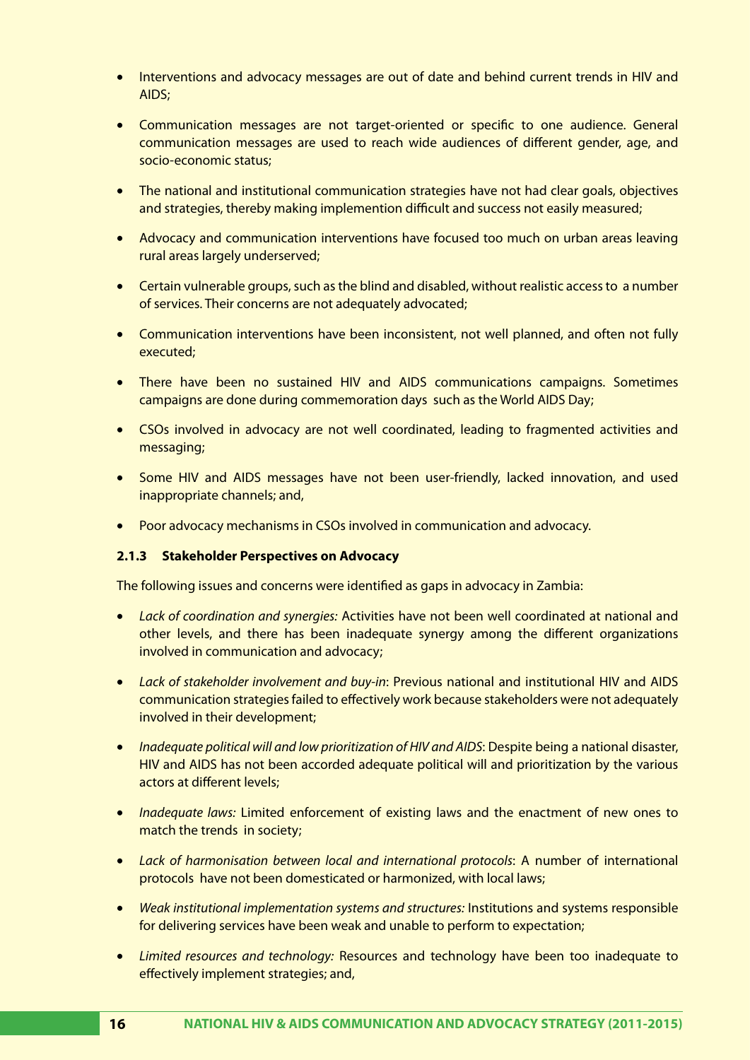- Interventions and advocacy messages are out of date and behind current trends in HIV and AIDS;
- Communication messages are not target-oriented or specific to one audience. General communication messages are used to reach wide audiences of different gender, age, and socio-economic status;
- The national and institutional communication strategies have not had clear goals, objectives and strategies, thereby making implemention difficult and success not easily measured;
- Advocacy and communication interventions have focused too much on urban areas leaving rural areas largely underserved;
- Certain vulnerable groups, such as the blind and disabled, without realistic access to a number of services. Their concerns are not adequately advocated;
- Communication interventions have been inconsistent, not well planned, and often not fully executed;
- There have been no sustained HIV and AIDS communications campaigns. Sometimes campaigns are done during commemoration days such as the World AIDS Day;
- CSOs involved in advocacy are not well coordinated, leading to fragmented activities and messaging;
- Some HIV and AIDS messages have not been user-friendly, lacked innovation, and used inappropriate channels; and,
- Poor advocacy mechanisms in CSOs involved in communication and advocacy.

### 2.1.3 Stakeholder Perspectives on Advocacy

The following issues and concerns were identified as gaps in advocacy in Zambia:

- *Lack of coordination and synergies:* Activities have not been well coordinated at national and other levels, and there has been inadequate synergy among the different organizations involved in communication and advocacy;
- *Lack of stakeholder involvement and buy-in*: Previous national and institutional HIV and AIDS communication strategies failed to effectively work because stakeholders were not adequately involved in their development;
- *Inadequate political will and low prioritization of HIV and AIDS*: Despite being a national disaster, HIV and AIDS has not been accorded adequate political will and prioritization by the various actors at different levels;
- *Inadequate laws:* Limited enforcement of existing laws and the enactment of new ones to match the trends in society;
- *Lack of harmonisation between local and international protocols*: A number of international protocols have not been domesticated or harmonized, with local laws;
- *Weak institutional implementation systems and structures:* Institutions and systems responsible for delivering services have been weak and unable to perform to expectation;
- *Limited resources and technology:* Resources and technology have been too inadequate to effectively implement strategies; and,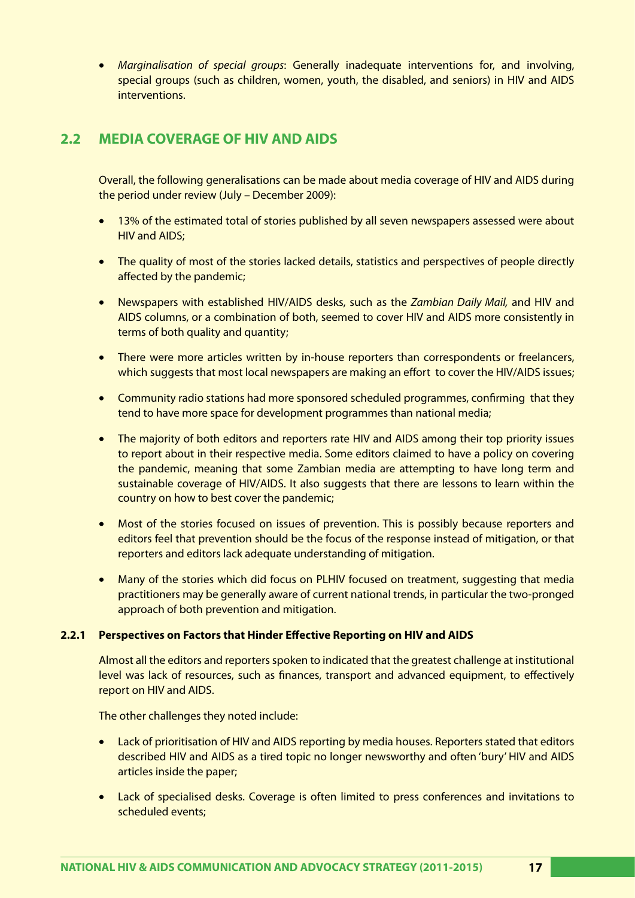- *Marginalisation of special groups*: Generally inadequate interventions for, and involving, special groups (such as children, women, youth, the disabled, and seniors) in HIV and AIDS interventions.

## 2.2 MEDIA COVERAGE OF HIV AND AIDS

Overall, the following generalisations can be made about media coverage of HIV and AIDS during the period under review (July – December 2009):

- 13% of the estimated total of stories published by all seven newspapers assessed were about HIV and AIDS;
- The quality of most of the stories lacked details, statistics and perspectives of people directly affected by the pandemic;
- Newspapers with established HIV/AIDS desks, such as the *Zambian Daily Mail,* and HIV and AIDS columns, or a combination of both, seemed to cover HIV and AIDS more consistently in terms of both quality and quantity;
- There were more articles written by in-house reporters than correspondents or freelancers, which suggests that most local newspapers are making an effort to cover the HIV/AIDS issues;
- Community radio stations had more sponsored scheduled programmes, confirming that they tend to have more space for development programmes than national media;
- The majority of both editors and reporters rate HIV and AIDS among their top priority issues to report about in their respective media. Some editors claimed to have a policy on covering the pandemic, meaning that some Zambian media are attempting to have long term and sustainable coverage of HIV/AIDS. It also suggests that there are lessons to learn within the country on how to best cover the pandemic;
- Most of the stories focused on issues of prevention. This is possibly because reporters and editors feel that prevention should be the focus of the response instead of mitigation, or that reporters and editors lack adequate understanding of mitigation.
- Many of the stories which did focus on PLHIV focused on treatment, suggesting that media practitioners may be generally aware of current national trends, in particular the two-pronged approach of both prevention and mitigation.

### 2.2.1 Perspectives on Factors that Hinder Effective Reporting on HIV and AIDS

Almost all the editors and reporters spoken to indicated that the greatest challenge at institutional level was lack of resources, such as finances, transport and advanced equipment, to effectively report on HIV and AIDS.

The other challenges they noted include:

- Lack of prioritisation of HIV and AIDS reporting by media houses. Reporters stated that editors described HIV and AIDS as a tired topic no longer newsworthy and often 'bury' HIV and AIDS articles inside the paper;
- Lack of specialised desks. Coverage is often limited to press conferences and invitations to scheduled events;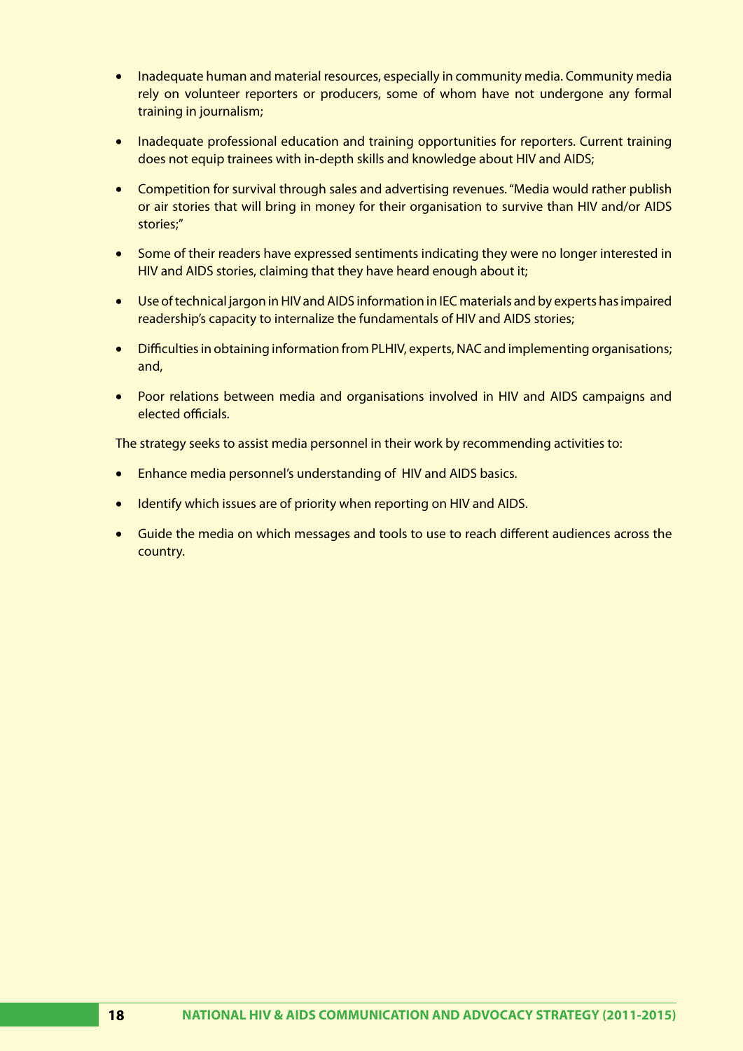- Inadequate human and material resources, especially in community media. Community media rely on volunteer reporters or producers, some of whom have not undergone any formal training in journalism;

- Inadequate professional education and training opportunities for reporters. Current training does not equip trainees with in-depth skills and knowledge about HIV and AIDS;

- Competition for survival through sales and advertising revenues. "Media would rather publish or air stories that will bring in money for their organisation to survive than HIV and/or AIDS stories;"

- Some of their readers have expressed sentiments indicating they were no longer interested in HIV and AIDS stories, claiming that they have heard enough about it;

- Use of technical jargon in HIV and AIDS information in IEC materials and by experts has impaired readership's capacity to internalize the fundamentals of HIV and AIDS stories;

- Difficulties in obtaining information from PLHIV, experts, NAC and implementing organisations; and,

- Poor relations between media and organisations involved in HIV and AIDS campaigns and elected officials.

The strategy seeks to assist media personnel in their work by recommending activities to:

- Enhance media personnel's understanding of HIV and AIDS basics.

- Identify which issues are of priority when reporting on HIV and AIDS.

- Guide the media on which messages and tools to use to reach different audiences across the country.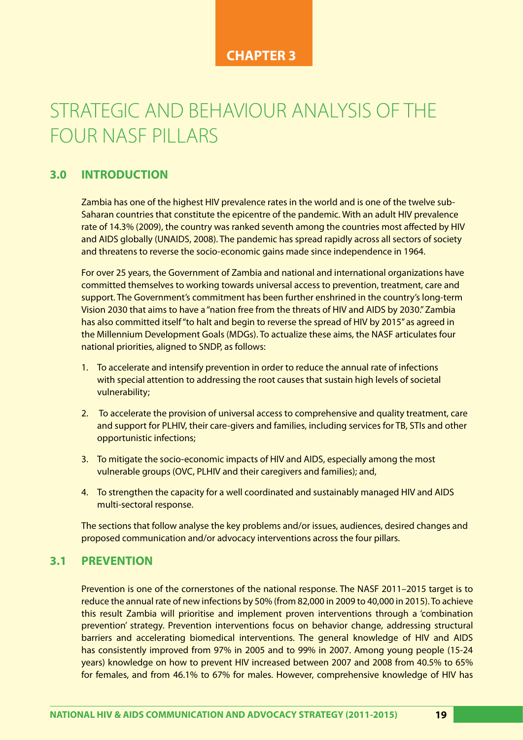**CHAPTER 3**

# STRATEGIC AND BEHAVIOUR ANALYSIS OF THE FOUR NASF PILLARS

## 3.0 INTRODUCTION

Zambia has one of the highest HIV prevalence rates in the world and is one of the twelve sub-Saharan countries that constitute the epicentre of the pandemic. With an adult HIV prevalence rate of 14.3% (2009), the country was ranked seventh among the countries most affected by HIV and AIDS globally (UNAIDS, 2008). The pandemic has spread rapidly across all sectors of society and threatens to reverse the socio-economic gains made since independence in 1964.

For over 25 years, the Government of Zambia and national and international organizations have committed themselves to working towards universal access to prevention, treatment, care and support. The Government's commitment has been further enshrined in the country's long-term Vision 2030 that aims to have a "nation free from the threats of HIV and AIDS by 2030." Zambia has also committed itself "to halt and begin to reverse the spread of HIV by 2015" as agreed in the Millennium Development Goals (MDGs). To actualize these aims, the NASF articulates four national priorities, aligned to SNDP, as follows:

1. To accelerate and intensify prevention in order to reduce the annual rate of infections with special attention to addressing the root causes that sustain high levels of societal vulnerability;

2. To accelerate the provision of universal access to comprehensive and quality treatment, care and support for PLHIV, their care-givers and families, including services for TB, STIs and other opportunistic infections;

3. To mitigate the socio-economic impacts of HIV and AIDS, especially among the most vulnerable groups (OVC, PLHIV and their caregivers and families); and,

4. To strengthen the capacity for a well coordinated and sustainably managed HIV and AIDS multi-sectoral response.

The sections that follow analyse the key problems and/or issues, audiences, desired changes and proposed communication and/or advocacy interventions across the four pillars.

## 3.1 PREVENTION

Prevention is one of the cornerstones of the national response. The NASF 2011–2015 target is to reduce the annual rate of new infections by 50% (from 82,000 in 2009 to 40,000 in 2015). To achieve this result Zambia will prioritise and implement proven interventions through a 'combination prevention' strategy. Prevention interventions focus on behavior change, addressing structural barriers and accelerating biomedical interventions. The general knowledge of HIV and AIDS has consistently improved from 97% in 2005 and to 99% in 2007. Among young people (15-24 years) knowledge on how to prevent HIV increased between 2007 and 2008 from 40.5% to 65% for females, and from 46.1% to 67% for males. However, comprehensive knowledge of HIV has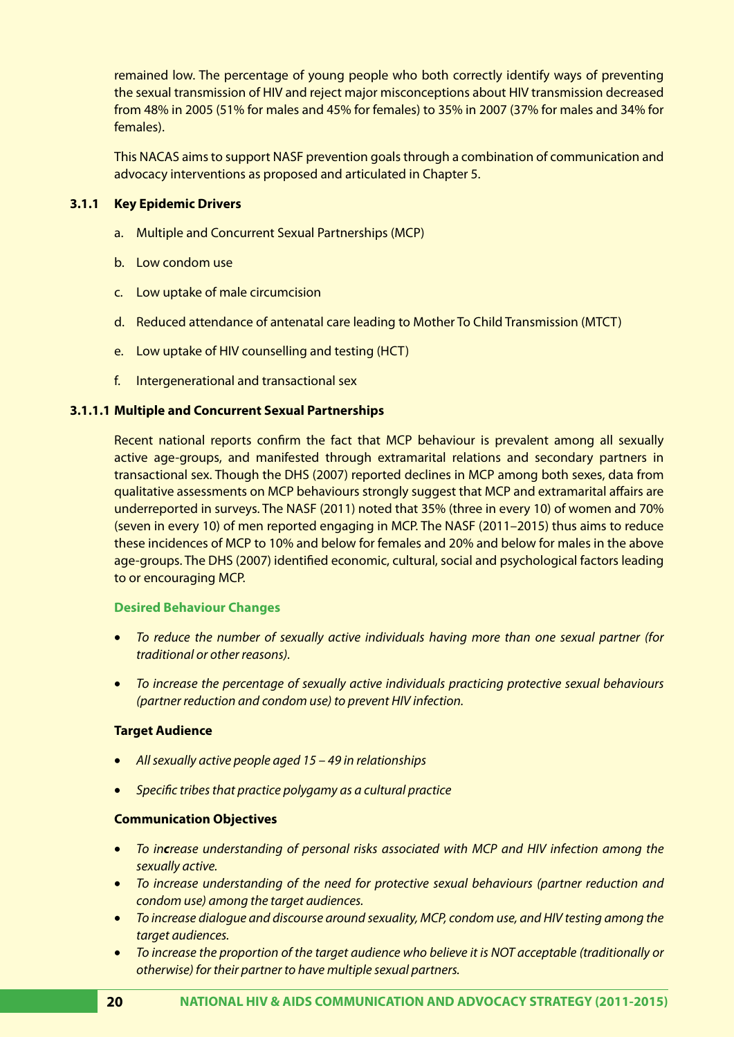remained low. The percentage of young people who both correctly identify ways of preventing the sexual transmission of HIV and reject major misconceptions about HIV transmission decreased from 48% in 2005 (51% for males and 45% for females) to 35% in 2007 (37% for males and 34% for females).

This NACAS aims to support NASF prevention goals through a combination of communication and advocacy interventions as proposed and articulated in Chapter 5.

### 3.1.1 Key Epidemic Drivers

a. Multiple and Concurrent Sexual Partnerships (MCP)

b. Low condom use

c. Low uptake of male circumcision

d. Reduced attendance of antenatal care leading to Mother To Child Transmission (MTCT)

e. Low uptake of HIV counselling and testing (HCT)

f. Intergenerational and transactional sex

#### 3.1.1.1 Multiple and Concurrent Sexual Partnerships

Recent national reports confirm the fact that MCP behaviour is prevalent among all sexually active age-groups, and manifested through extramarital relations and secondary partners in transactional sex. Though the DHS (2007) reported declines in MCP among both sexes, data from qualitative assessments on MCP behaviours strongly suggest that MCP and extramarital affairs are underreported in surveys. The NASF (2011) noted that 35% (three in every 10) of women and 70% (seven in every 10) of men reported engaging in MCP. The NASF (2011–2015) thus aims to reduce these incidences of MCP to 10% and below for females and 20% and below for males in the above age-groups. The DHS (2007) identified economic, cultural, social and psychological factors leading to or encouraging MCP.

**Desired Behaviour Changes**

- *To reduce the number of sexually active individuals having more than one sexual partner (for traditional or other reasons).*
- *To increase the percentage of sexually active individuals practicing protective sexual behaviours (partner reduction and condom use) to prevent HIV infection.*

**Target Audience**

- *All sexually active people aged 15 – 49 in relationships*
- *Specific tribes that practice polygamy as a cultural practice*

**Communication Objectives**

- *To increase understanding of personal risks associated with MCP and HIV infection among the sexually active.*
- *To increase understanding of the need for protective sexual behaviours (partner reduction and condom use) among the target audiences.*
- *To increase dialogue and discourse around sexuality, MCP, condom use, and HIV testing among the target audiences.*
- *To increase the proportion of the target audience who believe it is NOT acceptable (traditionally or otherwise) for their partner to have multiple sexual partners.*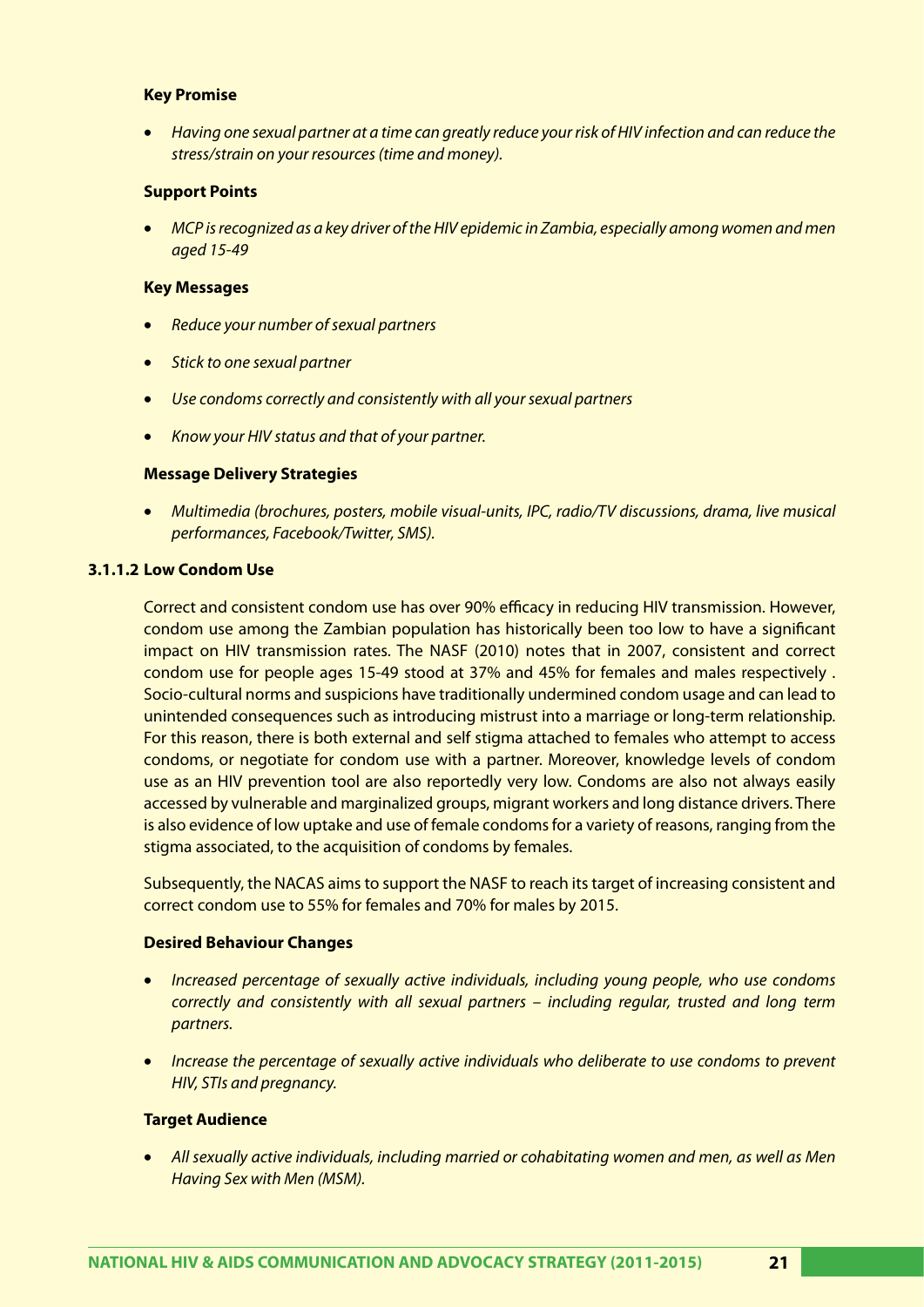**Key Promise**

- *Having one sexual partner at a time can greatly reduce your risk of HIV infection and can reduce the stress/strain on your resources (time and money).*

**Support Points**

- *MCP is recognized as a key driver of the HIV epidemic in Zambia, especially among women and men aged 15-49*

**Key Messages**

- *Reduce your number of sexual partners*
- *Stick to one sexual partner*
- *Use condoms correctly and consistently with all your sexual partners*
- *Know your HIV status and that of your partner.*

**Message Delivery Strategies**

- *Multimedia (brochures, posters, mobile visual-units, IPC, radio/TV discussions, drama, live musical performances, Facebook/Twitter, SMS).*

#### 3.1.1.2 Low Condom Use

Correct and consistent condom use has over 90% efficacy in reducing HIV transmission. However, condom use among the Zambian population has historically been too low to have a significant impact on HIV transmission rates. The NASF (2010) notes that in 2007, consistent and correct condom use for people ages 15-49 stood at 37% and 45% for females and males respectively . Socio-cultural norms and suspicions have traditionally undermined condom usage and can lead to unintended consequences such as introducing mistrust into a marriage or long-term relationship. For this reason, there is both external and self stigma attached to females who attempt to access condoms, or negotiate for condom use with a partner. Moreover, knowledge levels of condom use as an HIV prevention tool are also reportedly very low. Condoms are also not always easily accessed by vulnerable and marginalized groups, migrant workers and long distance drivers. There is also evidence of low uptake and use of female condoms for a variety of reasons, ranging from the stigma associated, to the acquisition of condoms by females.

Subsequently, the NACAS aims to support the NASF to reach its target of increasing consistent and correct condom use to 55% for females and 70% for males by 2015.

**Desired Behaviour Changes**

- *Increased percentage of sexually active individuals, including young people, who use condoms correctly and consistently with all sexual partners – including regular, trusted and long term partners.*
- *Increase the percentage of sexually active individuals who deliberate to use condoms to prevent HIV, STIs and pregnancy.*

**Target Audience**

- *All sexually active individuals, including married or cohabitating women and men, as well as Men Having Sex with Men (MSM).*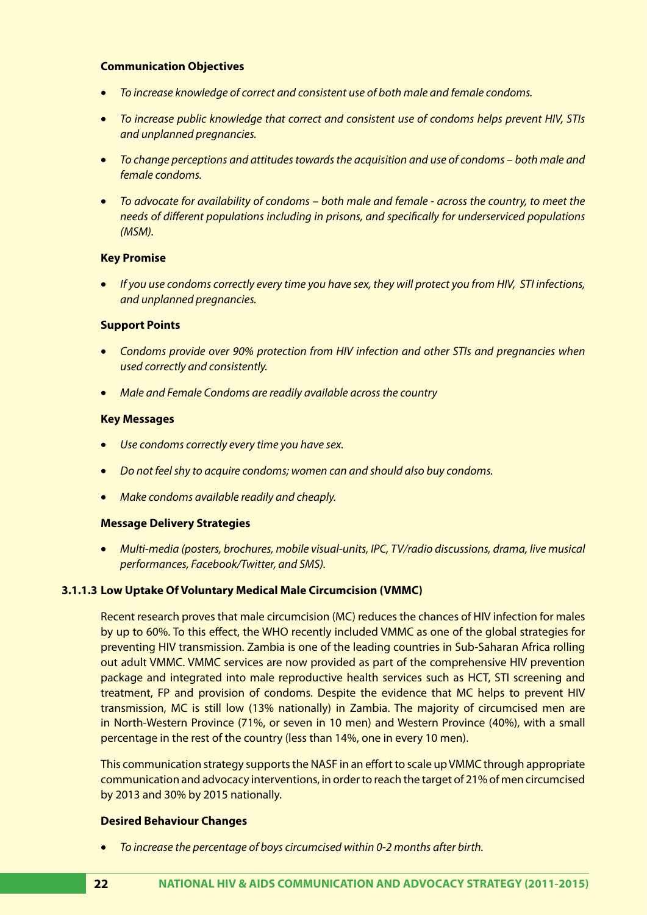**Communication Objectives**

- *To increase knowledge of correct and consistent use of both male and female condoms.*
- *To increase public knowledge that correct and consistent use of condoms helps prevent HIV, STIs and unplanned pregnancies.*
- *To change perceptions and attitudes towards the acquisition and use of condoms – both male and female condoms.*
- *To advocate for availability of condoms – both male and female - across the country, to meet the needs of different populations including in prisons, and specifically for underserviced populations (MSM).*

**Key Promise**

- *If you use condoms correctly every time you have sex, they will protect you from HIV, STI infections, and unplanned pregnancies.*

**Support Points**

- *Condoms provide over 90% protection from HIV infection and other STIs and pregnancies when used correctly and consistently.*
- *Male and Female Condoms are readily available across the country*

**Key Messages**

- *Use condoms correctly every time you have sex.*
- *Do not feel shy to acquire condoms; women can and should also buy condoms.*
- *Make condoms available readily and cheaply.*

**Message Delivery Strategies**

- *Multi-media (posters, brochures, mobile visual-units, IPC, TV/radio discussions, drama, live musical performances, Facebook/Twitter, and SMS).*

### 3.1.1.3 Low Uptake Of Voluntary Medical Male Circumcision (VMMC)

Recent research proves that male circumcision (MC) reduces the chances of HIV infection for males by up to 60%. To this effect, the WHO recently included VMMC as one of the global strategies for preventing HIV transmission. Zambia is one of the leading countries in Sub-Saharan Africa rolling out adult VMMC. VMMC services are now provided as part of the comprehensive HIV prevention package and integrated into male reproductive health services such as HCT, STI screening and treatment, FP and provision of condoms. Despite the evidence that MC helps to prevent HIV transmission, MC is still low (13% nationally) in Zambia. The majority of circumcised men are in North-Western Province (71%, or seven in 10 men) and Western Province (40%), with a small percentage in the rest of the country (less than 14%, one in every 10 men).

This communication strategy supports the NASF in an effort to scale up VMMC through appropriate communication and advocacy interventions, in order to reach the target of 21% of men circumcised by 2013 and 30% by 2015 nationally.

**Desired Behaviour Changes**

- *To increase the percentage of boys circumcised within 0-2 months after birth.*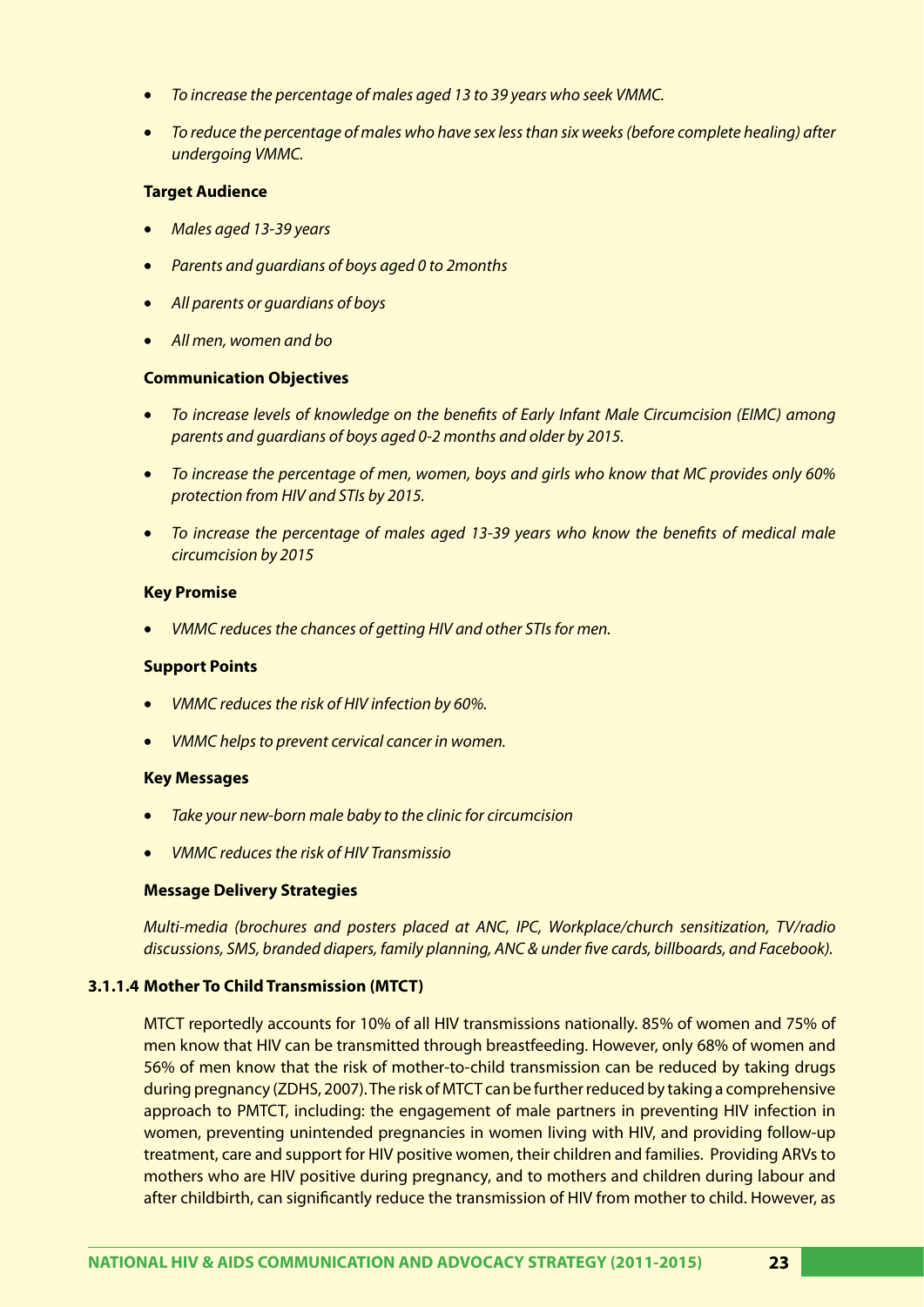- *To increase the percentage of males aged 13 to 39 years who seek VMMC.*
- *To reduce the percentage of males who have sex less than six weeks (before complete healing) after undergoing VMMC.*

**Target Audience**

- *Males aged 13-39 years*
- *Parents and guardians of boys aged 0 to 2months*
- *All parents or guardians of boys*
- *All men, women and bo*

**Communication Objectives**

- *To increase levels of knowledge on the benefits of Early Infant Male Circumcision (EIMC) among parents and guardians of boys aged 0-2 months and older by 2015.*
- *To increase the percentage of men, women, boys and girls who know that MC provides only 60% protection from HIV and STIs by 2015.*
- *To increase the percentage of males aged 13-39 years who know the benefits of medical male circumcision by 2015*

**Key Promise**

- *VMMC reduces the chances of getting HIV and other STIs for men.*

**Support Points**

- *VMMC reduces the risk of HIV infection by 60%.*
- *VMMC helps to prevent cervical cancer in women.*

**Key Messages**

- *Take your new-born male baby to the clinic for circumcision*
- *VMMC reduces the risk of HIV Transmissio*

**Message Delivery Strategies**

*Multi-media (brochures and posters placed at ANC, IPC, Workplace/church sensitization, TV/radio discussions, SMS, branded diapers, family planning, ANC & under five cards, billboards, and Facebook).*

#### 3.1.1.4 Mother To Child Transmission (MTCT)

MTCT reportedly accounts for 10% of all HIV transmissions nationally. 85% of women and 75% of men know that HIV can be transmitted through breastfeeding. However, only 68% of women and 56% of men know that the risk of mother-to-child transmission can be reduced by taking drugs during pregnancy (ZDHS, 2007). The risk of MTCT can be further reduced by taking a comprehensive approach to PMTCT, including: the engagement of male partners in preventing HIV infection in women, preventing unintended pregnancies in women living with HIV, and providing follow-up treatment, care and support for HIV positive women, their children and families. Providing ARVs to mothers who are HIV positive during pregnancy, and to mothers and children during labour and after childbirth, can significantly reduce the transmission of HIV from mother to child. However, as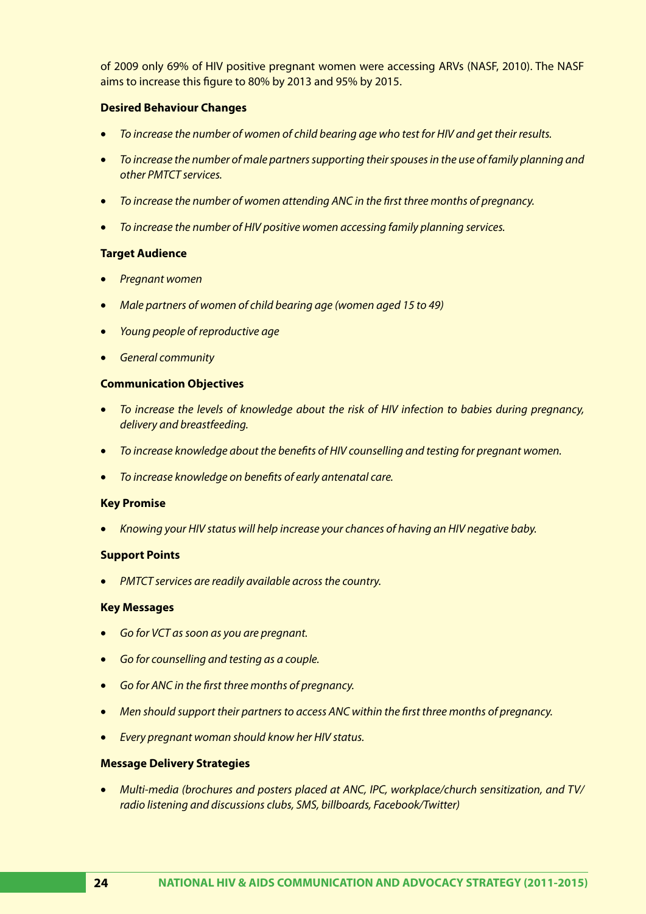of 2009 only 69% of HIV positive pregnant women were accessing ARVs (NASF, 2010). The NASF aims to increase this figure to 80% by 2013 and 95% by 2015.

**Desired Behaviour Changes**

- *To increase the number of women of child bearing age who test for HIV and get their results.*
- *To increase the number of male partners supporting their spouses in the use of family planning and other PMTCT services.*
- *To increase the number of women attending ANC in the first three months of pregnancy.*
- *To increase the number of HIV positive women accessing family planning services.*

**Target Audience**

- *Pregnant women*
- *Male partners of women of child bearing age (women aged 15 to 49)*
- *Young people of reproductive age*
- *General community*

**Communication Objectives**

- *To increase the levels of knowledge about the risk of HIV infection to babies during pregnancy, delivery and breastfeeding.*
- *To increase knowledge about the benefits of HIV counselling and testing for pregnant women.*
- *To increase knowledge on benefits of early antenatal care.*

**Key Promise**

- *Knowing your HIV status will help increase your chances of having an HIV negative baby.*

**Support Points**

- *PMTCT services are readily available across the country.*

**Key Messages**

- *Go for VCT as soon as you are pregnant.*
- *Go for counselling and testing as a couple.*
- *Go for ANC in the first three months of pregnancy.*
- *Men should support their partners to access ANC within the first three months of pregnancy.*
- *Every pregnant woman should know her HIV status.*

**Message Delivery Strategies**

- *Multi-media (brochures and posters placed at ANC, IPC, workplace/church sensitization, and TV/ radio listening and discussions clubs, SMS, billboards, Facebook/Twitter)*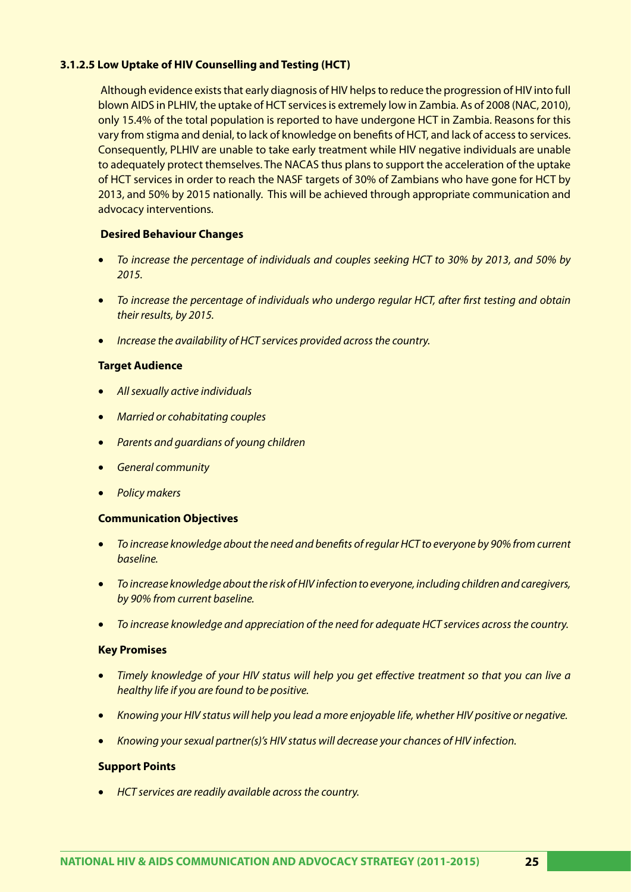#### 3.1.2.5 Low Uptake of HIV Counselling and Testing (HCT)

Although evidence exists that early diagnosis of HIV helps to reduce the progression of HIV into full blown AIDS in PLHIV, the uptake of HCT services is extremely low in Zambia. As of 2008 (NAC, 2010), only 15.4% of the total population is reported to have undergone HCT in Zambia. Reasons for this vary from stigma and denial, to lack of knowledge on benefits of HCT, and lack of access to services. Consequently, PLHIV are unable to take early treatment while HIV negative individuals are unable to adequately protect themselves. The NACAS thus plans to support the acceleration of the uptake of HCT services in order to reach the NASF targets of 30% of Zambians who have gone for HCT by 2013, and 50% by 2015 nationally. This will be achieved through appropriate communication and advocacy interventions.

**Desired Behaviour Changes**

- *To increase the percentage of individuals and couples seeking HCT to 30% by 2013, and 50% by 2015.*
- *To increase the percentage of individuals who undergo regular HCT, after first testing and obtain their results, by 2015.*
- *Increase the availability of HCT services provided across the country.*

**Target Audience**

- *All sexually active individuals*
- *Married or cohabitating couples*
- *Parents and guardians of young children*
- *General community*
- *Policy makers*

**Communication Objectives**

- *To increase knowledge about the need and benefits of regular HCT to everyone by 90% from current baseline.*
- *To increase knowledge about the risk of HIV infection to everyone, including children and caregivers, by 90% from current baseline.*
- *To increase knowledge and appreciation of the need for adequate HCT services across the country.*

**Key Promises**

- *Timely knowledge of your HIV status will help you get effective treatment so that you can live a healthy life if you are found to be positive.*
- *Knowing your HIV status will help you lead a more enjoyable life, whether HIV positive or negative.*
- *Knowing your sexual partner(s)'s HIV status will decrease your chances of HIV infection.*

**Support Points**

- *HCT services are readily available across the country.*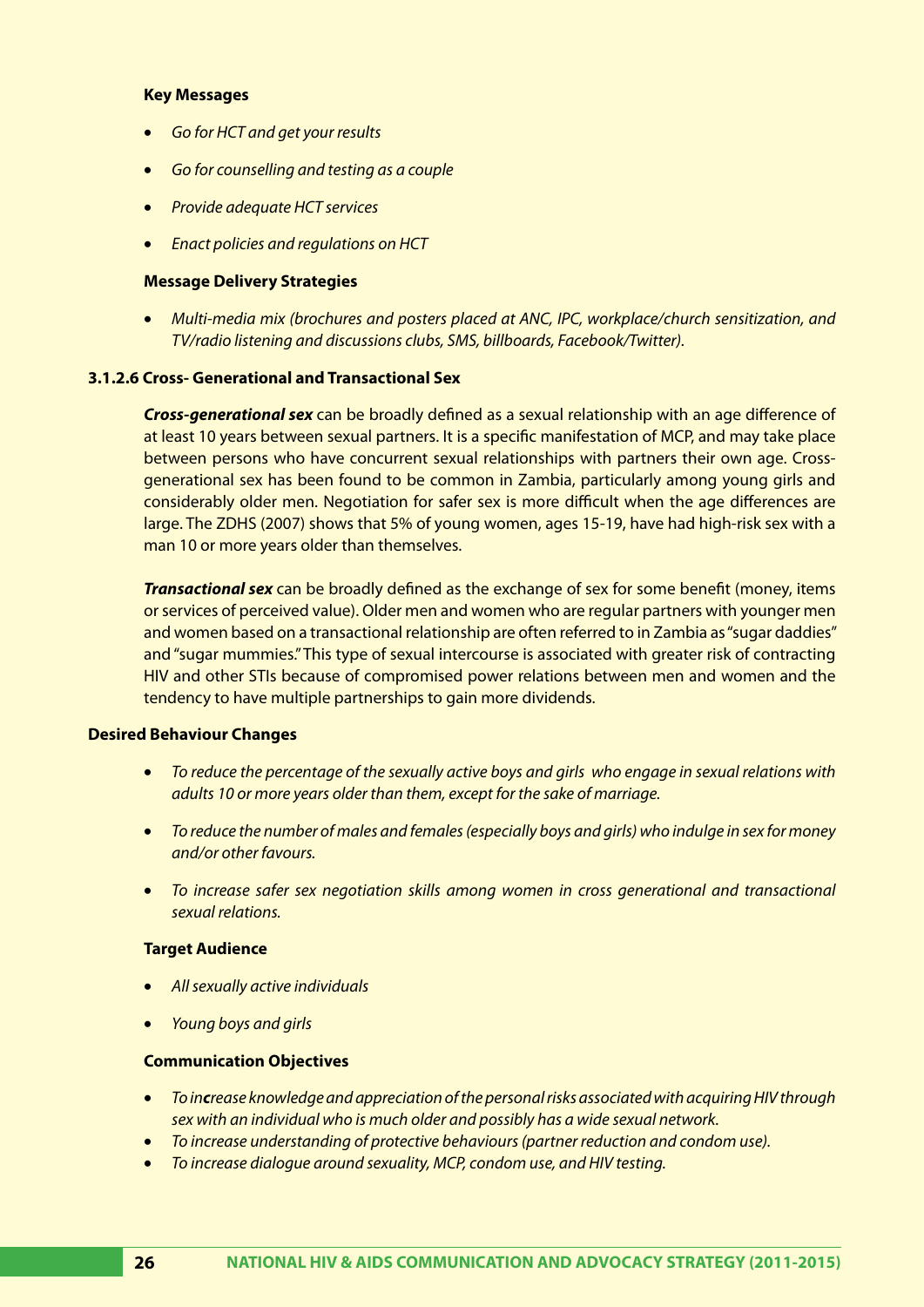**Key Messages**

- *Go for HCT and get your results*
- *Go for counselling and testing as a couple*
- *Provide adequate HCT services*
- *Enact policies and regulations on HCT*

**Message Delivery Strategies**

- *Multi-media mix (brochures and posters placed at ANC, IPC, workplace/church sensitization, and TV/radio listening and discussions clubs, SMS, billboards, Facebook/Twitter).*

### 3.1.2.6 Cross- Generational and Transactional Sex

***Cross-generational sex*** can be broadly defined as a sexual relationship with an age difference of at least 10 years between sexual partners. It is a specific manifestation of MCP, and may take place between persons who have concurrent sexual relationships with partners their own age. Cross-generational sex has been found to be common in Zambia, particularly among young girls and considerably older men. Negotiation for safer sex is more difficult when the age differences are large. The ZDHS (2007) shows that 5% of young women, ages 15-19, have had high-risk sex with a man 10 or more years older than themselves.

***Transactional sex*** can be broadly defined as the exchange of sex for some benefit (money, items or services of perceived value). Older men and women who are regular partners with younger men and women based on a transactional relationship are often referred to in Zambia as "sugar daddies" and "sugar mummies." This type of sexual intercourse is associated with greater risk of contracting HIV and other STIs because of compromised power relations between men and women and the tendency to have multiple partnerships to gain more dividends.

**Desired Behaviour Changes**

- *To reduce the percentage of the sexually active boys and girls who engage in sexual relations with adults 10 or more years older than them, except for the sake of marriage.*
- *To reduce the number of males and females (especially boys and girls) who indulge in sex for money and/or other favours.*
- *To increase safer sex negotiation skills among women in cross generational and transactional sexual relations.*

**Target Audience**

- *All sexually active individuals*
- *Young boys and girls*

**Communication Objectives**

- *To increase knowledge and appreciation of the personal risks associated with acquiring HIV through sex with an individual who is much older and possibly has a wide sexual network.*
- *To increase understanding of protective behaviours (partner reduction and condom use).*
- *To increase dialogue around sexuality, MCP, condom use, and HIV testing.*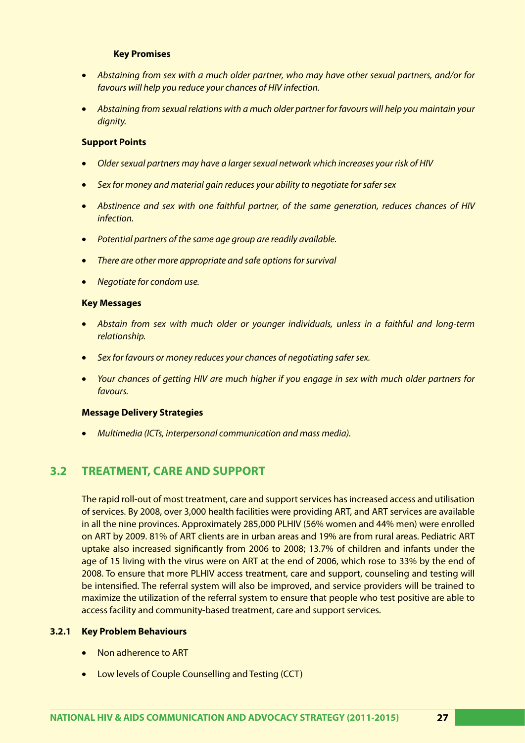**Key Promises**

- *Abstaining from sex with a much older partner, who may have other sexual partners, and/or for favours will help you reduce your chances of HIV infection.*
- *Abstaining from sexual relations with a much older partner for favours will help you maintain your dignity.*

**Support Points**

- *Older sexual partners may have a larger sexual network which increases your risk of HIV*
- *Sex for money and material gain reduces your ability to negotiate for safer sex*
- *Abstinence and sex with one faithful partner, of the same generation, reduces chances of HIV infection.*
- *Potential partners of the same age group are readily available.*
- *There are other more appropriate and safe options for survival*
- *Negotiate for condom use.*

**Key Messages**

- *Abstain from sex with much older or younger individuals, unless in a faithful and long-term relationship.*
- *Sex for favours or money reduces your chances of negotiating safer sex.*
- *Your chances of getting HIV are much higher if you engage in sex with much older partners for favours.*

**Message Delivery Strategies**

- *Multimedia (ICTs, interpersonal communication and mass media).*

## 3.2 TREATMENT, CARE AND SUPPORT

The rapid roll-out of most treatment, care and support services has increased access and utilisation of services. By 2008, over 3,000 health facilities were providing ART, and ART services are available in all the nine provinces. Approximately 285,000 PLHIV (56% women and 44% men) were enrolled on ART by 2009. 81% of ART clients are in urban areas and 19% are from rural areas. Pediatric ART uptake also increased significantly from 2006 to 2008; 13.7% of children and infants under the age of 15 living with the virus were on ART at the end of 2006, which rose to 33% by the end of 2008. To ensure that more PLHIV access treatment, care and support, counseling and testing will be intensified. The referral system will also be improved, and service providers will be trained to maximize the utilization of the referral system to ensure that people who test positive are able to access facility and community-based treatment, care and support services.

### 3.2.1 Key Problem Behaviours

- Non adherence to ART
- Low levels of Couple Counselling and Testing (CCT)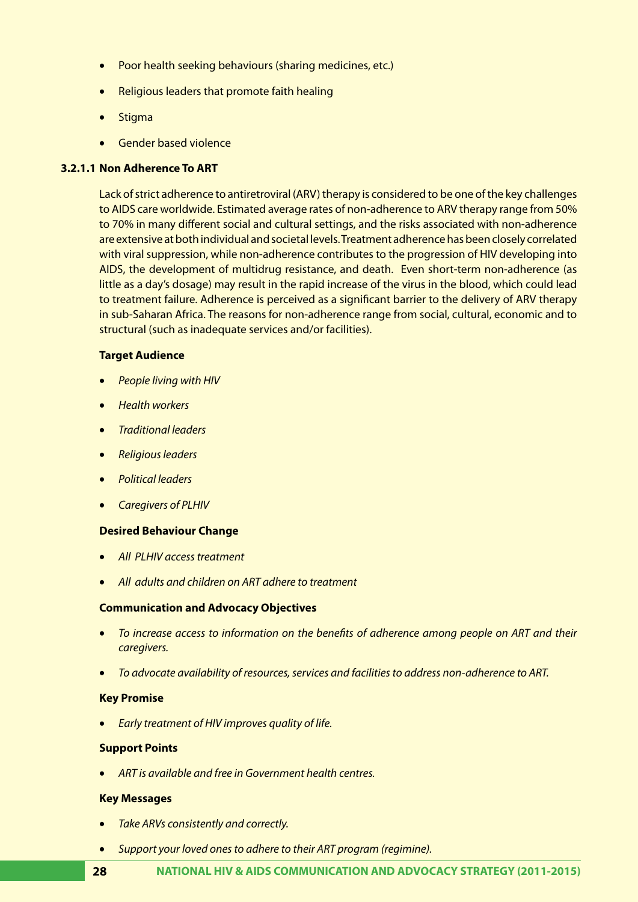- Poor health seeking behaviours (sharing medicines, etc.)
- Religious leaders that promote faith healing
- Stigma
- Gender based violence

#### 3.2.1.1 Non Adherence To ART

Lack of strict adherence to antiretroviral (ARV) therapy is considered to be one of the key challenges to AIDS care worldwide. Estimated average rates of non-adherence to ARV therapy range from 50% to 70% in many different social and cultural settings, and the risks associated with non-adherence are extensive at both individual and societal levels. Treatment adherence has been closely correlated with viral suppression, while non-adherence contributes to the progression of HIV developing into AIDS, the development of multidrug resistance, and death. Even short-term non-adherence (as little as a day's dosage) may result in the rapid increase of the virus in the blood, which could lead to treatment failure. Adherence is perceived as a significant barrier to the delivery of ARV therapy in sub-Saharan Africa. The reasons for non-adherence range from social, cultural, economic and to structural (such as inadequate services and/or facilities).

**Target Audience**

- *People living with HIV*
- *Health workers*
- *Traditional leaders*
- *Religious leaders*
- *Political leaders*
- *Caregivers of PLHIV*

**Desired Behaviour Change**

- *All PLHIV access treatment*
- *All adults and children on ART adhere to treatment*

**Communication and Advocacy Objectives**

- *To increase access to information on the benefits of adherence among people on ART and their caregivers.*
- *To advocate availability of resources, services and facilities to address non-adherence to ART.*

**Key Promise**

- *Early treatment of HIV improves quality of life.*

**Support Points**

- *ART is available and free in Government health centres.*

**Key Messages**

- *Take ARVs consistently and correctly.*
- *Support your loved ones to adhere to their ART program (regimine).*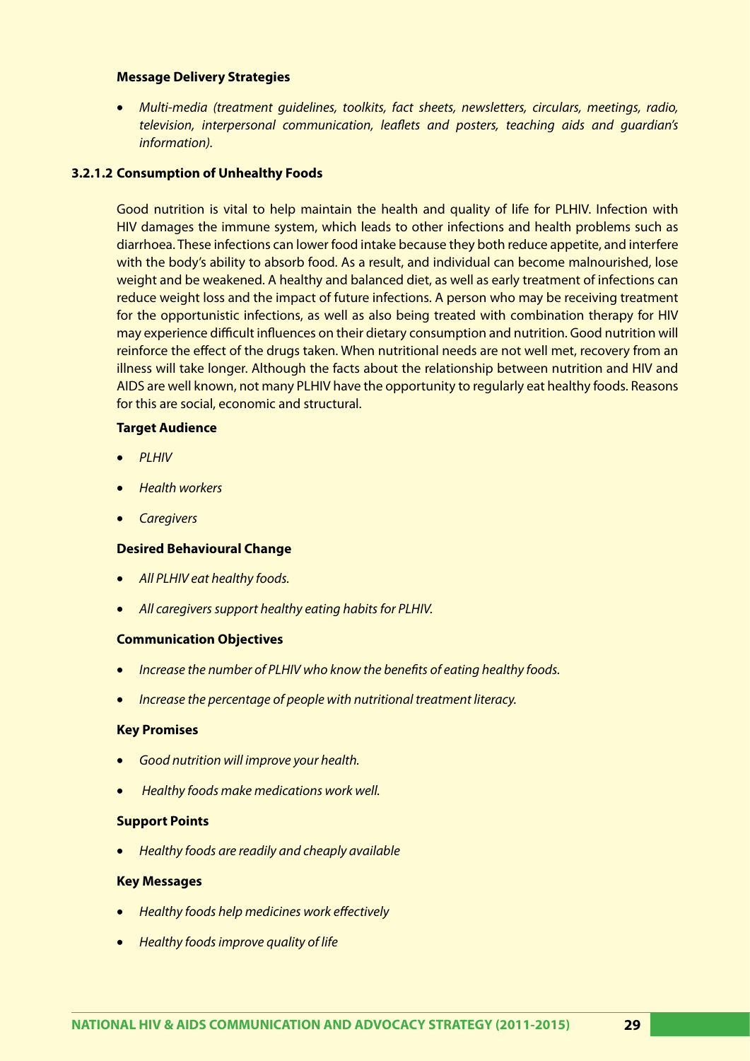**Message Delivery Strategies**

- *Multi-media (treatment guidelines, toolkits, fact sheets, newsletters, circulars, meetings, radio, television, interpersonal communication, leaflets and posters, teaching aids and guardian's information).*

### 3.2.1.2 Consumption of Unhealthy Foods

Good nutrition is vital to help maintain the health and quality of life for PLHIV. Infection with HIV damages the immune system, which leads to other infections and health problems such as diarrhoea. These infections can lower food intake because they both reduce appetite, and interfere with the body's ability to absorb food. As a result, and individual can become malnourished, lose weight and be weakened. A healthy and balanced diet, as well as early treatment of infections can reduce weight loss and the impact of future infections. A person who may be receiving treatment for the opportunistic infections, as well as also being treated with combination therapy for HIV may experience difficult influences on their dietary consumption and nutrition. Good nutrition will reinforce the effect of the drugs taken. When nutritional needs are not well met, recovery from an illness will take longer. Although the facts about the relationship between nutrition and HIV and AIDS are well known, not many PLHIV have the opportunity to regularly eat healthy foods. Reasons for this are social, economic and structural.

**Target Audience**

- *PLHIV*
- *Health workers*
- *Caregivers*

**Desired Behavioural Change**

- *All PLHIV eat healthy foods.*
- *All caregivers support healthy eating habits for PLHIV.*

**Communication Objectives**

- *Increase the number of PLHIV who know the benefits of eating healthy foods.*
- *Increase the percentage of people with nutritional treatment literacy.*

**Key Promises**

- *Good nutrition will improve your health.*
- *Healthy foods make medications work well.*

**Support Points**

- *Healthy foods are readily and cheaply available*

**Key Messages**

- *Healthy foods help medicines work effectively*
- *Healthy foods improve quality of life*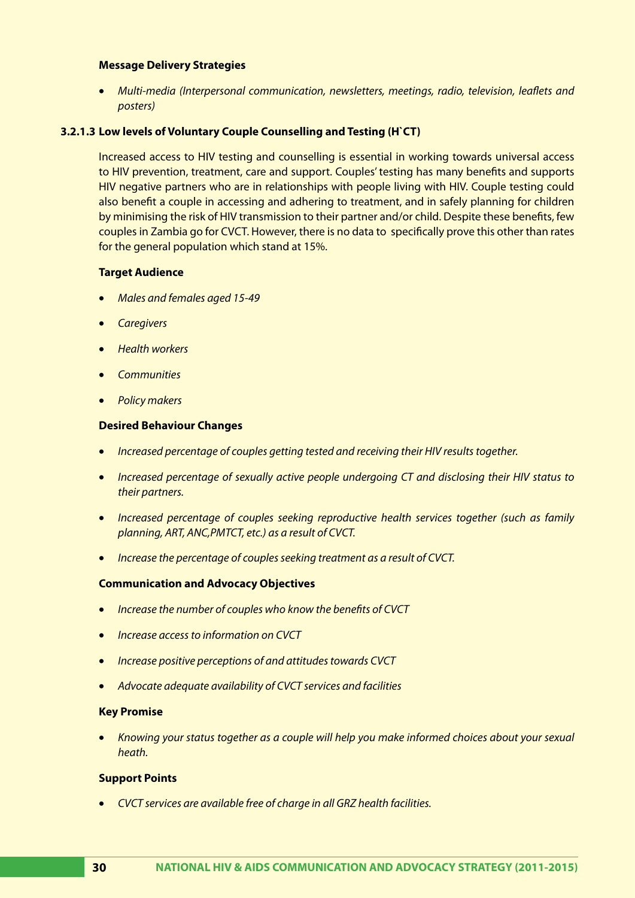**Message Delivery Strategies**

- *Multi-media (Interpersonal communication, newsletters, meetings, radio, television, leaflets and posters)*

### 3.2.1.3 Low levels of Voluntary Couple Counselling and Testing (H`CT)

Increased access to HIV testing and counselling is essential in working towards universal access to HIV prevention, treatment, care and support. Couples' testing has many benefits and supports HIV negative partners who are in relationships with people living with HIV. Couple testing could also benefit a couple in accessing and adhering to treatment, and in safely planning for children by minimising the risk of HIV transmission to their partner and/or child. Despite these benefits, few couples in Zambia go for CVCT. However, there is no data to specifically prove this other than rates for the general population which stand at 15%.

**Target Audience**

- *Males and females aged 15-49*
- *Caregivers*
- *Health workers*
- *Communities*
- *Policy makers*

**Desired Behaviour Changes**

- *Increased percentage of couples getting tested and receiving their HIV results together.*
- *Increased percentage of sexually active people undergoing CT and disclosing their HIV status to their partners.*
- *Increased percentage of couples seeking reproductive health services together (such as family planning, ART, ANC,PMTCT, etc.) as a result of CVCT.*
- *Increase the percentage of couples seeking treatment as a result of CVCT.*

**Communication and Advocacy Objectives**

- *Increase the number of couples who know the benefits of CVCT*
- *Increase access to information on CVCT*
- *Increase positive perceptions of and attitudes towards CVCT*
- *Advocate adequate availability of CVCT services and facilities*

**Key Promise**

- *Knowing your status together as a couple will help you make informed choices about your sexual heath.*

**Support Points**

- *CVCT services are available free of charge in all GRZ health facilities.*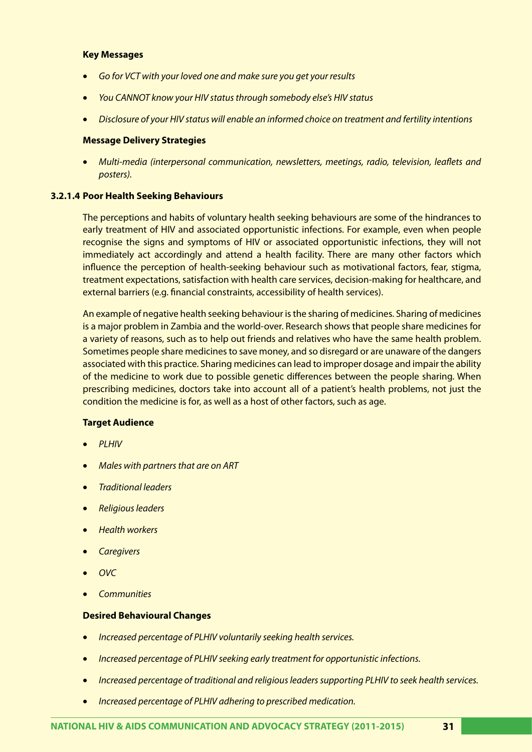**Key Messages**

- *Go for VCT with your loved one and make sure you get your results*
- *You CANNOT know your HIV status through somebody else's HIV status*
- *Disclosure of your HIV status will enable an informed choice on treatment and fertility intentions*

**Message Delivery Strategies**

- *Multi-media (interpersonal communication, newsletters, meetings, radio, television, leaflets and posters).*

#### 3.2.1.4 Poor Health Seeking Behaviours

The perceptions and habits of voluntary health seeking behaviours are some of the hindrances to early treatment of HIV and associated opportunistic infections. For example, even when people recognise the signs and symptoms of HIV or associated opportunistic infections, they will not immediately act accordingly and attend a health facility. There are many other factors which influence the perception of health-seeking behaviour such as motivational factors, fear, stigma, treatment expectations, satisfaction with health care services, decision-making for healthcare, and external barriers (e.g. financial constraints, accessibility of health services).

An example of negative health seeking behaviour is the sharing of medicines. Sharing of medicines is a major problem in Zambia and the world-over. Research shows that people share medicines for a variety of reasons, such as to help out friends and relatives who have the same health problem. Sometimes people share medicines to save money, and so disregard or are unaware of the dangers associated with this practice. Sharing medicines can lead to improper dosage and impair the ability of the medicine to work due to possible genetic differences between the people sharing. When prescribing medicines, doctors take into account all of a patient's health problems, not just the condition the medicine is for, as well as a host of other factors, such as age.

**Target Audience**

- *PLHIV*
- *Males with partners that are on ART*
- *Traditional leaders*
- *Religious leaders*
- *Health workers*
- *Caregivers*
- *OVC*
- *Communities*

**Desired Behavioural Changes**

- *Increased percentage of PLHIV voluntarily seeking health services.*
- *Increased percentage of PLHIV seeking early treatment for opportunistic infections.*
- *Increased percentage of traditional and religious leaders supporting PLHIV to seek health services.*
- *Increased percentage of PLHIV adhering to prescribed medication.*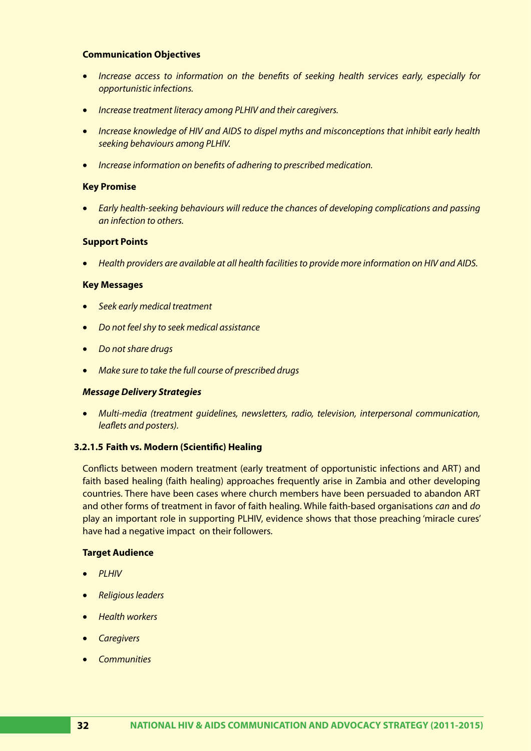**Communication Objectives**

- *Increase access to information on the benefits of seeking health services early, especially for opportunistic infections.*
- *Increase treatment literacy among PLHIV and their caregivers.*
- *Increase knowledge of HIV and AIDS to dispel myths and misconceptions that inhibit early health seeking behaviours among PLHIV.*
- *Increase information on benefits of adhering to prescribed medication.*

**Key Promise**

- *Early health-seeking behaviours will reduce the chances of developing complications and passing an infection to others.*

**Support Points**

- *Health providers are available at all health facilities to provide more information on HIV and AIDS.*

**Key Messages**

- *Seek early medical treatment*
- *Do not feel shy to seek medical assistance*
- *Do not share drugs*
- *Make sure to take the full course of prescribed drugs*

***Message Delivery Strategies***

- *Multi-media (treatment guidelines, newsletters, radio, television, interpersonal communication, leaflets and posters).*

### 3.2.1.5 Faith vs. Modern (Scientific) Healing

Conflicts between modern treatment (early treatment of opportunistic infections and ART) and faith based healing (faith healing) approaches frequently arise in Zambia and other developing countries. There have been cases where church members have been persuaded to abandon ART and other forms of treatment in favor of faith healing. While faith-based organisations *can* and *do* play an important role in supporting PLHIV, evidence shows that those preaching 'miracle cures' have had a negative impact on their followers.

**Target Audience**

- *PLHIV*
- *Religious leaders*
- *Health workers*
- *Caregivers*
- *Communities*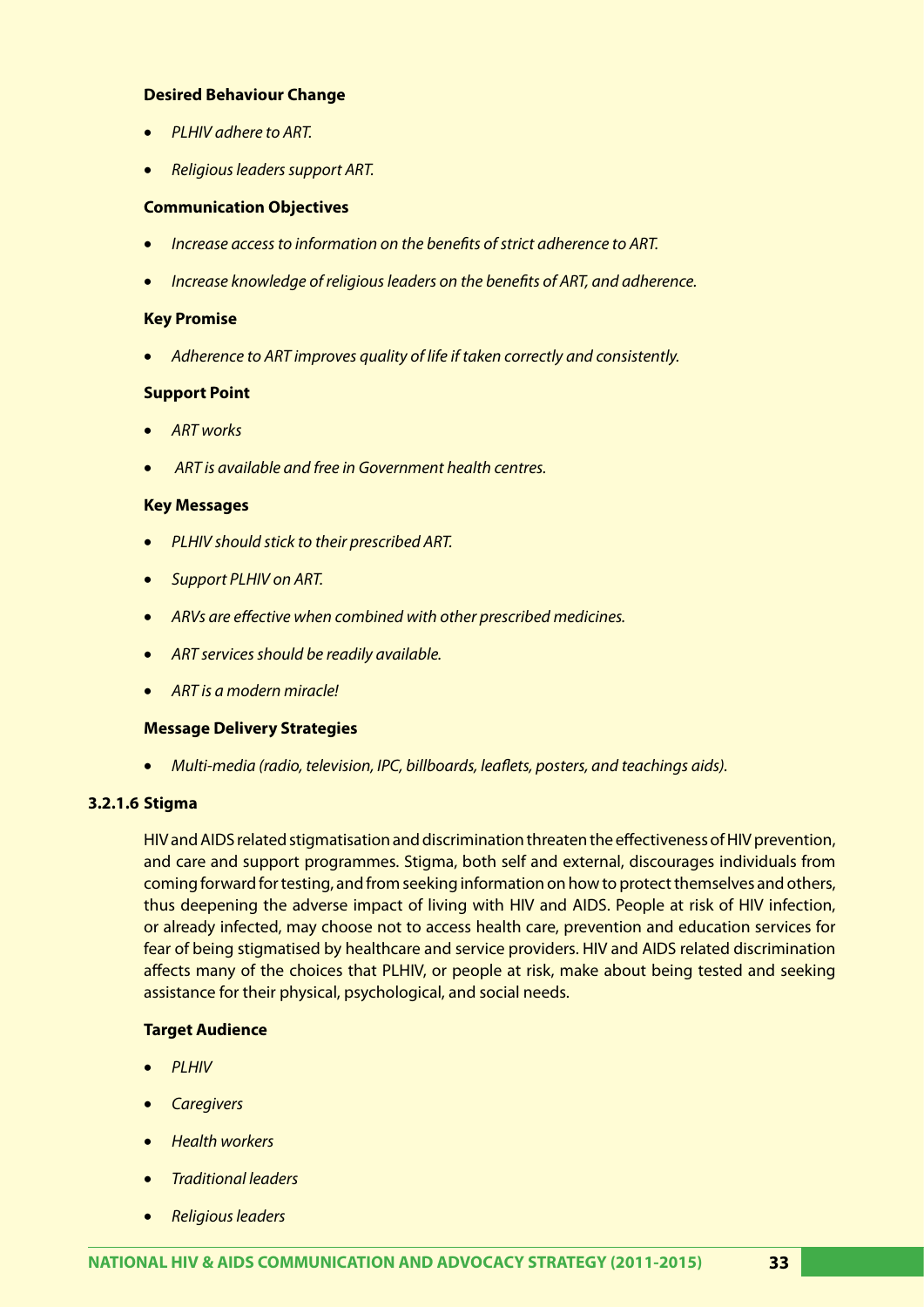**Desired Behaviour Change**

- *PLHIV adhere to ART.*
- *Religious leaders support ART.*

**Communication Objectives**

- *Increase access to information on the benefits of strict adherence to ART.*
- *Increase knowledge of religious leaders on the benefits of ART, and adherence.*

**Key Promise**

- *Adherence to ART improves quality of life if taken correctly and consistently.*

**Support Point**

- *ART works*
- *ART is available and free in Government health centres.*

**Key Messages**

- *PLHIV should stick to their prescribed ART.*
- *Support PLHIV on ART.*
- *ARVs are effective when combined with other prescribed medicines.*
- *ART services should be readily available.*
- *ART is a modern miracle!*

**Message Delivery Strategies**

- *Multi-media (radio, television, IPC, billboards, leaflets, posters, and teachings aids).*

#### 3.2.1.6 Stigma

HIV and AIDS related stigmatisation and discrimination threaten the effectiveness of HIV prevention, and care and support programmes. Stigma, both self and external, discourages individuals from coming forward for testing, and from seeking information on how to protect themselves and others, thus deepening the adverse impact of living with HIV and AIDS. People at risk of HIV infection, or already infected, may choose not to access health care, prevention and education services for fear of being stigmatised by healthcare and service providers. HIV and AIDS related discrimination affects many of the choices that PLHIV, or people at risk, make about being tested and seeking assistance for their physical, psychological, and social needs.

**Target Audience**

- *PLHIV*
- *Caregivers*
- *Health workers*
- *Traditional leaders*
- *Religious leaders*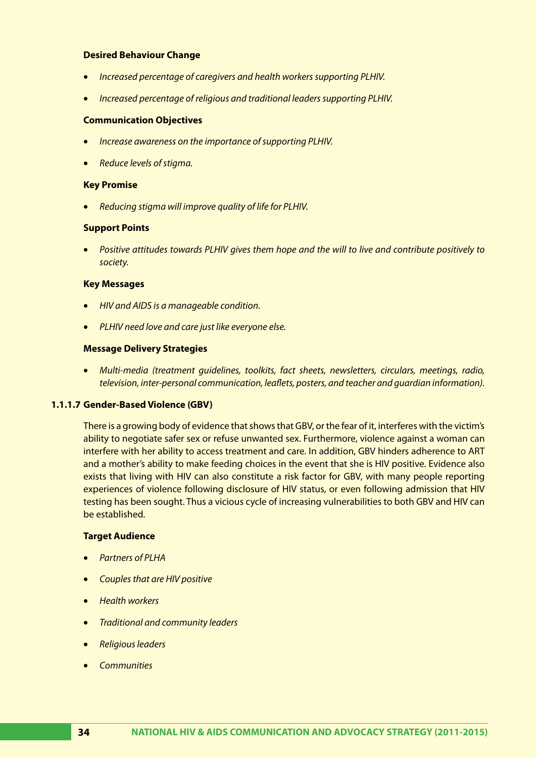**Desired Behaviour Change**

- *Increased percentage of caregivers and health workers supporting PLHIV.*
- *Increased percentage of religious and traditional leaders supporting PLHIV.*

**Communication Objectives**

- *Increase awareness on the importance of supporting PLHIV.*
- *Reduce levels of stigma.*

**Key Promise**

- *Reducing stigma will improve quality of life for PLHIV.*

**Support Points**

- *Positive attitudes towards PLHIV gives them hope and the will to live and contribute positively to society.*

**Key Messages**

- *HIV and AIDS is a manageable condition.*
- *PLHIV need love and care just like everyone else.*

**Message Delivery Strategies**

- *Multi-media (treatment guidelines, toolkits, fact sheets, newsletters, circulars, meetings, radio, television, inter-personal communication, leaflets, posters, and teacher and guardian information).*

#### 1.1.1.7 Gender-Based Violence (GBV)

There is a growing body of evidence that shows that GBV, or the fear of it, interferes with the victim's ability to negotiate safer sex or refuse unwanted sex. Furthermore, violence against a woman can interfere with her ability to access treatment and care. In addition, GBV hinders adherence to ART and a mother's ability to make feeding choices in the event that she is HIV positive. Evidence also exists that living with HIV can also constitute a risk factor for GBV, with many people reporting experiences of violence following disclosure of HIV status, or even following admission that HIV testing has been sought. Thus a vicious cycle of increasing vulnerabilities to both GBV and HIV can be established.

**Target Audience**

- *Partners of PLHA*
- *Couples that are HIV positive*
- *Health workers*
- *Traditional and community leaders*
- *Religious leaders*
- *Communities*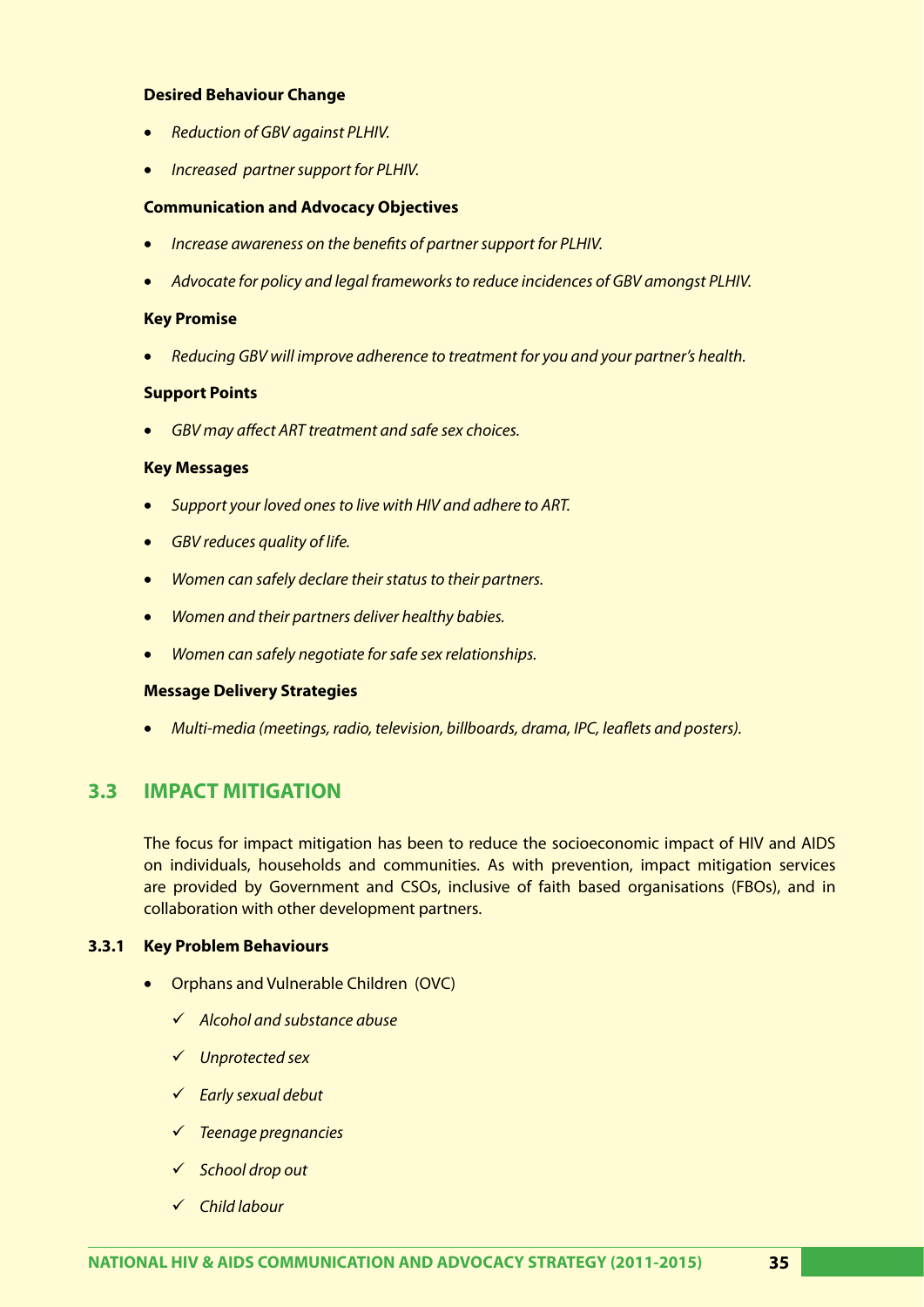**Desired Behaviour Change**

- *Reduction of GBV against PLHIV.*
- *Increased partner support for PLHIV.*

**Communication and Advocacy Objectives**

- *Increase awareness on the benefits of partner support for PLHIV.*
- *Advocate for policy and legal frameworks to reduce incidences of GBV amongst PLHIV.*

**Key Promise**

- *Reducing GBV will improve adherence to treatment for you and your partner's health.*

**Support Points**

- *GBV may affect ART treatment and safe sex choices.*

**Key Messages**

- *Support your loved ones to live with HIV and adhere to ART.*
- *GBV reduces quality of life.*
- *Women can safely declare their status to their partners.*
- *Women and their partners deliver healthy babies.*
- *Women can safely negotiate for safe sex relationships.*

**Message Delivery Strategies**

- *Multi-media (meetings, radio, television, billboards, drama, IPC, leaflets and posters).*

## 3.3 IMPACT MITIGATION

The focus for impact mitigation has been to reduce the socioeconomic impact of HIV and AIDS on individuals, households and communities. As with prevention, impact mitigation services are provided by Government and CSOs, inclusive of faith based organisations (FBOs), and in collaboration with other development partners.

### 3.3.1 Key Problem Behaviours

- Orphans and Vulnerable Children (OVC)
  - ✓ *Alcohol and substance abuse*
  - ✓ *Unprotected sex*
  - ✓ *Early sexual debut*
  - ✓ *Teenage pregnancies*
  - ✓ *School drop out*
  - ✓ *Child labour*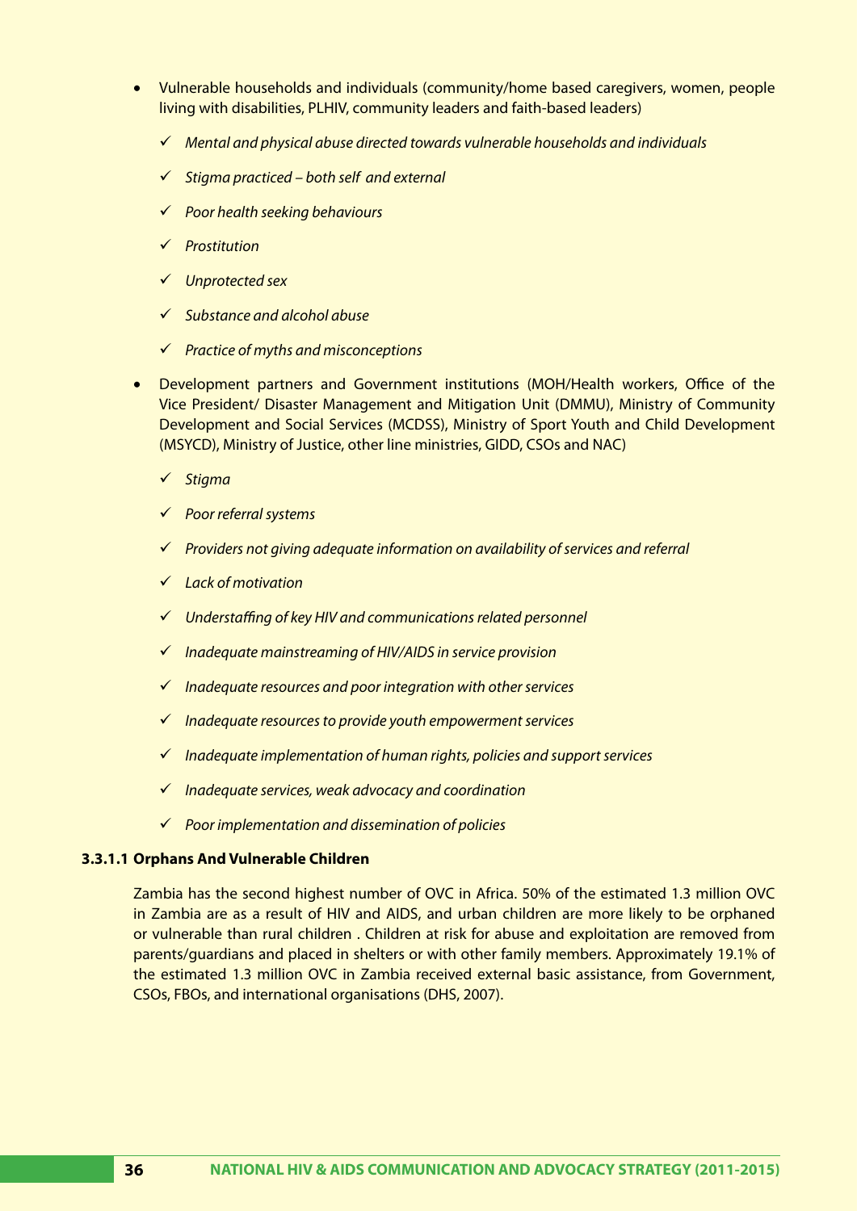- Vulnerable households and individuals (community/home based caregivers, women, people living with disabilities, PLHIV, community leaders and faith-based leaders)
  - ✓ *Mental and physical abuse directed towards vulnerable households and individuals*
  - ✓ *Stigma practiced – both self and external*
  - ✓ *Poor health seeking behaviours*
  - ✓ *Prostitution*
  - ✓ *Unprotected sex*
  - ✓ *Substance and alcohol abuse*
  - ✓ *Practice of myths and misconceptions*
- Development partners and Government institutions (MOH/Health workers, Office of the Vice President/ Disaster Management and Mitigation Unit (DMMU), Ministry of Community Development and Social Services (MCDSS), Ministry of Sport Youth and Child Development (MSYCD), Ministry of Justice, other line ministries, GIDD, CSOs and NAC)
  - ✓ *Stigma*
  - ✓ *Poor referral systems*
  - ✓ *Providers not giving adequate information on availability of services and referral*
  - ✓ *Lack of motivation*
  - ✓ *Understaffing of key HIV and communications related personnel*
  - ✓ *Inadequate mainstreaming of HIV/AIDS in service provision*
  - ✓ *Inadequate resources and poor integration with other services*
  - ✓ *Inadequate resources to provide youth empowerment services*
  - ✓ *Inadequate implementation of human rights, policies and support services*
  - ✓ *Inadequate services, weak advocacy and coordination*
  - ✓ *Poor implementation and dissemination of policies*

#### 3.3.1.1 Orphans And Vulnerable Children

Zambia has the second highest number of OVC in Africa. 50% of the estimated 1.3 million OVC in Zambia are as a result of HIV and AIDS, and urban children are more likely to be orphaned or vulnerable than rural children . Children at risk for abuse and exploitation are removed from parents/guardians and placed in shelters or with other family members. Approximately 19.1% of the estimated 1.3 million OVC in Zambia received external basic assistance, from Government, CSOs, FBOs, and international organisations (DHS, 2007).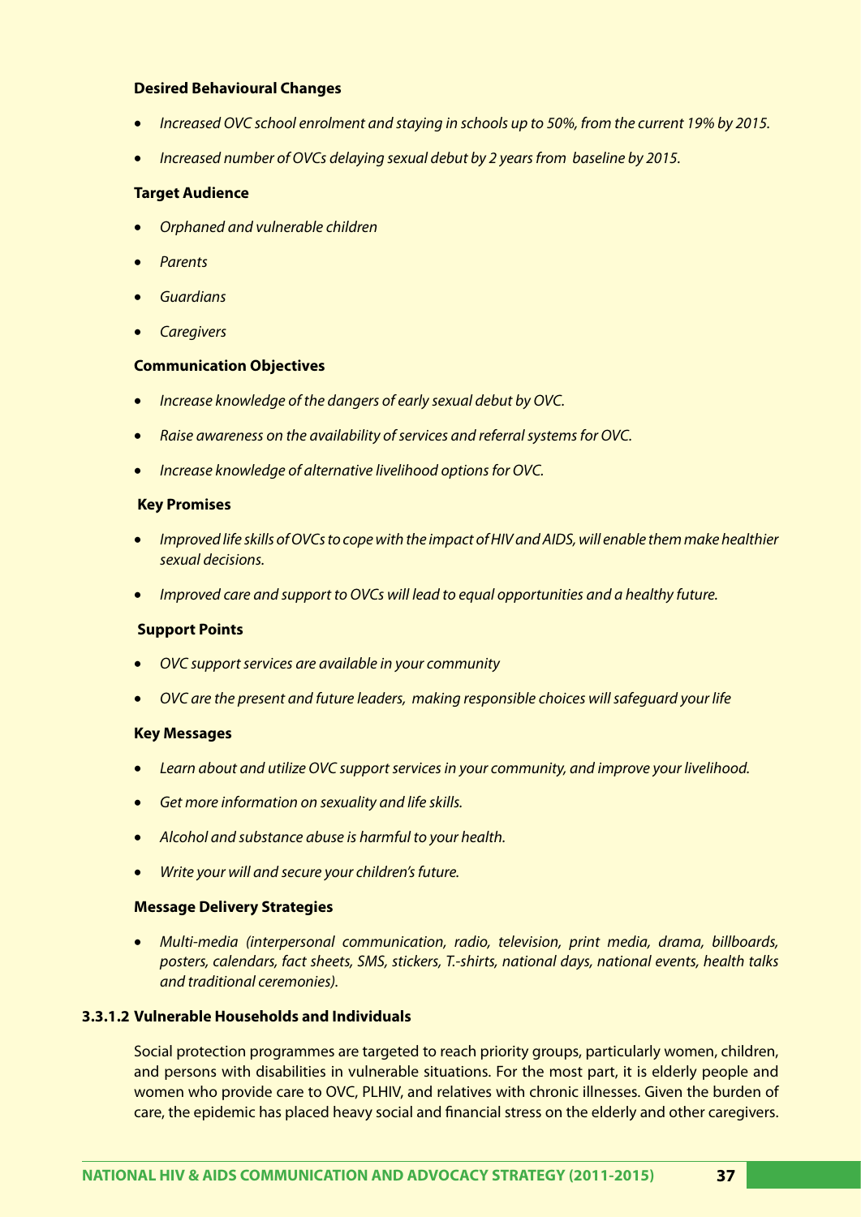**Desired Behavioural Changes**

- *Increased OVC school enrolment and staying in schools up to 50%, from the current 19% by 2015.*
- *Increased number of OVCs delaying sexual debut by 2 years from baseline by 2015.*

**Target Audience**

- *Orphaned and vulnerable children*
- *Parents*
- *Guardians*
- *Caregivers*

**Communication Objectives**

- *Increase knowledge of the dangers of early sexual debut by OVC.*
- *Raise awareness on the availability of services and referral systems for OVC.*
- *Increase knowledge of alternative livelihood options for OVC.*

**Key Promises**

- *Improved life skills of OVCs to cope with the impact of HIV and AIDS, will enable them make healthier sexual decisions.*
- *Improved care and support to OVCs will lead to equal opportunities and a healthy future.*

**Support Points**

- *OVC support services are available in your community*
- *OVC are the present and future leaders, making responsible choices will safeguard your life*

**Key Messages**

- *Learn about and utilize OVC support services in your community, and improve your livelihood.*
- *Get more information on sexuality and life skills.*
- *Alcohol and substance abuse is harmful to your health.*
- *Write your will and secure your children's future.*

**Message Delivery Strategies**

- *Multi-media (interpersonal communication, radio, television, print media, drama, billboards, posters, calendars, fact sheets, SMS, stickers, T.-shirts, national days, national events, health talks and traditional ceremonies).*

#### 3.3.1.2 Vulnerable Households and Individuals

Social protection programmes are targeted to reach priority groups, particularly women, children, and persons with disabilities in vulnerable situations. For the most part, it is elderly people and women who provide care to OVC, PLHIV, and relatives with chronic illnesses. Given the burden of care, the epidemic has placed heavy social and financial stress on the elderly and other caregivers.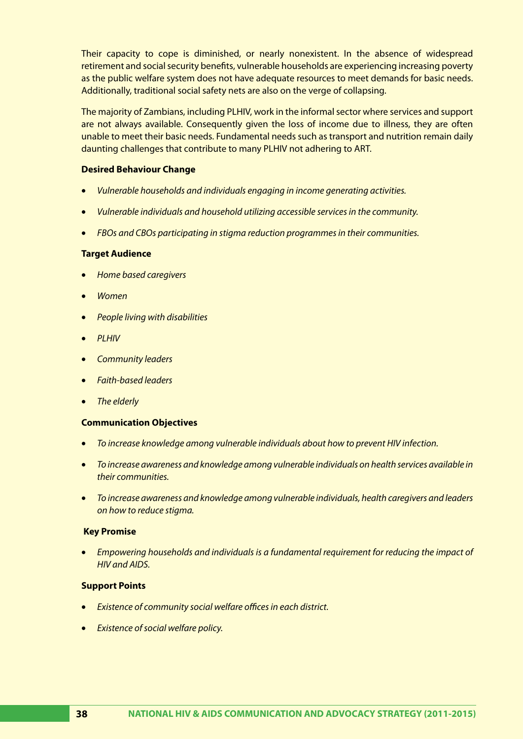Their capacity to cope is diminished, or nearly nonexistent. In the absence of widespread retirement and social security benefits, vulnerable households are experiencing increasing poverty as the public welfare system does not have adequate resources to meet demands for basic needs. Additionally, traditional social safety nets are also on the verge of collapsing.

The majority of Zambians, including PLHIV, work in the informal sector where services and support are not always available. Consequently given the loss of income due to illness, they are often unable to meet their basic needs. Fundamental needs such as transport and nutrition remain daily daunting challenges that contribute to many PLHIV not adhering to ART.

**Desired Behaviour Change**

- *Vulnerable households and individuals engaging in income generating activities.*
- *Vulnerable individuals and household utilizing accessible services in the community.*
- *FBOs and CBOs participating in stigma reduction programmes in their communities.*

**Target Audience**

- *Home based caregivers*
- *Women*
- *People living with disabilities*
- *PLHIV*
- *Community leaders*
- *Faith-based leaders*
- *The elderly*

**Communication Objectives**

- *To increase knowledge among vulnerable individuals about how to prevent HIV infection.*
- *To increase awareness and knowledge among vulnerable individuals on health services available in their communities.*
- *To increase awareness and knowledge among vulnerable individuals, health caregivers and leaders on how to reduce stigma.*

**Key Promise**

- *Empowering households and individuals is a fundamental requirement for reducing the impact of HIV and AIDS.*

**Support Points**

- *Existence of community social welfare offices in each district.*
- *Existence of social welfare policy.*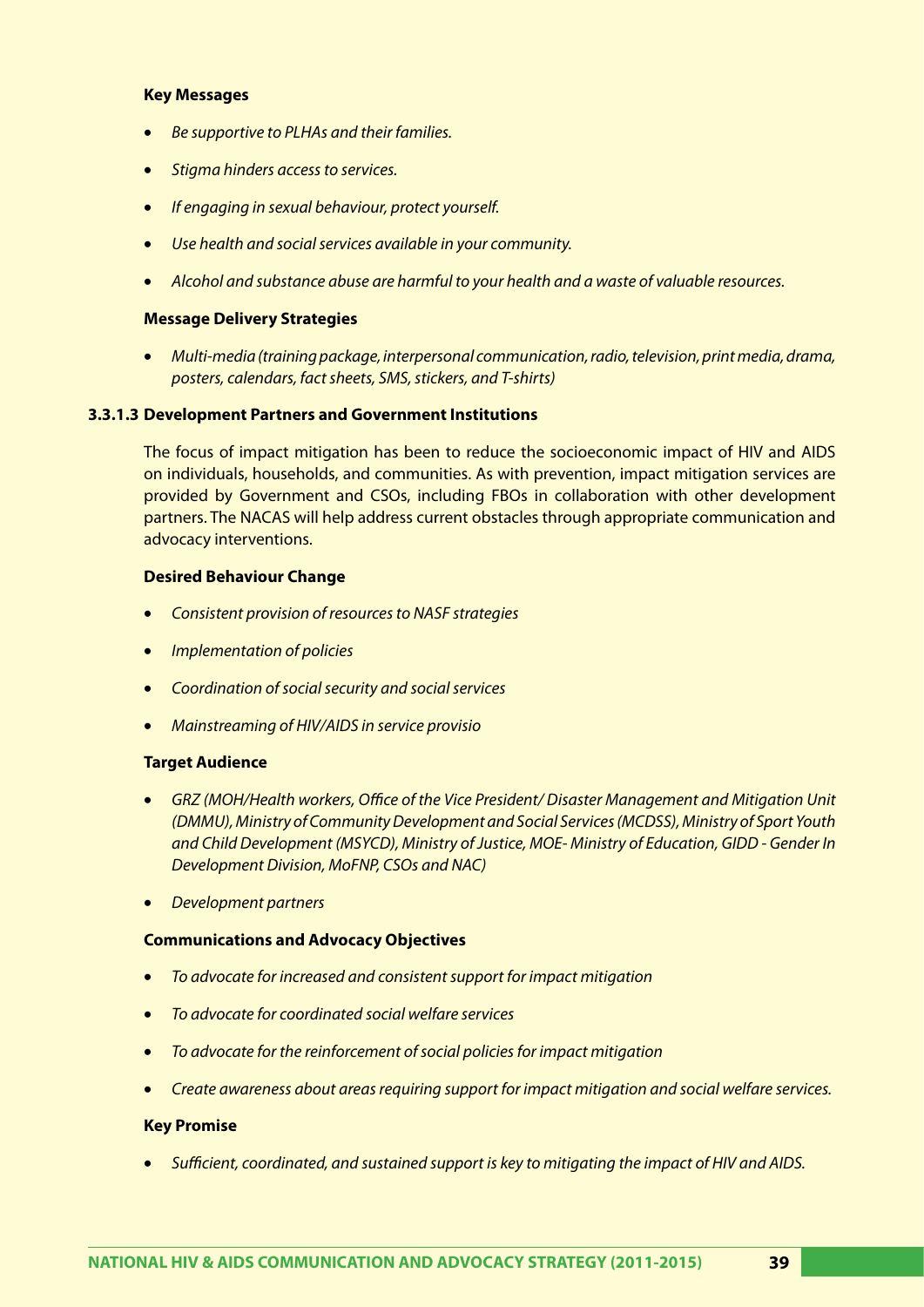**Key Messages**

- *Be supportive to PLHAs and their families.*
- *Stigma hinders access to services.*
- *If engaging in sexual behaviour, protect yourself.*
- *Use health and social services available in your community.*
- *Alcohol and substance abuse are harmful to your health and a waste of valuable resources.*

**Message Delivery Strategies**

- *Multi-media (training package, interpersonal communication, radio, television, print media, drama, posters, calendars, fact sheets, SMS, stickers, and T-shirts)*

### 3.3.1.3 Development Partners and Government Institutions

The focus of impact mitigation has been to reduce the socioeconomic impact of HIV and AIDS on individuals, households, and communities. As with prevention, impact mitigation services are provided by Government and CSOs, including FBOs in collaboration with other development partners. The NACAS will help address current obstacles through appropriate communication and advocacy interventions.

**Desired Behaviour Change**

- *Consistent provision of resources to NASF strategies*
- *Implementation of policies*
- *Coordination of social security and social services*
- *Mainstreaming of HIV/AIDS in service provisio*

**Target Audience**

- *GRZ (MOH/Health workers, Office of the Vice President/ Disaster Management and Mitigation Unit (DMMU), Ministry of Community Development and Social Services (MCDSS), Ministry of Sport Youth and Child Development (MSYCD), Ministry of Justice, MOE- Ministry of Education, GIDD - Gender In Development Division, MoFNP, CSOs and NAC)*
- *Development partners*

**Communications and Advocacy Objectives**

- *To advocate for increased and consistent support for impact mitigation*
- *To advocate for coordinated social welfare services*
- *To advocate for the reinforcement of social policies for impact mitigation*
- *Create awareness about areas requiring support for impact mitigation and social welfare services.*

**Key Promise**

- *Sufficient, coordinated, and sustained support is key to mitigating the impact of HIV and AIDS.*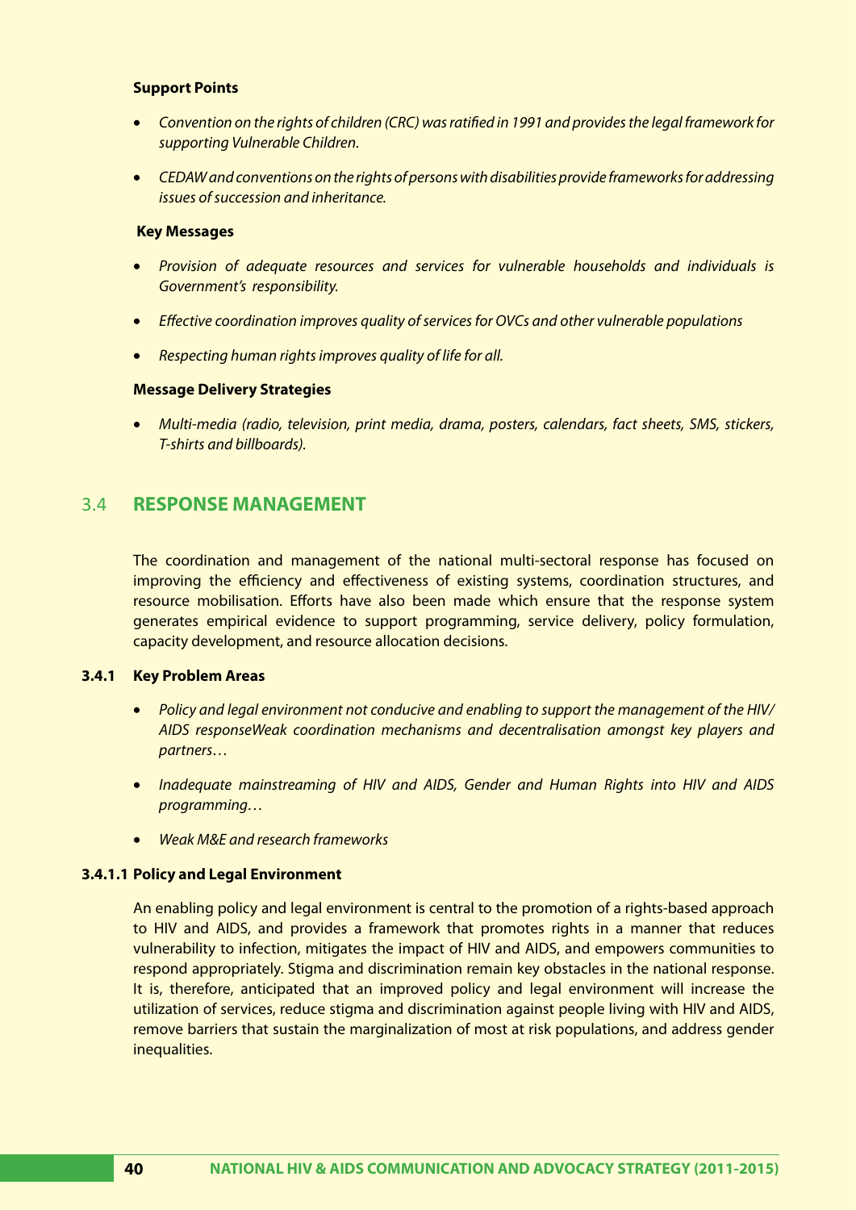**Support Points**

- *Convention on the rights of children (CRC) was ratified in 1991 and provides the legal framework for supporting Vulnerable Children.*
- *CEDAW and conventions on the rights of persons with disabilities provide frameworks for addressing issues of succession and inheritance.*

**Key Messages**

- *Provision of adequate resources and services for vulnerable households and individuals is Government's responsibility.*
- *Effective coordination improves quality of services for OVCs and other vulnerable populations*
- *Respecting human rights improves quality of life for all.*

**Message Delivery Strategies**

- *Multi-media (radio, television, print media, drama, posters, calendars, fact sheets, SMS, stickers, T-shirts and billboards).*

## 3.4 RESPONSE MANAGEMENT

The coordination and management of the national multi-sectoral response has focused on improving the efficiency and effectiveness of existing systems, coordination structures, and resource mobilisation. Efforts have also been made which ensure that the response system generates empirical evidence to support programming, service delivery, policy formulation, capacity development, and resource allocation decisions.

### 3.4.1 Key Problem Areas

- *Policy and legal environment not conducive and enabling to support the management of the HIV/AIDS responseWeak coordination mechanisms and decentralisation amongst key players and partners…*
- *Inadequate mainstreaming of HIV and AIDS, Gender and Human Rights into HIV and AIDS programming…*
- *Weak M&E and research frameworks*

#### 3.4.1.1 Policy and Legal Environment

An enabling policy and legal environment is central to the promotion of a rights-based approach to HIV and AIDS, and provides a framework that promotes rights in a manner that reduces vulnerability to infection, mitigates the impact of HIV and AIDS, and empowers communities to respond appropriately. Stigma and discrimination remain key obstacles in the national response. It is, therefore, anticipated that an improved policy and legal environment will increase the utilization of services, reduce stigma and discrimination against people living with HIV and AIDS, remove barriers that sustain the marginalization of most at risk populations, and address gender inequalities.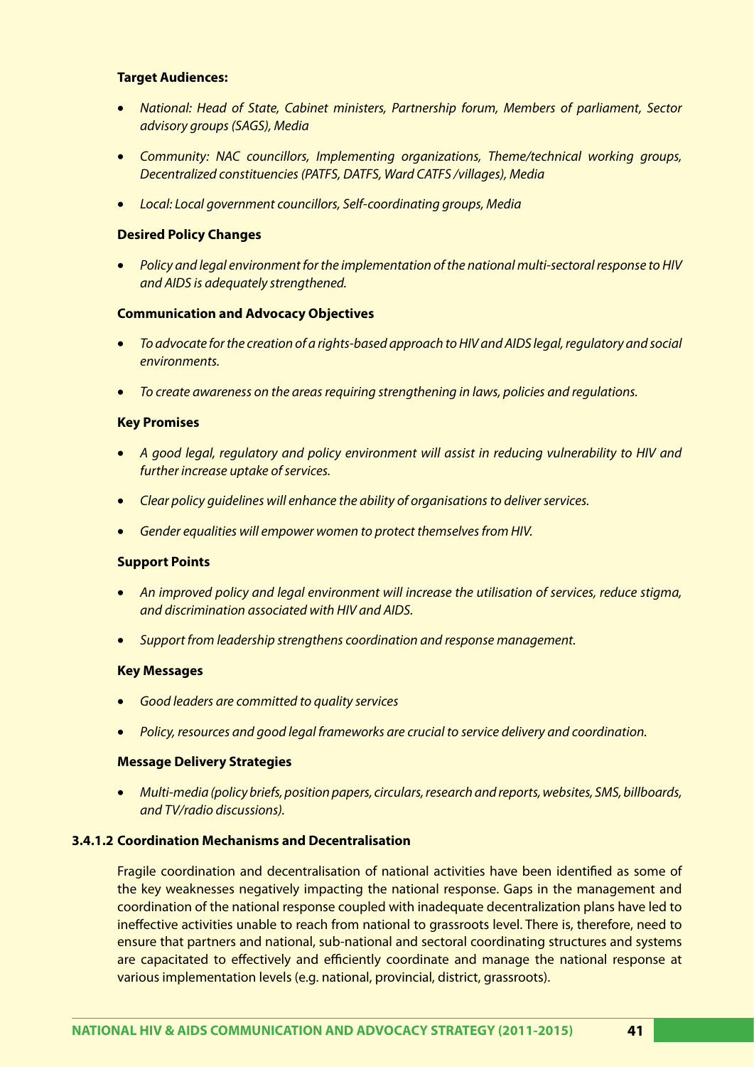**Target Audiences:**

- *National: Head of State, Cabinet ministers, Partnership forum, Members of parliament, Sector advisory groups (SAGS), Media*
- *Community: NAC councillors, Implementing organizations, Theme/technical working groups, Decentralized constituencies (PATFS, DATFS, Ward CATFS /villages), Media*
- *Local: Local government councillors, Self-coordinating groups, Media*

**Desired Policy Changes**

- *Policy and legal environment for the implementation of the national multi-sectoral response to HIV and AIDS is adequately strengthened.*

**Communication and Advocacy Objectives**

- *To advocate for the creation of a rights-based approach to HIV and AIDS legal, regulatory and social environments.*
- *To create awareness on the areas requiring strengthening in laws, policies and regulations.*

**Key Promises**

- *A good legal, regulatory and policy environment will assist in reducing vulnerability to HIV and further increase uptake of services.*
- *Clear policy guidelines will enhance the ability of organisations to deliver services.*
- *Gender equalities will empower women to protect themselves from HIV.*

**Support Points**

- *An improved policy and legal environment will increase the utilisation of services, reduce stigma, and discrimination associated with HIV and AIDS.*
- *Support from leadership strengthens coordination and response management.*

**Key Messages**

- *Good leaders are committed to quality services*
- *Policy, resources and good legal frameworks are crucial to service delivery and coordination.*

**Message Delivery Strategies**

- *Multi-media (policy briefs, position papers, circulars, research and reports, websites, SMS, billboards, and TV/radio discussions).*

#### 3.4.1.2 Coordination Mechanisms and Decentralisation

Fragile coordination and decentralisation of national activities have been identified as some of the key weaknesses negatively impacting the national response. Gaps in the management and coordination of the national response coupled with inadequate decentralization plans have led to ineffective activities unable to reach from national to grassroots level. There is, therefore, need to ensure that partners and national, sub-national and sectoral coordinating structures and systems are capacitated to effectively and efficiently coordinate and manage the national response at various implementation levels (e.g. national, provincial, district, grassroots).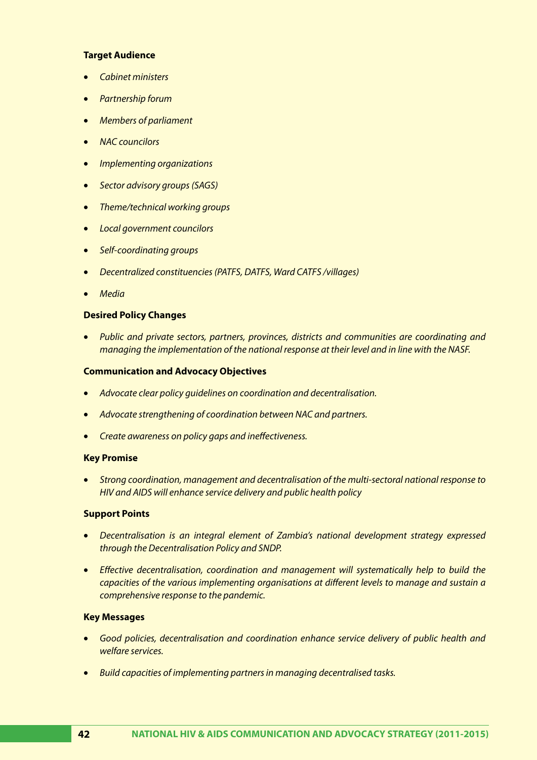**Target Audience**

- *Cabinet ministers*
- *Partnership forum*
- *Members of parliament*
- *NAC councilors*
- *Implementing organizations*
- *Sector advisory groups (SAGS)*
- *Theme/technical working groups*
- *Local government councilors*
- *Self-coordinating groups*
- *Decentralized constituencies (PATFS, DATFS, Ward CATFS /villages)*
- *Media*

**Desired Policy Changes**

- *Public and private sectors, partners, provinces, districts and communities are coordinating and managing the implementation of the national response at their level and in line with the NASF.*

**Communication and Advocacy Objectives**

- *Advocate clear policy guidelines on coordination and decentralisation.*
- *Advocate strengthening of coordination between NAC and partners.*
- *Create awareness on policy gaps and ineffectiveness.*

**Key Promise**

- *Strong coordination, management and decentralisation of the multi-sectoral national response to HIV and AIDS will enhance service delivery and public health policy*

**Support Points**

- *Decentralisation is an integral element of Zambia's national development strategy expressed through the Decentralisation Policy and SNDP.*
- *Effective decentralisation, coordination and management will systematically help to build the capacities of the various implementing organisations at different levels to manage and sustain a comprehensive response to the pandemic.*

**Key Messages**

- *Good policies, decentralisation and coordination enhance service delivery of public health and welfare services.*
- *Build capacities of implementing partners in managing decentralised tasks.*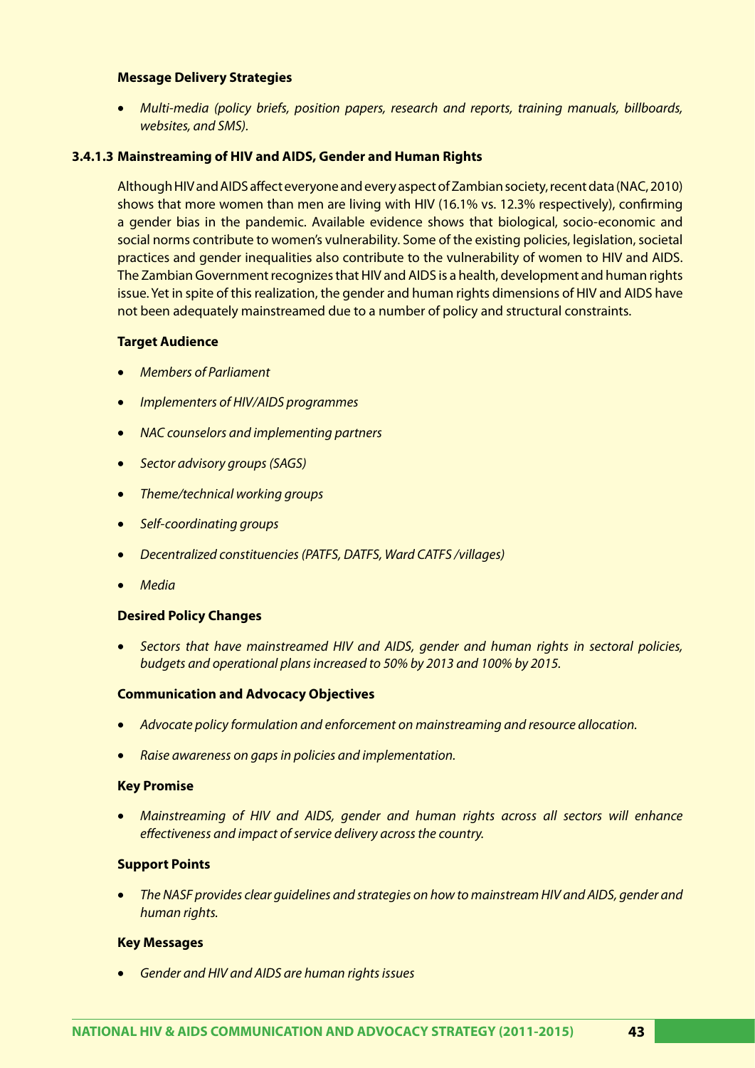**Message Delivery Strategies**

- *Multi-media (policy briefs, position papers, research and reports, training manuals, billboards, websites, and SMS).*

### 3.4.1.3 Mainstreaming of HIV and AIDS, Gender and Human Rights

Although HIV and AIDS affect everyone and every aspect of Zambian society, recent data (NAC, 2010) shows that more women than men are living with HIV (16.1% vs. 12.3% respectively), confirming a gender bias in the pandemic. Available evidence shows that biological, socio-economic and social norms contribute to women's vulnerability. Some of the existing policies, legislation, societal practices and gender inequalities also contribute to the vulnerability of women to HIV and AIDS. The Zambian Government recognizes that HIV and AIDS is a health, development and human rights issue. Yet in spite of this realization, the gender and human rights dimensions of HIV and AIDS have not been adequately mainstreamed due to a number of policy and structural constraints.

**Target Audience**

- *Members of Parliament*
- *Implementers of HIV/AIDS programmes*
- *NAC counselors and implementing partners*
- *Sector advisory groups (SAGS)*
- *Theme/technical working groups*
- *Self-coordinating groups*
- *Decentralized constituencies (PATFS, DATFS, Ward CATFS /villages)*
- *Media*

**Desired Policy Changes**

- *Sectors that have mainstreamed HIV and AIDS, gender and human rights in sectoral policies, budgets and operational plans increased to 50% by 2013 and 100% by 2015.*

**Communication and Advocacy Objectives**

- *Advocate policy formulation and enforcement on mainstreaming and resource allocation.*
- *Raise awareness on gaps in policies and implementation.*

**Key Promise**

- *Mainstreaming of HIV and AIDS, gender and human rights across all sectors will enhance effectiveness and impact of service delivery across the country.*

**Support Points**

- *The NASF provides clear guidelines and strategies on how to mainstream HIV and AIDS, gender and human rights.*

**Key Messages**

- *Gender and HIV and AIDS are human rights issues*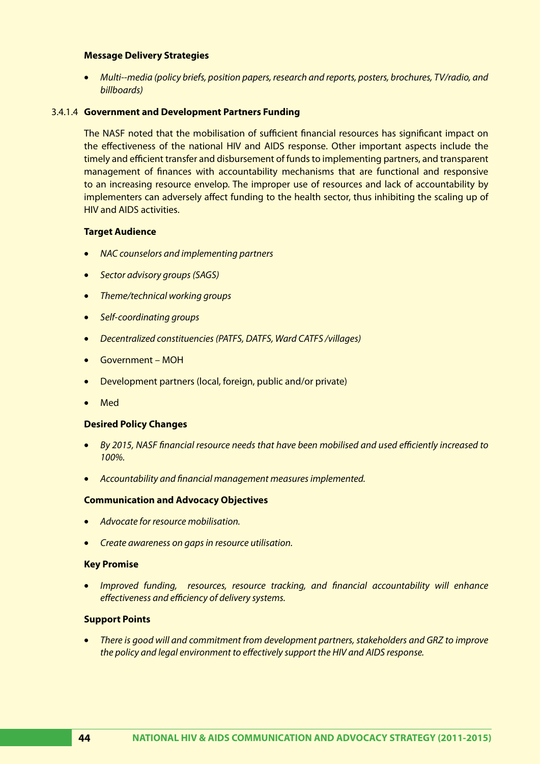**Message Delivery Strategies**

- *Multi--media (policy briefs, position papers, research and reports, posters, brochures, TV/radio, and billboards)*

#### 3.4.1.4 Government and Development Partners Funding

The NASF noted that the mobilisation of sufficient financial resources has significant impact on the effectiveness of the national HIV and AIDS response. Other important aspects include the timely and efficient transfer and disbursement of funds to implementing partners, and transparent management of finances with accountability mechanisms that are functional and responsive to an increasing resource envelop. The improper use of resources and lack of accountability by implementers can adversely affect funding to the health sector, thus inhibiting the scaling up of HIV and AIDS activities.

**Target Audience**

- *NAC counselors and implementing partners*
- *Sector advisory groups (SAGS)*
- *Theme/technical working groups*
- *Self-coordinating groups*
- *Decentralized constituencies (PATFS, DATFS, Ward CATFS /villages)*
- Government – MOH
- Development partners (local, foreign, public and/or private)
- Med

**Desired Policy Changes**

- *By 2015, NASF financial resource needs that have been mobilised and used efficiently increased to 100%.*
- *Accountability and financial management measures implemented.*

**Communication and Advocacy Objectives**

- *Advocate for resource mobilisation.*
- *Create awareness on gaps in resource utilisation.*

**Key Promise**

- *Improved funding, resources, resource tracking, and financial accountability will enhance effectiveness and efficiency of delivery systems.*

**Support Points**

- *There is good will and commitment from development partners, stakeholders and GRZ to improve the policy and legal environment to effectively support the HIV and AIDS response.*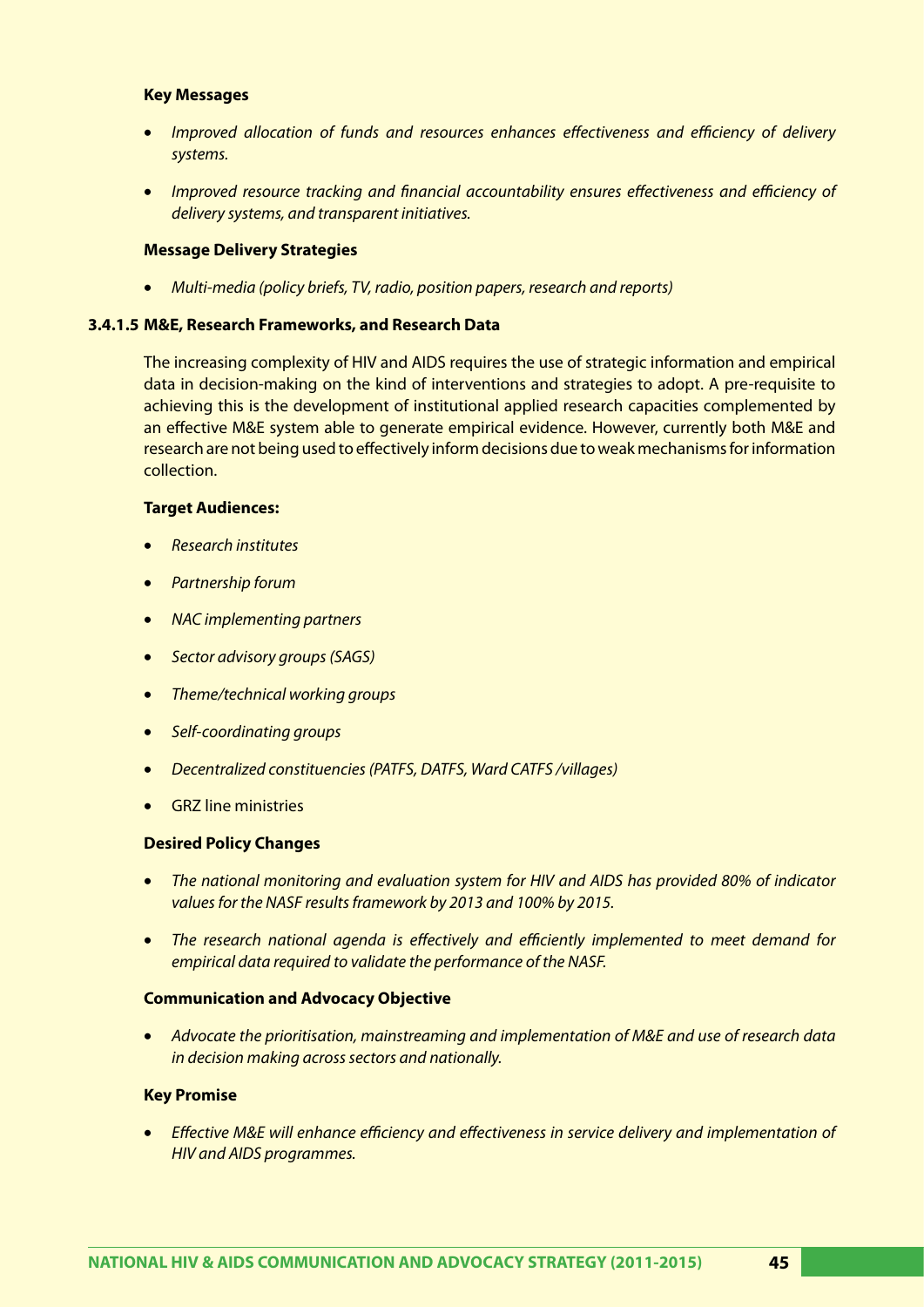**Key Messages**

- *Improved allocation of funds and resources enhances effectiveness and efficiency of delivery systems.*
- *Improved resource tracking and financial accountability ensures effectiveness and efficiency of delivery systems, and transparent initiatives.*

**Message Delivery Strategies**

- *Multi-media (policy briefs, TV, radio, position papers, research and reports)*

#### 3.4.1.5 M&E, Research Frameworks, and Research Data

The increasing complexity of HIV and AIDS requires the use of strategic information and empirical data in decision-making on the kind of interventions and strategies to adopt. A pre-requisite to achieving this is the development of institutional applied research capacities complemented by an effective M&E system able to generate empirical evidence. However, currently both M&E and research are not being used to effectively inform decisions due to weak mechanisms for information collection.

**Target Audiences:**

- *Research institutes*
- *Partnership forum*
- *NAC implementing partners*
- *Sector advisory groups (SAGS)*
- *Theme/technical working groups*
- *Self-coordinating groups*
- *Decentralized constituencies (PATFS, DATFS, Ward CATFS /villages)*
- GRZ line ministries

**Desired Policy Changes**

- *The national monitoring and evaluation system for HIV and AIDS has provided 80% of indicator values for the NASF results framework by 2013 and 100% by 2015.*
- *The research national agenda is effectively and efficiently implemented to meet demand for empirical data required to validate the performance of the NASF.*

**Communication and Advocacy Objective**

- *Advocate the prioritisation, mainstreaming and implementation of M&E and use of research data in decision making across sectors and nationally.*

**Key Promise**

- *Effective M&E will enhance efficiency and effectiveness in service delivery and implementation of HIV and AIDS programmes.*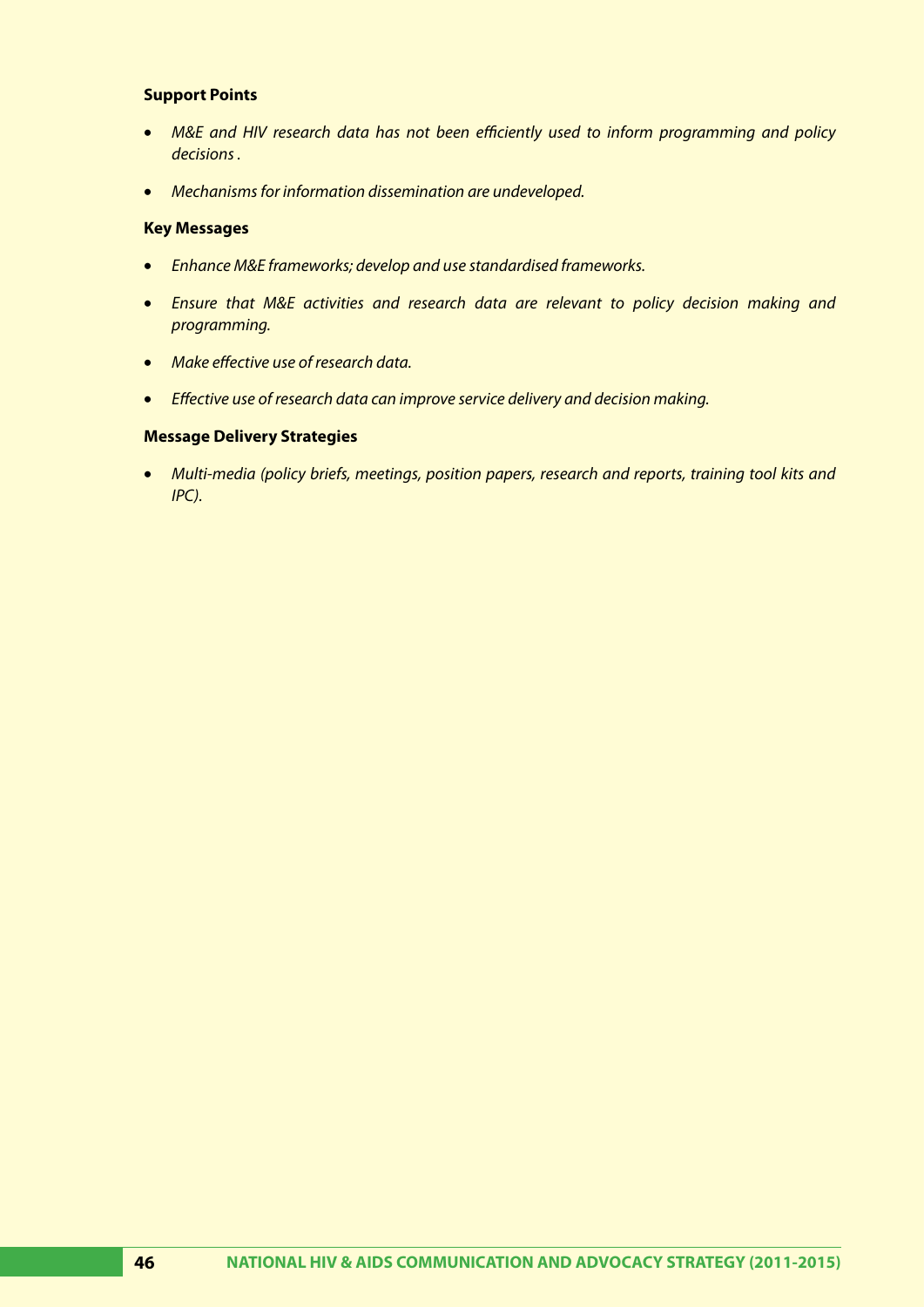**Support Points**

- *M&E and HIV research data has not been efficiently used to inform programming and policy decisions .*
- *Mechanisms for information dissemination are undeveloped.*

**Key Messages**

- *Enhance M&E frameworks; develop and use standardised frameworks.*
- *Ensure that M&E activities and research data are relevant to policy decision making and programming.*
- *Make effective use of research data.*
- *Effective use of research data can improve service delivery and decision making.*

**Message Delivery Strategies**

- *Multi-media (policy briefs, meetings, position papers, research and reports, training tool kits and IPC).*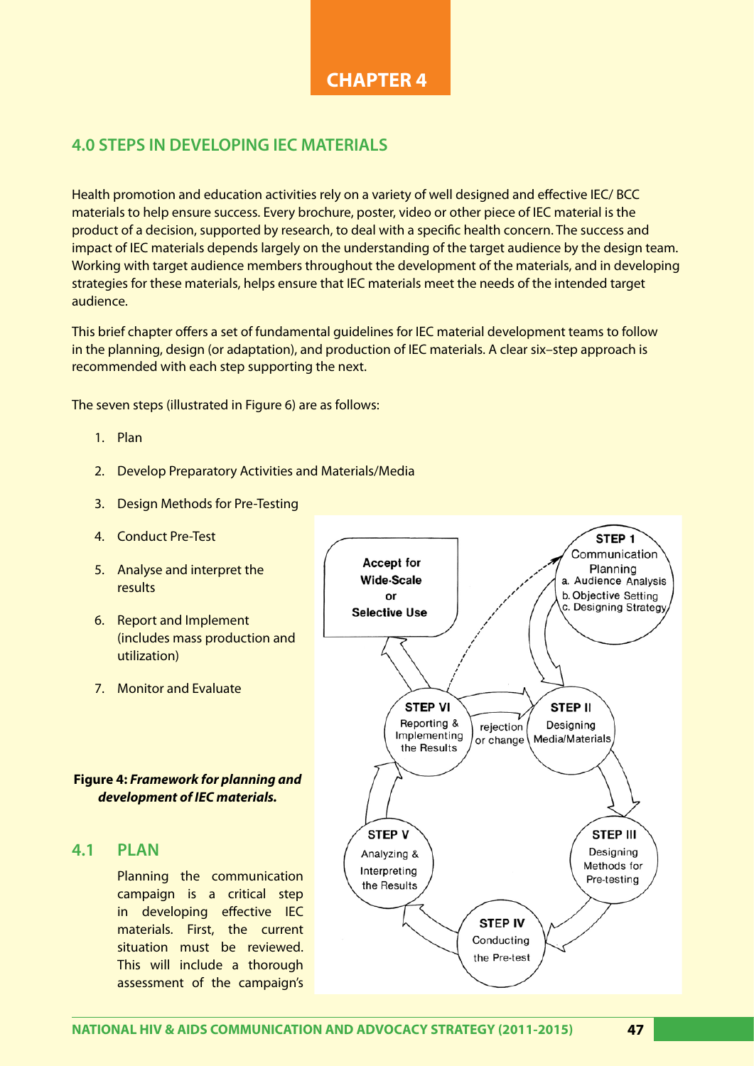# CHAPTER 4

## 4.0 STEPS IN DEVELOPING IEC MATERIALS

Health promotion and education activities rely on a variety of well designed and effective IEC/ BCC materials to help ensure success. Every brochure, poster, video or other piece of IEC material is the product of a decision, supported by research, to deal with a specific health concern. The success and impact of IEC materials depends largely on the understanding of the target audience by the design team. Working with target audience members throughout the development of the materials, and in developing strategies for these materials, helps ensure that IEC materials meet the needs of the intended target audience.

This brief chapter offers a set of fundamental guidelines for IEC material development teams to follow in the planning, design (or adaptation), and production of IEC materials. A clear six–step approach is recommended with each step supporting the next.

The seven steps (illustrated in Figure 6) are as follows:

1. Plan
2. Develop Preparatory Activities and Materials/Media
3. Design Methods for Pre-Testing
4. Conduct Pre-Test
5. Analyse and interpret the results
6. Report and Implement (includes mass production and utilization)
7. Monitor and Evaluate

Accept for Wide-Scale or Selective Use

STEP 1 Communication Planning
a. Audience Analysis
b. Objective Setting
c. Designing Strategy

STEP II Designing Media/Materials

STEP III Designing Methods for Pre-testing

STEP IV Conducting the Pre-test

STEP V Analyzing & Interpreting the Results

STEP VI Reporting & Implementing the Results

rejection or change

**Figure 4:** ***Framework for planning and development of IEC materials.***

## 4.1 PLAN

Planning the communication campaign is a critical step in developing effective IEC materials. First, the current situation must be reviewed. This will include a thorough assessment of the campaign's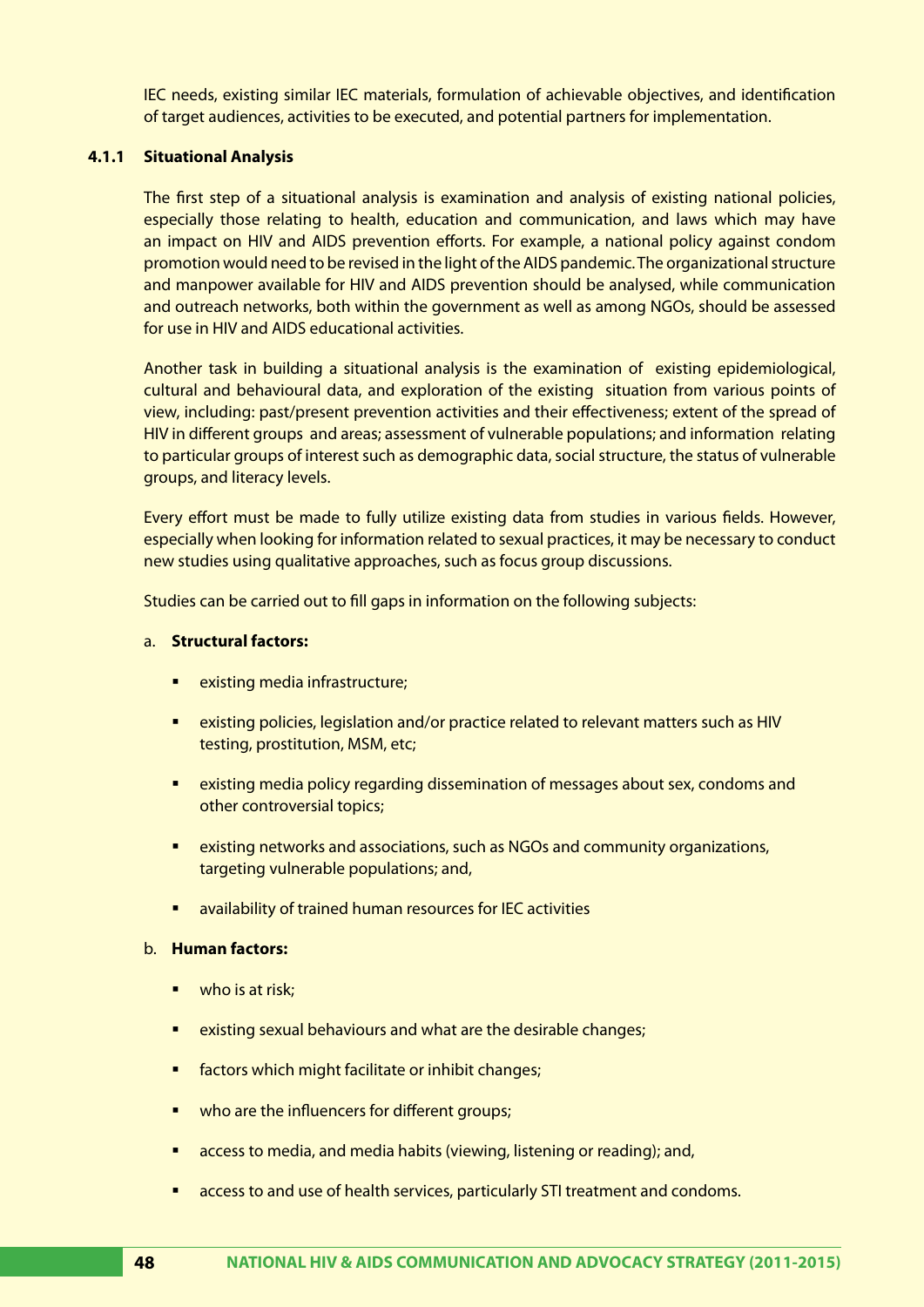IEC needs, existing similar IEC materials, formulation of achievable objectives, and identification of target audiences, activities to be executed, and potential partners for implementation.

### 4.1.1 Situational Analysis

The first step of a situational analysis is examination and analysis of existing national policies, especially those relating to health, education and communication, and laws which may have an impact on HIV and AIDS prevention efforts. For example, a national policy against condom promotion would need to be revised in the light of the AIDS pandemic. The organizational structure and manpower available for HIV and AIDS prevention should be analysed, while communication and outreach networks, both within the government as well as among NGOs, should be assessed for use in HIV and AIDS educational activities.

Another task in building a situational analysis is the examination of existing epidemiological, cultural and behavioural data, and exploration of the existing situation from various points of view, including: past/present prevention activities and their effectiveness; extent of the spread of HIV in different groups and areas; assessment of vulnerable populations; and information relating to particular groups of interest such as demographic data, social structure, the status of vulnerable groups, and literacy levels.

Every effort must be made to fully utilize existing data from studies in various fields. However, especially when looking for information related to sexual practices, it may be necessary to conduct new studies using qualitative approaches, such as focus group discussions.

Studies can be carried out to fill gaps in information on the following subjects:

a. **Structural factors:**

- existing media infrastructure;
- existing policies, legislation and/or practice related to relevant matters such as HIV testing, prostitution, MSM, etc;
- existing media policy regarding dissemination of messages about sex, condoms and other controversial topics;
- existing networks and associations, such as NGOs and community organizations, targeting vulnerable populations; and,
- availability of trained human resources for IEC activities

b. **Human factors:**

- who is at risk;
- existing sexual behaviours and what are the desirable changes;
- factors which might facilitate or inhibit changes;
- who are the influencers for different groups;
- access to media, and media habits (viewing, listening or reading); and,
- access to and use of health services, particularly STI treatment and condoms.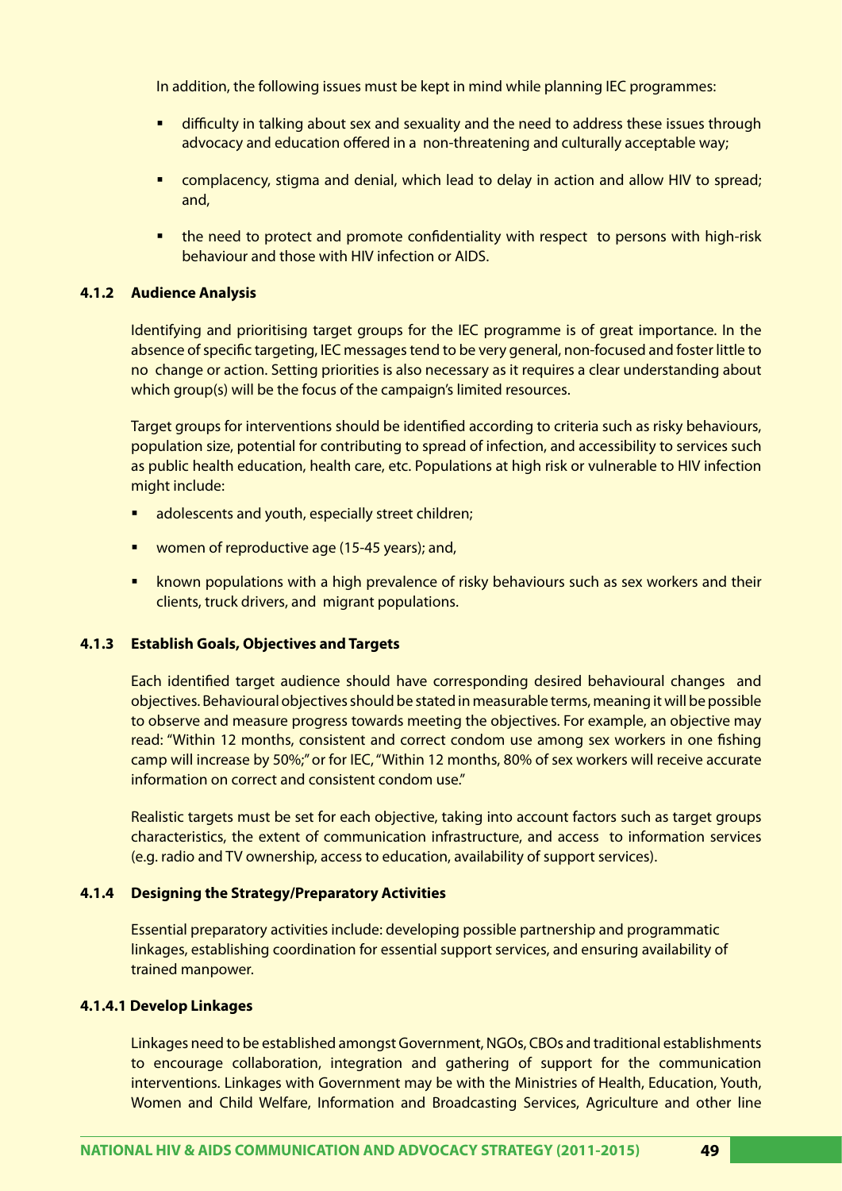In addition, the following issues must be kept in mind while planning IEC programmes:

- difficulty in talking about sex and sexuality and the need to address these issues through advocacy and education offered in a non-threatening and culturally acceptable way;
- complacency, stigma and denial, which lead to delay in action and allow HIV to spread; and,
- the need to protect and promote confidentiality with respect to persons with high-risk behaviour and those with HIV infection or AIDS.

### 4.1.2 Audience Analysis

Identifying and prioritising target groups for the IEC programme is of great importance. In the absence of specific targeting, IEC messages tend to be very general, non-focused and foster little to no change or action. Setting priorities is also necessary as it requires a clear understanding about which group(s) will be the focus of the campaign's limited resources.

Target groups for interventions should be identified according to criteria such as risky behaviours, population size, potential for contributing to spread of infection, and accessibility to services such as public health education, health care, etc. Populations at high risk or vulnerable to HIV infection might include:

- adolescents and youth, especially street children;
- women of reproductive age (15-45 years); and,
- known populations with a high prevalence of risky behaviours such as sex workers and their clients, truck drivers, and migrant populations.

### 4.1.3 Establish Goals, Objectives and Targets

Each identified target audience should have corresponding desired behavioural changes and objectives. Behavioural objectives should be stated in measurable terms, meaning it will be possible to observe and measure progress towards meeting the objectives. For example, an objective may read: "Within 12 months, consistent and correct condom use among sex workers in one fishing camp will increase by 50%;" or for IEC, "Within 12 months, 80% of sex workers will receive accurate information on correct and consistent condom use."

Realistic targets must be set for each objective, taking into account factors such as target groups characteristics, the extent of communication infrastructure, and access to information services (e.g. radio and TV ownership, access to education, availability of support services).

### 4.1.4 Designing the Strategy/Preparatory Activities

Essential preparatory activities include: developing possible partnership and programmatic linkages, establishing coordination for essential support services, and ensuring availability of trained manpower.

#### 4.1.4.1 Develop Linkages

Linkages need to be established amongst Government, NGOs, CBOs and traditional establishments to encourage collaboration, integration and gathering of support for the communication interventions. Linkages with Government may be with the Ministries of Health, Education, Youth, Women and Child Welfare, Information and Broadcasting Services, Agriculture and other line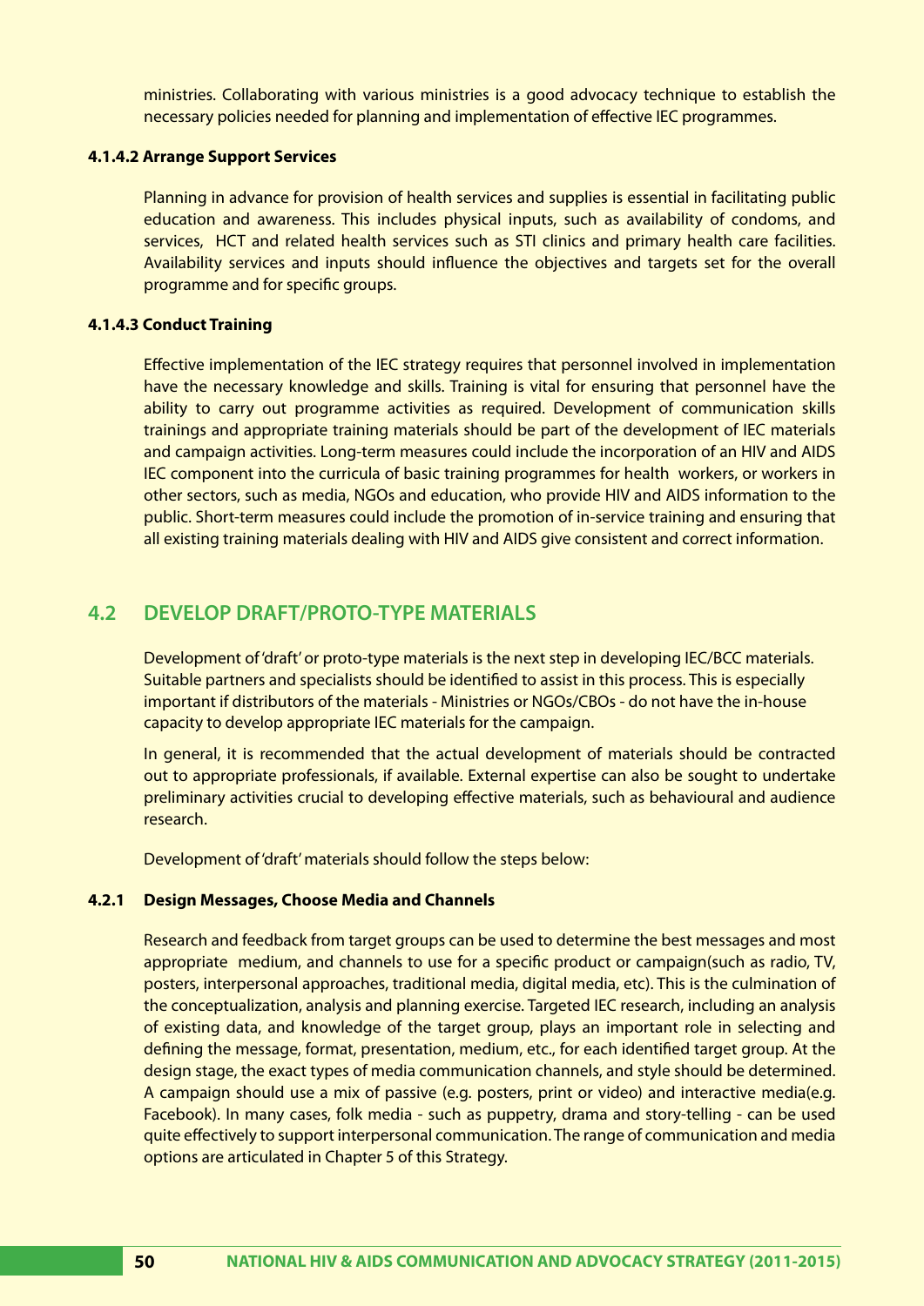ministries. Collaborating with various ministries is a good advocacy technique to establish the necessary policies needed for planning and implementation of effective IEC programmes.

#### 4.1.4.2 Arrange Support Services

Planning in advance for provision of health services and supplies is essential in facilitating public education and awareness. This includes physical inputs, such as availability of condoms, and services, HCT and related health services such as STI clinics and primary health care facilities. Availability services and inputs should influence the objectives and targets set for the overall programme and for specific groups.

#### 4.1.4.3 Conduct Training

Effective implementation of the IEC strategy requires that personnel involved in implementation have the necessary knowledge and skills. Training is vital for ensuring that personnel have the ability to carry out programme activities as required. Development of communication skills trainings and appropriate training materials should be part of the development of IEC materials and campaign activities. Long-term measures could include the incorporation of an HIV and AIDS IEC component into the curricula of basic training programmes for health workers, or workers in other sectors, such as media, NGOs and education, who provide HIV and AIDS information to the public. Short-term measures could include the promotion of in-service training and ensuring that all existing training materials dealing with HIV and AIDS give consistent and correct information.

## 4.2 DEVELOP DRAFT/PROTO-TYPE MATERIALS

Development of 'draft' or proto-type materials is the next step in developing IEC/BCC materials. Suitable partners and specialists should be identified to assist in this process. This is especially important if distributors of the materials - Ministries or NGOs/CBOs - do not have the in-house capacity to develop appropriate IEC materials for the campaign.

In general, it is recommended that the actual development of materials should be contracted out to appropriate professionals, if available. External expertise can also be sought to undertake preliminary activities crucial to developing effective materials, such as behavioural and audience research.

Development of 'draft' materials should follow the steps below:

### 4.2.1 Design Messages, Choose Media and Channels

Research and feedback from target groups can be used to determine the best messages and most appropriate medium, and channels to use for a specific product or campaign(such as radio, TV, posters, interpersonal approaches, traditional media, digital media, etc). This is the culmination of the conceptualization, analysis and planning exercise. Targeted IEC research, including an analysis of existing data, and knowledge of the target group, plays an important role in selecting and defining the message, format, presentation, medium, etc., for each identified target group. At the design stage, the exact types of media communication channels, and style should be determined. A campaign should use a mix of passive (e.g. posters, print or video) and interactive media(e.g. Facebook). In many cases, folk media - such as puppetry, drama and story-telling - can be used quite effectively to support interpersonal communication. The range of communication and media options are articulated in Chapter 5 of this Strategy.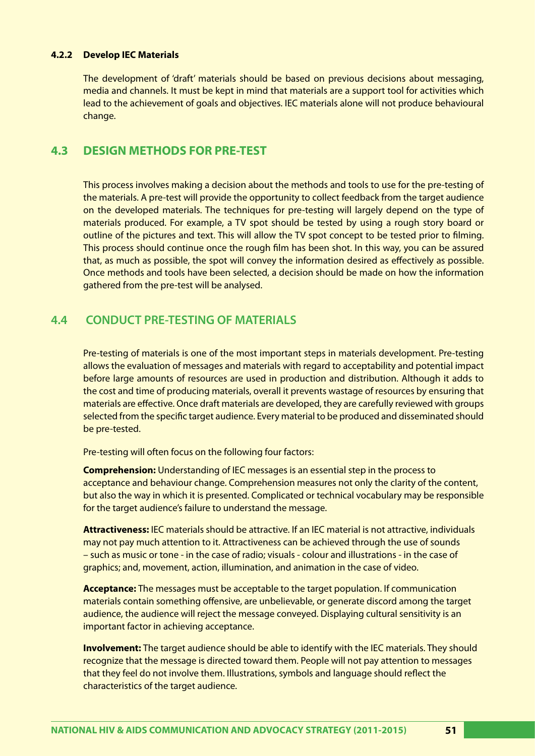#### 4.2.2 Develop IEC Materials

The development of 'draft' materials should be based on previous decisions about messaging, media and channels. It must be kept in mind that materials are a support tool for activities which lead to the achievement of goals and objectives. IEC materials alone will not produce behavioural change.

## 4.3 DESIGN METHODS FOR PRE-TEST

This process involves making a decision about the methods and tools to use for the pre-testing of the materials. A pre-test will provide the opportunity to collect feedback from the target audience on the developed materials. The techniques for pre-testing will largely depend on the type of materials produced. For example, a TV spot should be tested by using a rough story board or outline of the pictures and text. This will allow the TV spot concept to be tested prior to filming. This process should continue once the rough film has been shot. In this way, you can be assured that, as much as possible, the spot will convey the information desired as effectively as possible. Once methods and tools have been selected, a decision should be made on how the information gathered from the pre-test will be analysed.

## 4.4 CONDUCT PRE-TESTING OF MATERIALS

Pre-testing of materials is one of the most important steps in materials development. Pre-testing allows the evaluation of messages and materials with regard to acceptability and potential impact before large amounts of resources are used in production and distribution. Although it adds to the cost and time of producing materials, overall it prevents wastage of resources by ensuring that materials are effective. Once draft materials are developed, they are carefully reviewed with groups selected from the specific target audience. Every material to be produced and disseminated should be pre-tested.

Pre-testing will often focus on the following four factors:

**Comprehension:** Understanding of IEC messages is an essential step in the process to acceptance and behaviour change. Comprehension measures not only the clarity of the content, but also the way in which it is presented. Complicated or technical vocabulary may be responsible for the target audience's failure to understand the message.

**Attractiveness:** IEC materials should be attractive. If an IEC material is not attractive, individuals may not pay much attention to it. Attractiveness can be achieved through the use of sounds – such as music or tone - in the case of radio; visuals - colour and illustrations - in the case of graphics; and, movement, action, illumination, and animation in the case of video.

**Acceptance:** The messages must be acceptable to the target population. If communication materials contain something offensive, are unbelievable, or generate discord among the target audience, the audience will reject the message conveyed. Displaying cultural sensitivity is an important factor in achieving acceptance.

**Involvement:** The target audience should be able to identify with the IEC materials. They should recognize that the message is directed toward them. People will not pay attention to messages that they feel do not involve them. Illustrations, symbols and language should reflect the characteristics of the target audience.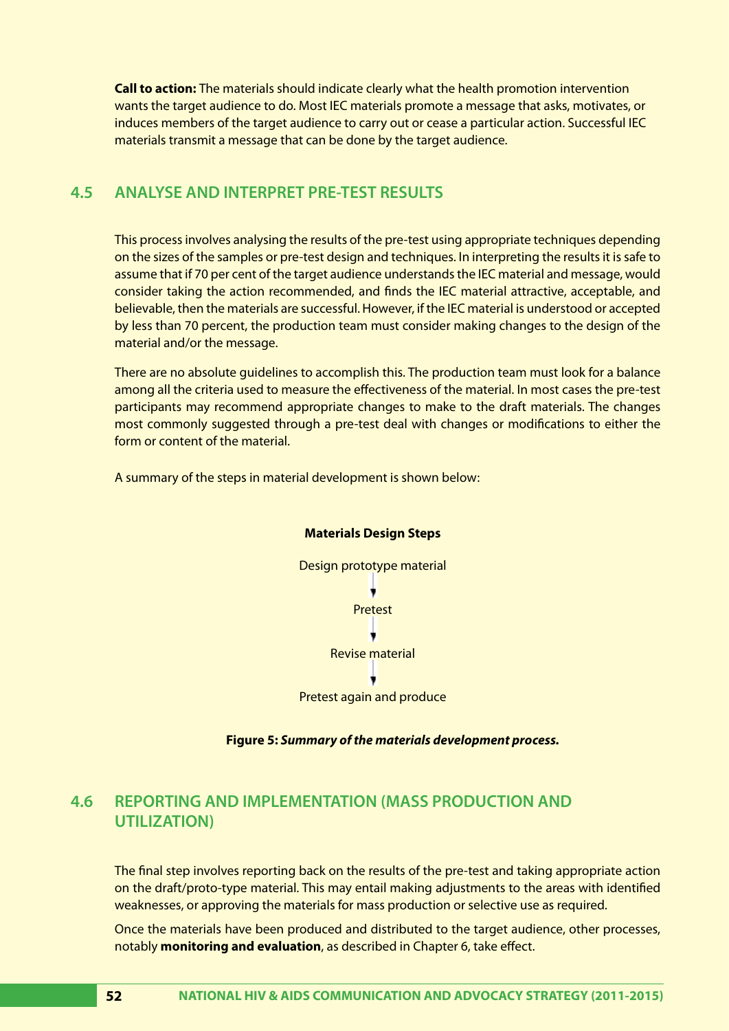**Call to action:** The materials should indicate clearly what the health promotion intervention wants the target audience to do. Most IEC materials promote a message that asks, motivates, or induces members of the target audience to carry out or cease a particular action. Successful IEC materials transmit a message that can be done by the target audience.

## 4.5 ANALYSE AND INTERPRET PRE-TEST RESULTS

This process involves analysing the results of the pre-test using appropriate techniques depending on the sizes of the samples or pre-test design and techniques. In interpreting the results it is safe to assume that if 70 per cent of the target audience understands the IEC material and message, would consider taking the action recommended, and finds the IEC material attractive, acceptable, and believable, then the materials are successful. However, if the IEC material is understood or accepted by less than 70 percent, the production team must consider making changes to the design of the material and/or the message.

There are no absolute guidelines to accomplish this. The production team must look for a balance among all the criteria used to measure the effectiveness of the material. In most cases the pre-test participants may recommend appropriate changes to make to the draft materials. The changes most commonly suggested through a pre-test deal with changes or modifications to either the form or content of the material.

A summary of the steps in material development is shown below:

**Materials Design Steps**

Design prototype material
↓
Pretest
↓
Revise material
↓
Pretest again and produce

**Figure 5:** ***Summary of the materials development process.***

## 4.6 REPORTING AND IMPLEMENTATION (MASS PRODUCTION AND UTILIZATION)

The final step involves reporting back on the results of the pre-test and taking appropriate action on the draft/proto-type material. This may entail making adjustments to the areas with identified weaknesses, or approving the materials for mass production or selective use as required.

Once the materials have been produced and distributed to the target audience, other processes, notably **monitoring and evaluation**, as described in Chapter 6, take effect.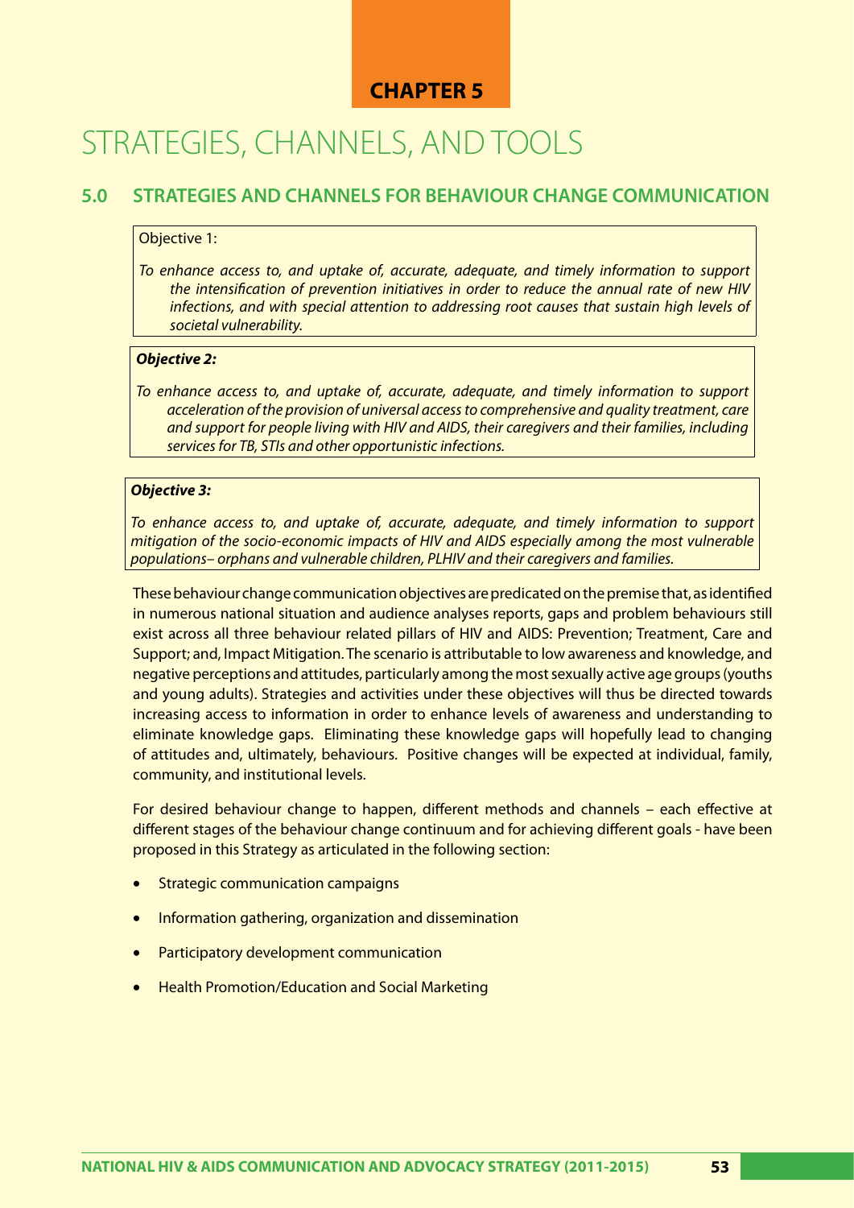# CHAPTER 5

# STRATEGIES, CHANNELS, AND TOOLS

## 5.0 STRATEGIES AND CHANNELS FOR BEHAVIOUR CHANGE COMMUNICATION

Objective 1:

*To enhance access to, and uptake of, accurate, adequate, and timely information to support the intensification of prevention initiatives in order to reduce the annual rate of new HIV infections, and with special attention to addressing root causes that sustain high levels of societal vulnerability.*

***Objective 2:***

*To enhance access to, and uptake of, accurate, adequate, and timely information to support acceleration of the provision of universal access to comprehensive and quality treatment, care and support for people living with HIV and AIDS, their caregivers and their families, including services for TB, STIs and other opportunistic infections.*

***Objective 3:***

*To enhance access to, and uptake of, accurate, adequate, and timely information to support mitigation of the socio-economic impacts of HIV and AIDS especially among the most vulnerable populations– orphans and vulnerable children, PLHIV and their caregivers and families.*

These behaviour change communication objectives are predicated on the premise that, as identified in numerous national situation and audience analyses reports, gaps and problem behaviours still exist across all three behaviour related pillars of HIV and AIDS: Prevention; Treatment, Care and Support; and, Impact Mitigation. The scenario is attributable to low awareness and knowledge, and negative perceptions and attitudes, particularly among the most sexually active age groups (youths and young adults). Strategies and activities under these objectives will thus be directed towards increasing access to information in order to enhance levels of awareness and understanding to eliminate knowledge gaps. Eliminating these knowledge gaps will hopefully lead to changing of attitudes and, ultimately, behaviours. Positive changes will be expected at individual, family, community, and institutional levels.

For desired behaviour change to happen, different methods and channels – each effective at different stages of the behaviour change continuum and for achieving different goals - have been proposed in this Strategy as articulated in the following section:

- Strategic communication campaigns
- Information gathering, organization and dissemination
- Participatory development communication
- Health Promotion/Education and Social Marketing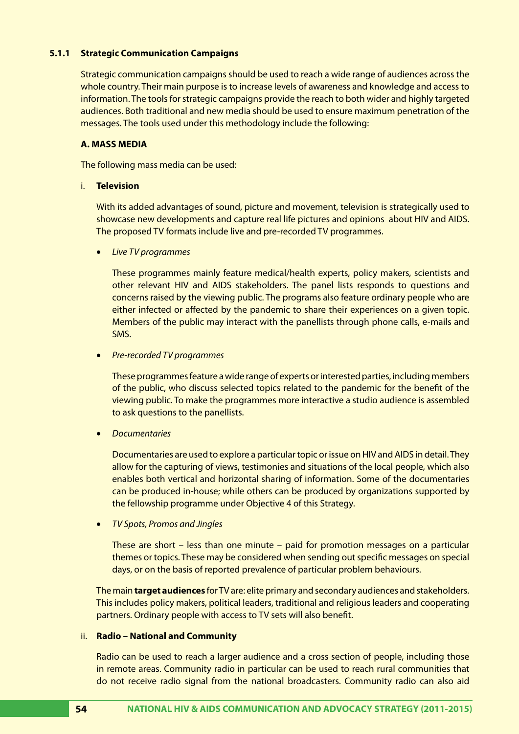### 5.1.1 Strategic Communication Campaigns

Strategic communication campaigns should be used to reach a wide range of audiences across the whole country. Their main purpose is to increase levels of awareness and knowledge and access to information. The tools for strategic campaigns provide the reach to both wider and highly targeted audiences. Both traditional and new media should be used to ensure maximum penetration of the messages. The tools used under this methodology include the following:

#### A. MASS MEDIA

The following mass media can be used:

i. **Television**

With its added advantages of sound, picture and movement, television is strategically used to showcase new developments and capture real life pictures and opinions about HIV and AIDS. The proposed TV formats include live and pre-recorded TV programmes.

- *Live TV programmes*

  These programmes mainly feature medical/health experts, policy makers, scientists and other relevant HIV and AIDS stakeholders. The panel lists responds to questions and concerns raised by the viewing public. The programs also feature ordinary people who are either infected or affected by the pandemic to share their experiences on a given topic. Members of the public may interact with the panellists through phone calls, e-mails and SMS.

- *Pre-recorded TV programmes*

  These programmes feature a wide range of experts or interested parties, including members of the public, who discuss selected topics related to the pandemic for the benefit of the viewing public. To make the programmes more interactive a studio audience is assembled to ask questions to the panellists.

- *Documentaries*

  Documentaries are used to explore a particular topic or issue on HIV and AIDS in detail. They allow for the capturing of views, testimonies and situations of the local people, which also enables both vertical and horizontal sharing of information. Some of the documentaries can be produced in-house; while others can be produced by organizations supported by the fellowship programme under Objective 4 of this Strategy.

- *TV Spots, Promos and Jingles*

  These are short – less than one minute – paid for promotion messages on a particular themes or topics. These may be considered when sending out specific messages on special days, or on the basis of reported prevalence of particular problem behaviours.

The main **target audiences** for TV are: elite primary and secondary audiences and stakeholders. This includes policy makers, political leaders, traditional and religious leaders and cooperating partners. Ordinary people with access to TV sets will also benefit.

ii. **Radio – National and Community**

Radio can be used to reach a larger audience and a cross section of people, including those in remote areas. Community radio in particular can be used to reach rural communities that do not receive radio signal from the national broadcasters. Community radio can also aid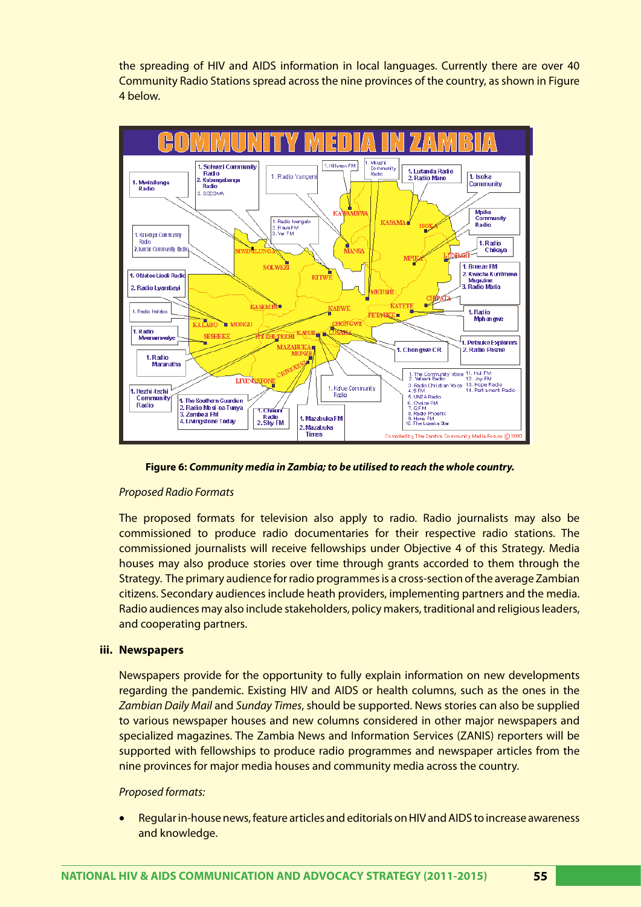the spreading of HIV and AIDS information in local languages. Currently there are over 40 Community Radio Stations spread across the nine provinces of the country, as shown in Figure 4 below.

**Figure 6:** ***Community media in Zambia; to be utilised to reach the whole country.***

*Proposed Radio Formats*

The proposed formats for television also apply to radio. Radio journalists may also be commissioned to produce radio documentaries for their respective radio stations. The commissioned journalists will receive fellowships under Objective 4 of this Strategy. Media houses may also produce stories over time through grants accorded to them through the Strategy. The primary audience for radio programmes is a cross-section of the average Zambian citizens. Secondary audiences include heath providers, implementing partners and the media. Radio audiences may also include stakeholders, policy makers, traditional and religious leaders, and cooperating partners.

### iii. Newspapers

Newspapers provide for the opportunity to fully explain information on new developments regarding the pandemic. Existing HIV and AIDS or health columns, such as the ones in the *Zambian Daily Mail* and *Sunday Times*, should be supported. News stories can also be supplied to various newspaper houses and new columns considered in other major newspapers and specialized magazines. The Zambia News and Information Services (ZANIS) reporters will be supported with fellowships to produce radio programmes and newspaper articles from the nine provinces for major media houses and community media across the country.

*Proposed formats:*

- Regular in-house news, feature articles and editorials on HIV and AIDS to increase awareness and knowledge.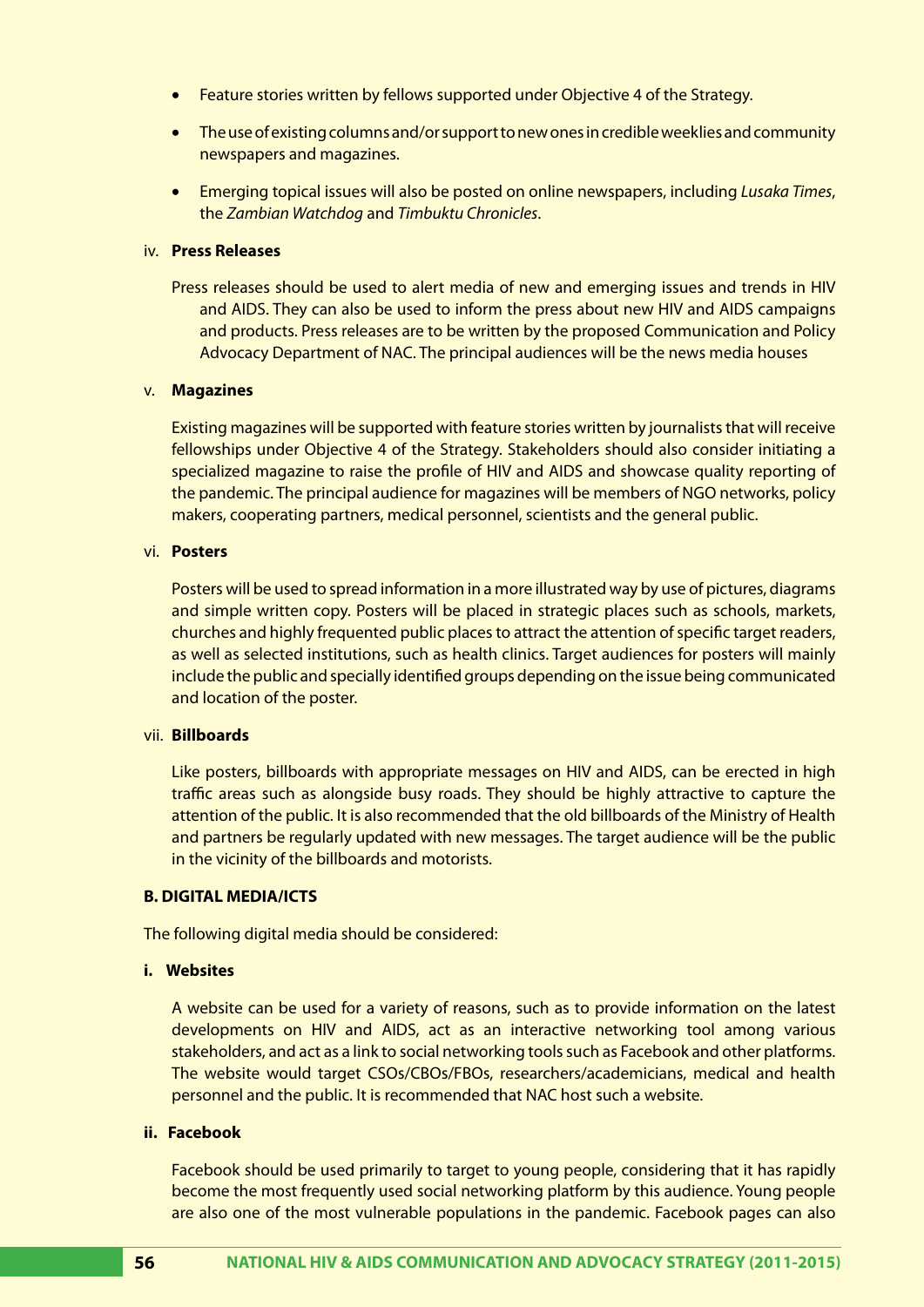- Feature stories written by fellows supported under Objective 4 of the Strategy.
- The use of existing columns and/or support to new ones in credible weeklies and community newspapers and magazines.
- Emerging topical issues will also be posted on online newspapers, including *Lusaka Times*, the *Zambian Watchdog* and *Timbuktu Chronicles*.

iv. **Press Releases**

Press releases should be used to alert media of new and emerging issues and trends in HIV and AIDS. They can also be used to inform the press about new HIV and AIDS campaigns and products. Press releases are to be written by the proposed Communication and Policy Advocacy Department of NAC. The principal audiences will be the news media houses

v. **Magazines**

Existing magazines will be supported with feature stories written by journalists that will receive fellowships under Objective 4 of the Strategy. Stakeholders should also consider initiating a specialized magazine to raise the profile of HIV and AIDS and showcase quality reporting of the pandemic. The principal audience for magazines will be members of NGO networks, policy makers, cooperating partners, medical personnel, scientists and the general public.

vi. **Posters**

Posters will be used to spread information in a more illustrated way by use of pictures, diagrams and simple written copy. Posters will be placed in strategic places such as schools, markets, churches and highly frequented public places to attract the attention of specific target readers, as well as selected institutions, such as health clinics. Target audiences for posters will mainly include the public and specially identified groups depending on the issue being communicated and location of the poster.

vii. **Billboards**

Like posters, billboards with appropriate messages on HIV and AIDS, can be erected in high traffic areas such as alongside busy roads. They should be highly attractive to capture the attention of the public. It is also recommended that the old billboards of the Ministry of Health and partners be regularly updated with new messages. The target audience will be the public in the vicinity of the billboards and motorists.

**B. DIGITAL MEDIA/ICTS**

The following digital media should be considered:

**i. Websites**

A website can be used for a variety of reasons, such as to provide information on the latest developments on HIV and AIDS, act as an interactive networking tool among various stakeholders, and act as a link to social networking tools such as Facebook and other platforms. The website would target CSOs/CBOs/FBOs, researchers/academicians, medical and health personnel and the public. It is recommended that NAC host such a website.

**ii. Facebook**

Facebook should be used primarily to target to young people, considering that it has rapidly become the most frequently used social networking platform by this audience. Young people are also one of the most vulnerable populations in the pandemic. Facebook pages can also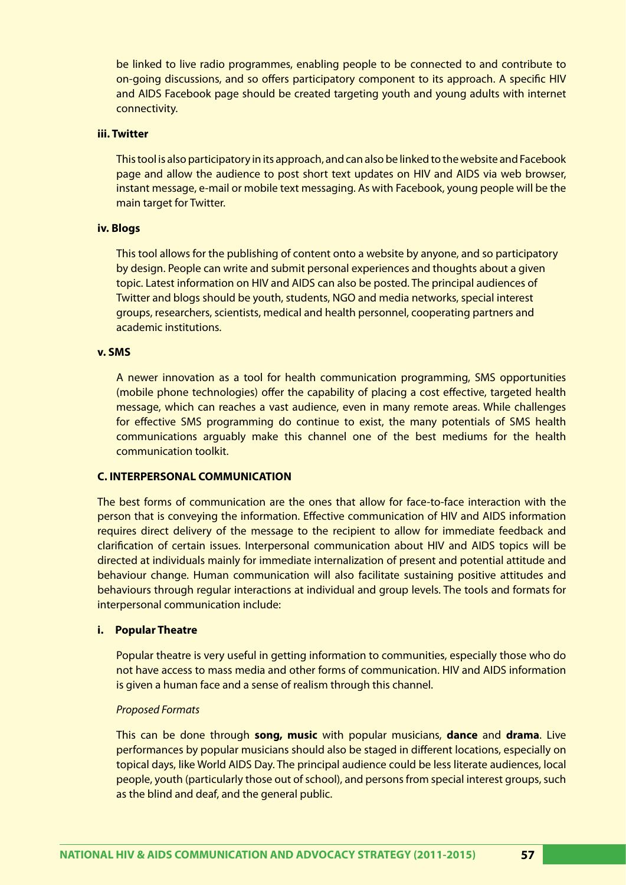be linked to live radio programmes, enabling people to be connected to and contribute to on-going discussions, and so offers participatory component to its approach. A specific HIV and AIDS Facebook page should be created targeting youth and young adults with internet connectivity.

#### iii. Twitter

This tool is also participatory in its approach, and can also be linked to the website and Facebook page and allow the audience to post short text updates on HIV and AIDS via web browser, instant message, e-mail or mobile text messaging. As with Facebook, young people will be the main target for Twitter.

#### iv. Blogs

This tool allows for the publishing of content onto a website by anyone, and so participatory by design. People can write and submit personal experiences and thoughts about a given topic. Latest information on HIV and AIDS can also be posted. The principal audiences of Twitter and blogs should be youth, students, NGO and media networks, special interest groups, researchers, scientists, medical and health personnel, cooperating partners and academic institutions.

#### v. SMS

A newer innovation as a tool for health communication programming, SMS opportunities (mobile phone technologies) offer the capability of placing a cost effective, targeted health message, which can reaches a vast audience, even in many remote areas. While challenges for effective SMS programming do continue to exist, the many potentials of SMS health communications arguably make this channel one of the best mediums for the health communication toolkit.

### C. INTERPERSONAL COMMUNICATION

The best forms of communication are the ones that allow for face-to-face interaction with the person that is conveying the information. Effective communication of HIV and AIDS information requires direct delivery of the message to the recipient to allow for immediate feedback and clarification of certain issues. Interpersonal communication about HIV and AIDS topics will be directed at individuals mainly for immediate internalization of present and potential attitude and behaviour change. Human communication will also facilitate sustaining positive attitudes and behaviours through regular interactions at individual and group levels. The tools and formats for interpersonal communication include:

#### i. Popular Theatre

Popular theatre is very useful in getting information to communities, especially those who do not have access to mass media and other forms of communication. HIV and AIDS information is given a human face and a sense of realism through this channel.

*Proposed Formats*

This can be done through **song, music** with popular musicians, **dance** and **drama**. Live performances by popular musicians should also be staged in different locations, especially on topical days, like World AIDS Day. The principal audience could be less literate audiences, local people, youth (particularly those out of school), and persons from special interest groups, such as the blind and deaf, and the general public.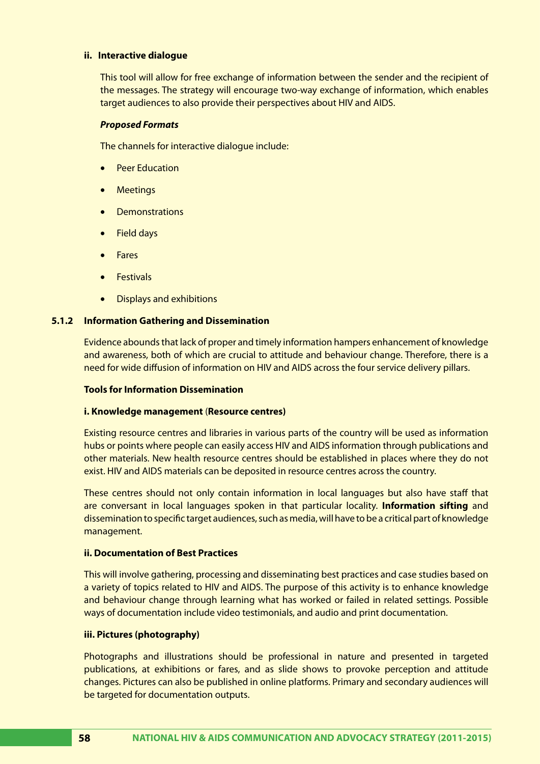#### ii. Interactive dialogue

This tool will allow for free exchange of information between the sender and the recipient of the messages. The strategy will encourage two-way exchange of information, which enables target audiences to also provide their perspectives about HIV and AIDS.

***Proposed Formats***

The channels for interactive dialogue include:

- Peer Education
- Meetings
- Demonstrations
- Field days
- Fares
- Festivals
- Displays and exhibitions

### 5.1.2 Information Gathering and Dissemination

Evidence abounds that lack of proper and timely information hampers enhancement of knowledge and awareness, both of which are crucial to attitude and behaviour change. Therefore, there is a need for wide diffusion of information on HIV and AIDS across the four service delivery pillars.

#### Tools for Information Dissemination

#### i. Knowledge management (Resource centres)

Existing resource centres and libraries in various parts of the country will be used as information hubs or points where people can easily access HIV and AIDS information through publications and other materials. New health resource centres should be established in places where they do not exist. HIV and AIDS materials can be deposited in resource centres across the country.

These centres should not only contain information in local languages but also have staff that are conversant in local languages spoken in that particular locality. **Information sifting** and dissemination to specific target audiences, such as media, will have to be a critical part of knowledge management.

#### ii. Documentation of Best Practices

This will involve gathering, processing and disseminating best practices and case studies based on a variety of topics related to HIV and AIDS. The purpose of this activity is to enhance knowledge and behaviour change through learning what has worked or failed in related settings. Possible ways of documentation include video testimonials, and audio and print documentation.

#### iii. Pictures (photography)

Photographs and illustrations should be professional in nature and presented in targeted publications, at exhibitions or fares, and as slide shows to provoke perception and attitude changes. Pictures can also be published in online platforms. Primary and secondary audiences will be targeted for documentation outputs.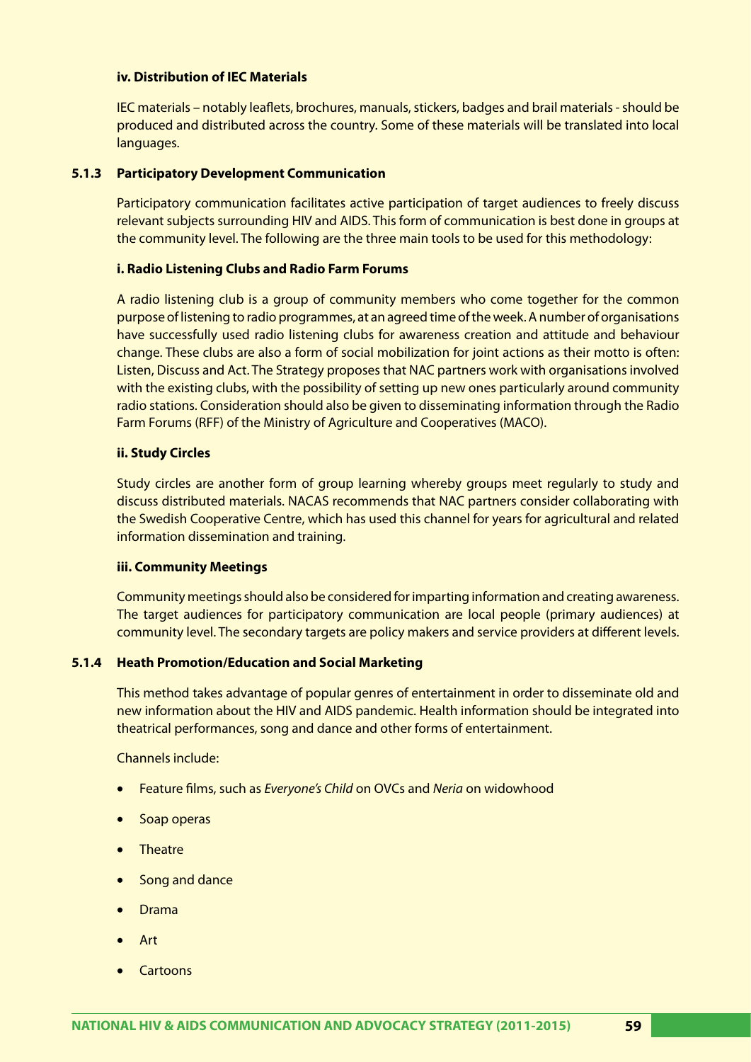#### iv. Distribution of IEC Materials

IEC materials – notably leaflets, brochures, manuals, stickers, badges and brail materials - should be produced and distributed across the country. Some of these materials will be translated into local languages.

### 5.1.3 Participatory Development Communication

Participatory communication facilitates active participation of target audiences to freely discuss relevant subjects surrounding HIV and AIDS. This form of communication is best done in groups at the community level. The following are the three main tools to be used for this methodology:

#### i. Radio Listening Clubs and Radio Farm Forums

A radio listening club is a group of community members who come together for the common purpose of listening to radio programmes, at an agreed time of the week. A number of organisations have successfully used radio listening clubs for awareness creation and attitude and behaviour change. These clubs are also a form of social mobilization for joint actions as their motto is often: Listen, Discuss and Act. The Strategy proposes that NAC partners work with organisations involved with the existing clubs, with the possibility of setting up new ones particularly around community radio stations. Consideration should also be given to disseminating information through the Radio Farm Forums (RFF) of the Ministry of Agriculture and Cooperatives (MACO).

#### ii. Study Circles

Study circles are another form of group learning whereby groups meet regularly to study and discuss distributed materials. NACAS recommends that NAC partners consider collaborating with the Swedish Cooperative Centre, which has used this channel for years for agricultural and related information dissemination and training.

#### iii. Community Meetings

Community meetings should also be considered for imparting information and creating awareness. The target audiences for participatory communication are local people (primary audiences) at community level. The secondary targets are policy makers and service providers at different levels.

### 5.1.4 Heath Promotion/Education and Social Marketing

This method takes advantage of popular genres of entertainment in order to disseminate old and new information about the HIV and AIDS pandemic. Health information should be integrated into theatrical performances, song and dance and other forms of entertainment.

Channels include:

- Feature films, such as *Everyone's Child* on OVCs and *Neria* on widowhood
- Soap operas
- Theatre
- Song and dance
- Drama
- Art
- Cartoons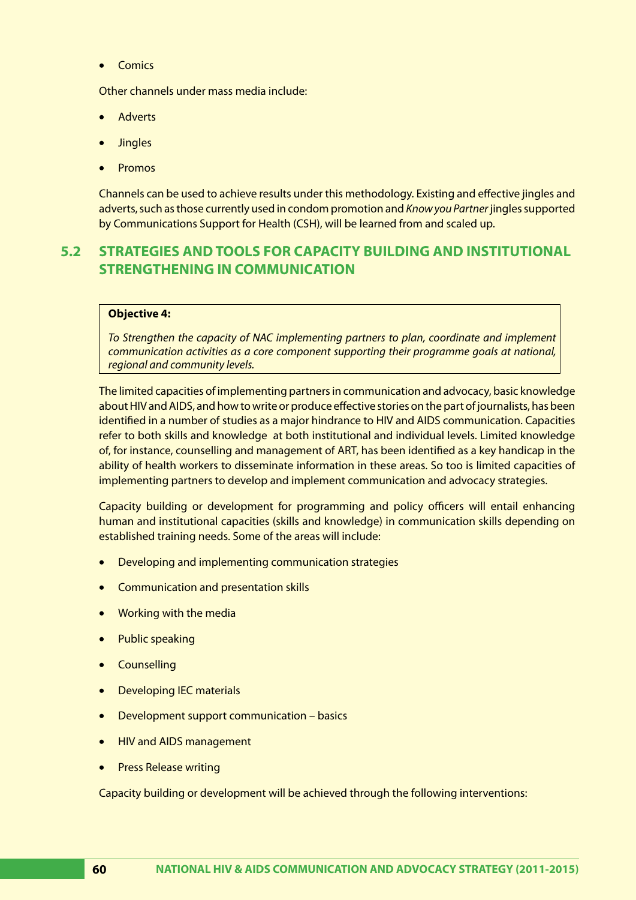- Comics

Other channels under mass media include:

- Adverts
- Jingles
- Promos

Channels can be used to achieve results under this methodology. Existing and effective jingles and adverts, such as those currently used in condom promotion and *Know you Partner* jingles supported by Communications Support for Health (CSH), will be learned from and scaled up.

## 5.2 STRATEGIES AND TOOLS FOR CAPACITY BUILDING AND INSTITUTIONAL STRENGTHENING IN COMMUNICATION

**Objective 4:**

*To Strengthen the capacity of NAC implementing partners to plan, coordinate and implement communication activities as a core component supporting their programme goals at national, regional and community levels.*

The limited capacities of implementing partners in communication and advocacy, basic knowledge about HIV and AIDS, and how to write or produce effective stories on the part of journalists, has been identified in a number of studies as a major hindrance to HIV and AIDS communication. Capacities refer to both skills and knowledge at both institutional and individual levels. Limited knowledge of, for instance, counselling and management of ART, has been identified as a key handicap in the ability of health workers to disseminate information in these areas. So too is limited capacities of implementing partners to develop and implement communication and advocacy strategies.

Capacity building or development for programming and policy officers will entail enhancing human and institutional capacities (skills and knowledge) in communication skills depending on established training needs. Some of the areas will include:

- Developing and implementing communication strategies
- Communication and presentation skills
- Working with the media
- Public speaking
- Counselling
- Developing IEC materials
- Development support communication – basics
- HIV and AIDS management
- Press Release writing

Capacity building or development will be achieved through the following interventions: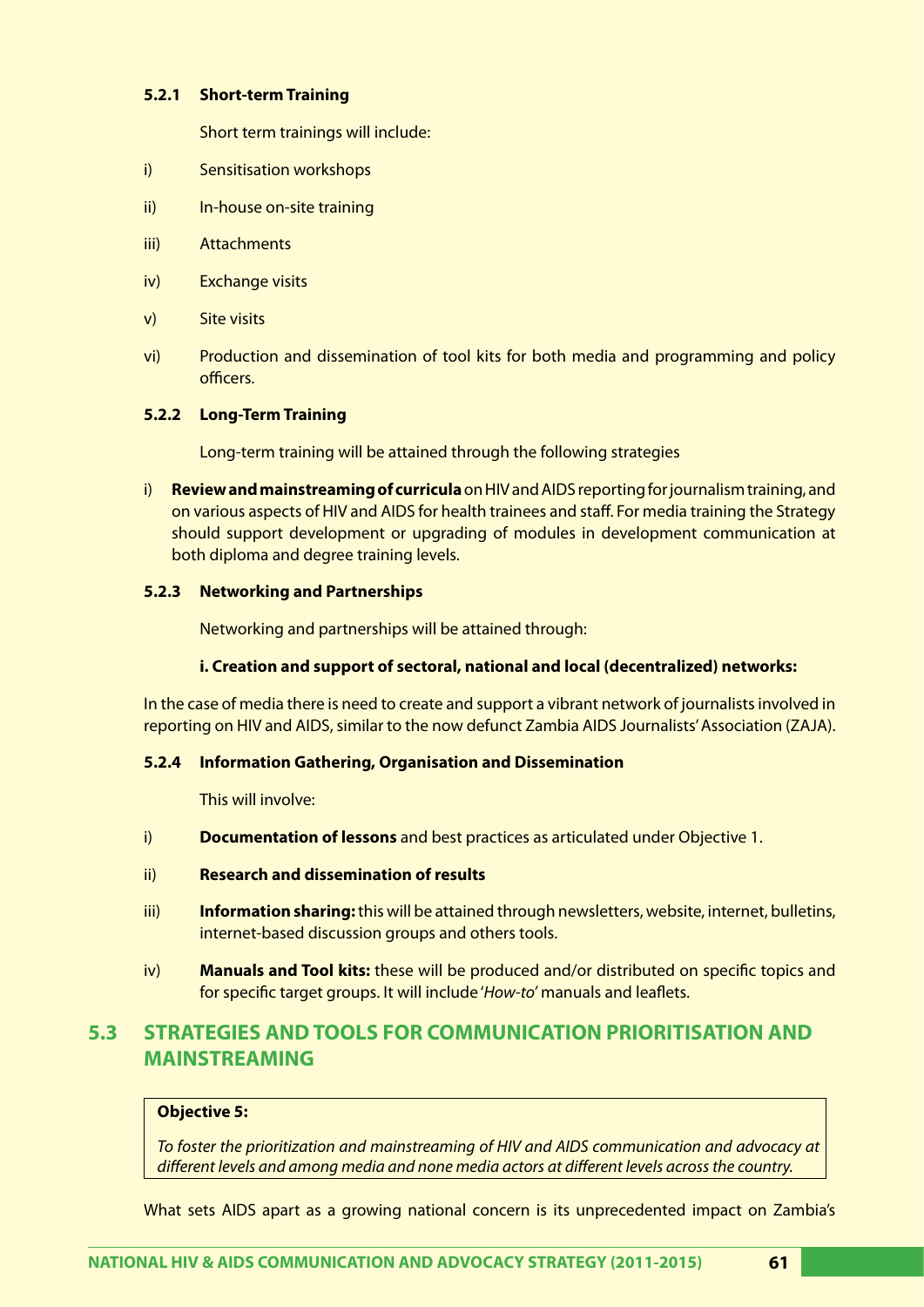#### 5.2.1 Short-term Training

Short term trainings will include:

i) Sensitisation workshops

ii) In-house on-site training

iii) Attachments

iv) Exchange visits

v) Site visits

vi) Production and dissemination of tool kits for both media and programming and policy officers.

#### 5.2.2 Long-Term Training

Long-term training will be attained through the following strategies

i) **Review and mainstreaming of curricula** on HIV and AIDS reporting for journalism training, and on various aspects of HIV and AIDS for health trainees and staff. For media training the Strategy should support development or upgrading of modules in development communication at both diploma and degree training levels.

#### 5.2.3 Networking and Partnerships

Networking and partnerships will be attained through:

**i. Creation and support of sectoral, national and local (decentralized) networks:**

In the case of media there is need to create and support a vibrant network of journalists involved in reporting on HIV and AIDS, similar to the now defunct Zambia AIDS Journalists' Association (ZAJA).

#### 5.2.4 Information Gathering, Organisation and Dissemination

This will involve:

i) **Documentation of lessons** and best practices as articulated under Objective 1.

ii) **Research and dissemination of results**

iii) **Information sharing:** this will be attained through newsletters, website, internet, bulletins, internet-based discussion groups and others tools.

iv) **Manuals and Tool kits:** these will be produced and/or distributed on specific topics and for specific target groups. It will include '*How-to*' manuals and leaflets.

## 5.3 STRATEGIES AND TOOLS FOR COMMUNICATION PRIORITISATION AND MAINSTREAMING

**Objective 5:**

*To foster the prioritization and mainstreaming of HIV and AIDS communication and advocacy at different levels and among media and none media actors at different levels across the country.*

What sets AIDS apart as a growing national concern is its unprecedented impact on Zambia's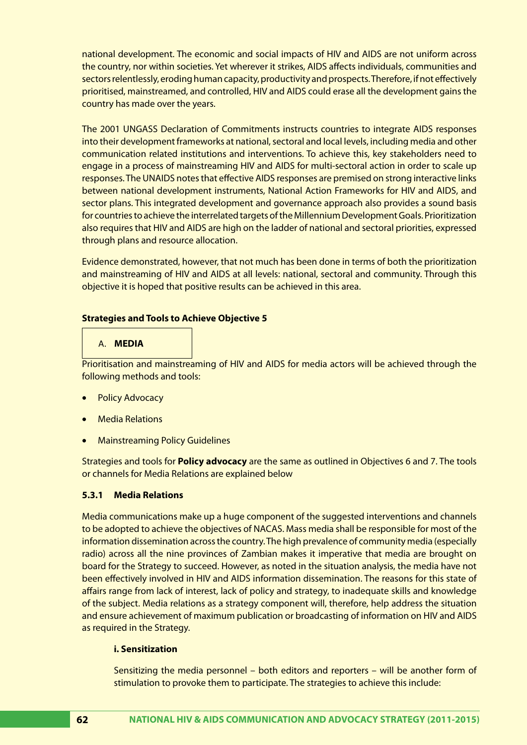national development. The economic and social impacts of HIV and AIDS are not uniform across the country, nor within societies. Yet wherever it strikes, AIDS affects individuals, communities and sectors relentlessly, eroding human capacity, productivity and prospects. Therefore, if not effectively prioritised, mainstreamed, and controlled, HIV and AIDS could erase all the development gains the country has made over the years.

The 2001 UNGASS Declaration of Commitments instructs countries to integrate AIDS responses into their development frameworks at national, sectoral and local levels, including media and other communication related institutions and interventions. To achieve this, key stakeholders need to engage in a process of mainstreaming HIV and AIDS for multi-sectoral action in order to scale up responses. The UNAIDS notes that effective AIDS responses are premised on strong interactive links between national development instruments, National Action Frameworks for HIV and AIDS, and sector plans. This integrated development and governance approach also provides a sound basis for countries to achieve the interrelated targets of the Millennium Development Goals. Prioritization also requires that HIV and AIDS are high on the ladder of national and sectoral priorities, expressed through plans and resource allocation.

Evidence demonstrated, however, that not much has been done in terms of both the prioritization and mainstreaming of HIV and AIDS at all levels: national, sectoral and community. Through this objective it is hoped that positive results can be achieved in this area.

**Strategies and Tools to Achieve Objective 5**

A. **MEDIA**

Prioritisation and mainstreaming of HIV and AIDS for media actors will be achieved through the following methods and tools:

- Policy Advocacy
- Media Relations
- Mainstreaming Policy Guidelines

Strategies and tools for **Policy advocacy** are the same as outlined in Objectives 6 and 7. The tools or channels for Media Relations are explained below

**5.3.1 Media Relations**

Media communications make up a huge component of the suggested interventions and channels to be adopted to achieve the objectives of NACAS. Mass media shall be responsible for most of the information dissemination across the country. The high prevalence of community media (especially radio) across all the nine provinces of Zambian makes it imperative that media are brought on board for the Strategy to succeed. However, as noted in the situation analysis, the media have not been effectively involved in HIV and AIDS information dissemination. The reasons for this state of affairs range from lack of interest, lack of policy and strategy, to inadequate skills and knowledge of the subject. Media relations as a strategy component will, therefore, help address the situation and ensure achievement of maximum publication or broadcasting of information on HIV and AIDS as required in the Strategy.

**i. Sensitization**

Sensitizing the media personnel – both editors and reporters – will be another form of stimulation to provoke them to participate. The strategies to achieve this include: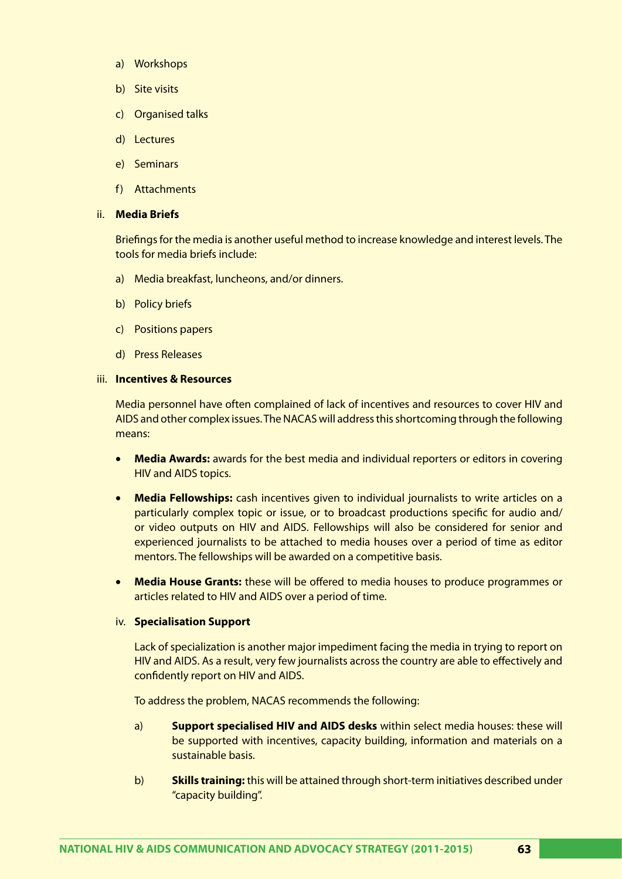a) Workshops

b) Site visits

c) Organised talks

d) Lectures

e) Seminars

f) Attachments

ii. **Media Briefs**

Briefings for the media is another useful method to increase knowledge and interest levels. The tools for media briefs include:

a) Media breakfast, luncheons, and/or dinners.

b) Policy briefs

c) Positions papers

d) Press Releases

iii. **Incentives & Resources**

Media personnel have often complained of lack of incentives and resources to cover HIV and AIDS and other complex issues. The NACAS will address this shortcoming through the following means:

- **Media Awards:** awards for the best media and individual reporters or editors in covering HIV and AIDS topics.
- **Media Fellowships:** cash incentives given to individual journalists to write articles on a particularly complex topic or issue, or to broadcast productions specific for audio and/or video outputs on HIV and AIDS. Fellowships will also be considered for senior and experienced journalists to be attached to media houses over a period of time as editor mentors. The fellowships will be awarded on a competitive basis.
- **Media House Grants:** these will be offered to media houses to produce programmes or articles related to HIV and AIDS over a period of time.

iv. **Specialisation Support**

Lack of specialization is another major impediment facing the media in trying to report on HIV and AIDS. As a result, very few journalists across the country are able to effectively and confidently report on HIV and AIDS.

To address the problem, NACAS recommends the following:

a) **Support specialised HIV and AIDS desks** within select media houses: these will be supported with incentives, capacity building, information and materials on a sustainable basis.

b) **Skills training:** this will be attained through short-term initiatives described under "capacity building".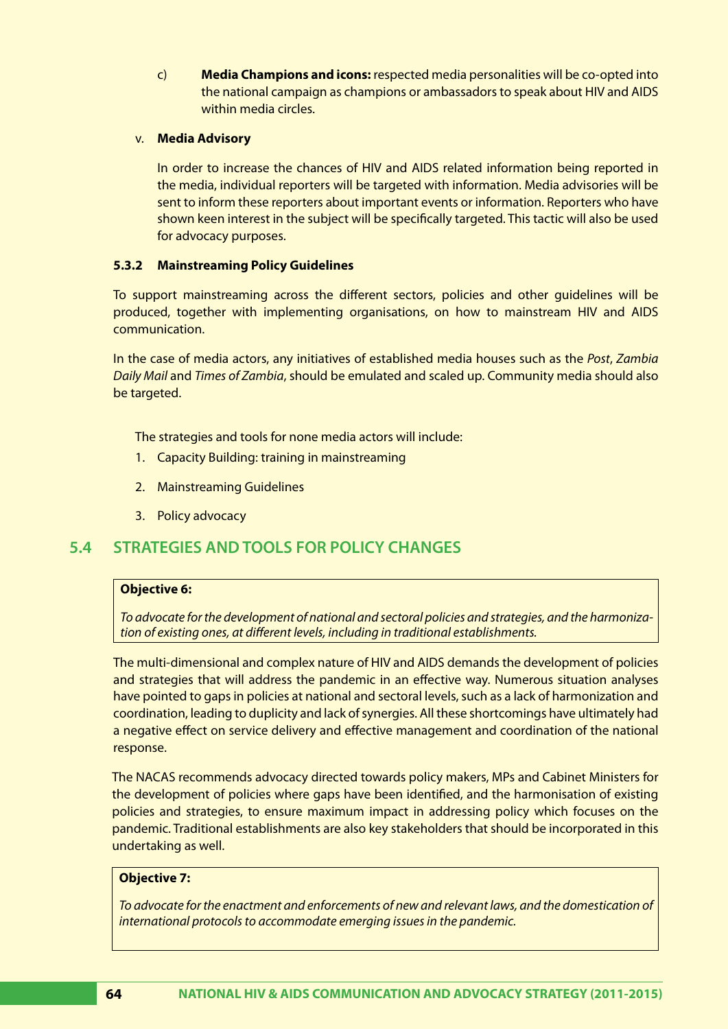c) **Media Champions and icons:** respected media personalities will be co-opted into the national campaign as champions or ambassadors to speak about HIV and AIDS within media circles.

v. **Media Advisory**

In order to increase the chances of HIV and AIDS related information being reported in the media, individual reporters will be targeted with information. Media advisories will be sent to inform these reporters about important events or information. Reporters who have shown keen interest in the subject will be specifically targeted. This tactic will also be used for advocacy purposes.

### 5.3.2 Mainstreaming Policy Guidelines

To support mainstreaming across the different sectors, policies and other guidelines will be produced, together with implementing organisations, on how to mainstream HIV and AIDS communication.

In the case of media actors, any initiatives of established media houses such as the *Post*, *Zambia Daily Mail* and *Times of Zambia*, should be emulated and scaled up. Community media should also be targeted.

The strategies and tools for none media actors will include:

1. Capacity Building: training in mainstreaming
2. Mainstreaming Guidelines
3. Policy advocacy

## 5.4 STRATEGIES AND TOOLS FOR POLICY CHANGES

**Objective 6:**

*To advocate for the development of national and sectoral policies and strategies, and the harmonization of existing ones, at different levels, including in traditional establishments.*

The multi-dimensional and complex nature of HIV and AIDS demands the development of policies and strategies that will address the pandemic in an effective way. Numerous situation analyses have pointed to gaps in policies at national and sectoral levels, such as a lack of harmonization and coordination, leading to duplicity and lack of synergies. All these shortcomings have ultimately had a negative effect on service delivery and effective management and coordination of the national response.

The NACAS recommends advocacy directed towards policy makers, MPs and Cabinet Ministers for the development of policies where gaps have been identified, and the harmonisation of existing policies and strategies, to ensure maximum impact in addressing policy which focuses on the pandemic. Traditional establishments are also key stakeholders that should be incorporated in this undertaking as well.

**Objective 7:**

*To advocate for the enactment and enforcements of new and relevant laws, and the domestication of international protocols to accommodate emerging issues in the pandemic.*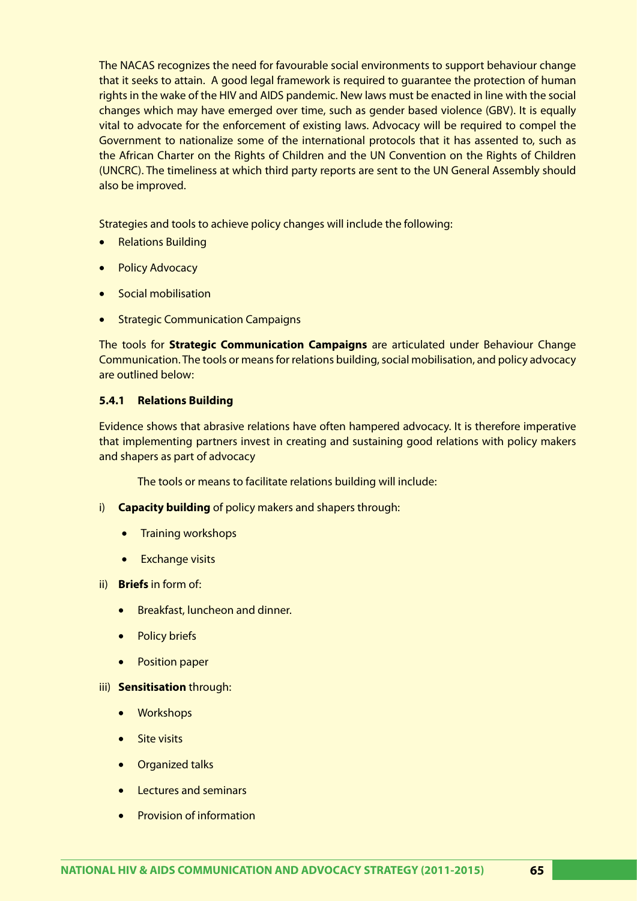The NACAS recognizes the need for favourable social environments to support behaviour change that it seeks to attain. A good legal framework is required to guarantee the protection of human rights in the wake of the HIV and AIDS pandemic. New laws must be enacted in line with the social changes which may have emerged over time, such as gender based violence (GBV). It is equally vital to advocate for the enforcement of existing laws. Advocacy will be required to compel the Government to nationalize some of the international protocols that it has assented to, such as the African Charter on the Rights of Children and the UN Convention on the Rights of Children (UNCRC). The timeliness at which third party reports are sent to the UN General Assembly should also be improved.

Strategies and tools to achieve policy changes will include the following:

- Relations Building
- Policy Advocacy
- Social mobilisation
- Strategic Communication Campaigns

The tools for **Strategic Communication Campaigns** are articulated under Behaviour Change Communication. The tools or means for relations building, social mobilisation, and policy advocacy are outlined below:

#### 5.4.1 Relations Building

Evidence shows that abrasive relations have often hampered advocacy. It is therefore imperative that implementing partners invest in creating and sustaining good relations with policy makers and shapers as part of advocacy

The tools or means to facilitate relations building will include:

i) **Capacity building** of policy makers and shapers through:
   - Training workshops
   - Exchange visits

ii) **Briefs** in form of:
   - Breakfast, luncheon and dinner.
   - Policy briefs
   - Position paper

iii) **Sensitisation** through:
   - Workshops
   - Site visits
   - Organized talks
   - Lectures and seminars
   - Provision of information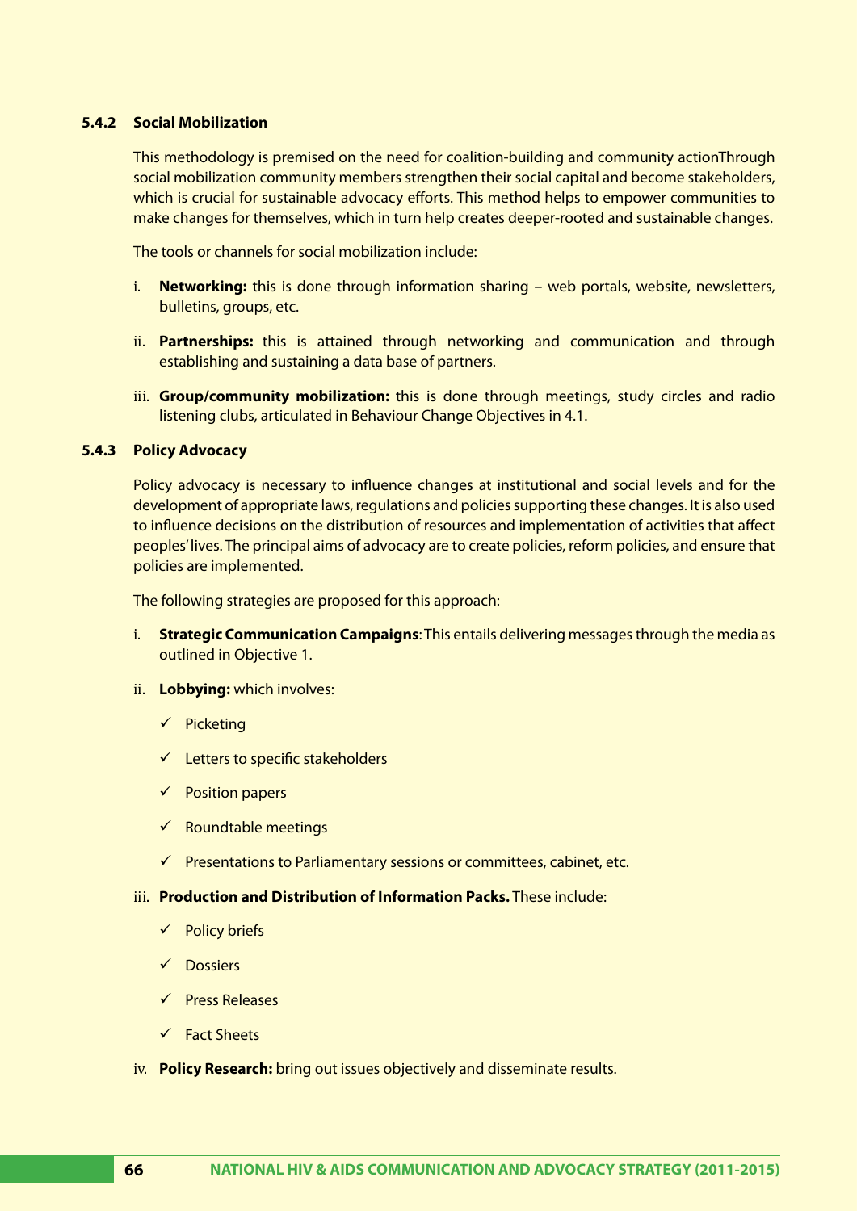#### 5.4.2 Social Mobilization

This methodology is premised on the need for coalition-building and community actionThrough social mobilization community members strengthen their social capital and become stakeholders, which is crucial for sustainable advocacy efforts. This method helps to empower communities to make changes for themselves, which in turn help creates deeper-rooted and sustainable changes.

The tools or channels for social mobilization include:

i. **Networking:** this is done through information sharing – web portals, website, newsletters, bulletins, groups, etc.

ii. **Partnerships:** this is attained through networking and communication and through establishing and sustaining a data base of partners.

iii. **Group/community mobilization:** this is done through meetings, study circles and radio listening clubs, articulated in Behaviour Change Objectives in 4.1.

#### 5.4.3 Policy Advocacy

Policy advocacy is necessary to influence changes at institutional and social levels and for the development of appropriate laws, regulations and policies supporting these changes. It is also used to influence decisions on the distribution of resources and implementation of activities that affect peoples' lives. The principal aims of advocacy are to create policies, reform policies, and ensure that policies are implemented.

The following strategies are proposed for this approach:

i. **Strategic Communication Campaigns**: This entails delivering messages through the media as outlined in Objective 1.

ii. **Lobbying:** which involves:

- ✓ Picketing
- ✓ Letters to specific stakeholders
- ✓ Position papers
- ✓ Roundtable meetings
- ✓ Presentations to Parliamentary sessions or committees, cabinet, etc.

iii. **Production and Distribution of Information Packs.** These include:

- ✓ Policy briefs
- ✓ Dossiers
- ✓ Press Releases
- ✓ Fact Sheets

iv. **Policy Research:** bring out issues objectively and disseminate results.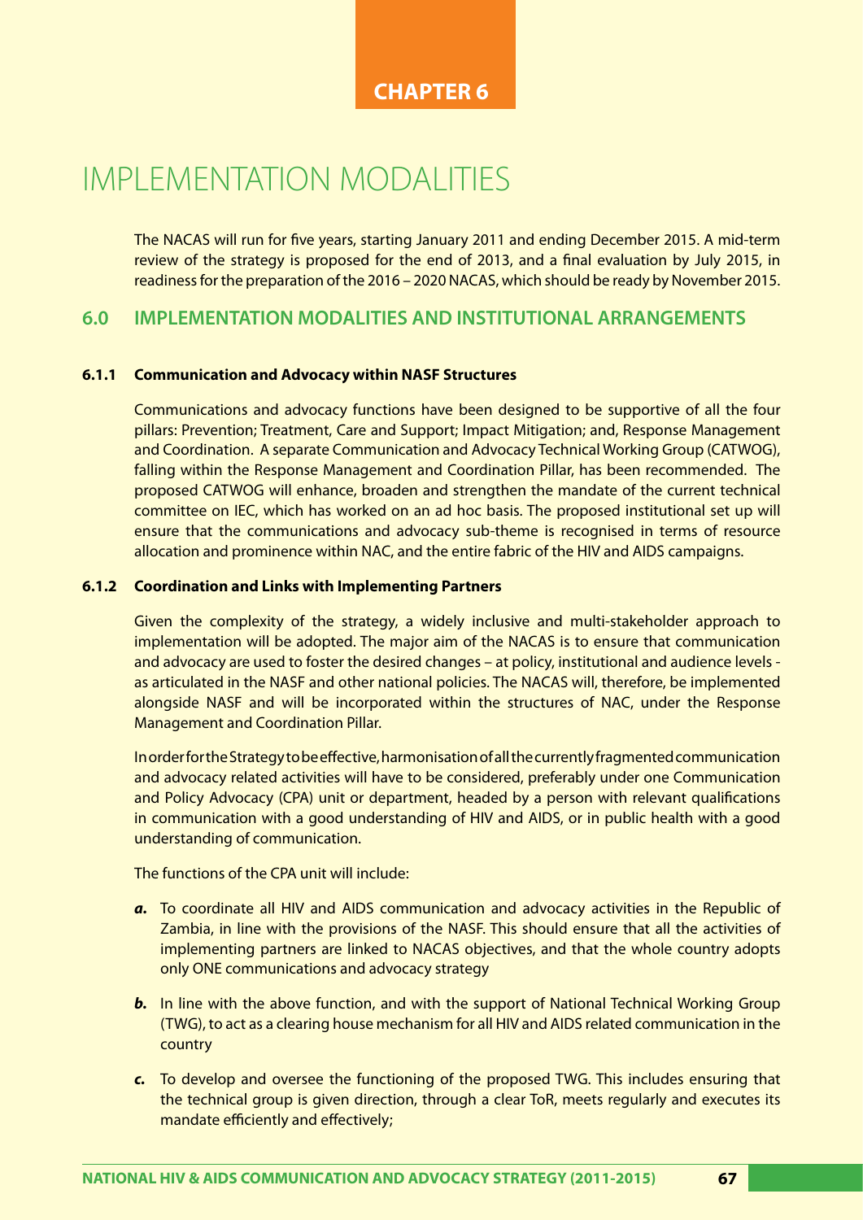# CHAPTER 6

# IMPLEMENTATION MODALITIES

The NACAS will run for five years, starting January 2011 and ending December 2015. A mid-term review of the strategy is proposed for the end of 2013, and a final evaluation by July 2015, in readiness for the preparation of the 2016 – 2020 NACAS, which should be ready by November 2015.

## 6.0 IMPLEMENTATION MODALITIES AND INSTITUTIONAL ARRANGEMENTS

### 6.1.1 Communication and Advocacy within NASF Structures

Communications and advocacy functions have been designed to be supportive of all the four pillars: Prevention; Treatment, Care and Support; Impact Mitigation; and, Response Management and Coordination. A separate Communication and Advocacy Technical Working Group (CATWOG), falling within the Response Management and Coordination Pillar, has been recommended. The proposed CATWOG will enhance, broaden and strengthen the mandate of the current technical committee on IEC, which has worked on an ad hoc basis. The proposed institutional set up will ensure that the communications and advocacy sub-theme is recognised in terms of resource allocation and prominence within NAC, and the entire fabric of the HIV and AIDS campaigns.

### 6.1.2 Coordination and Links with Implementing Partners

Given the complexity of the strategy, a widely inclusive and multi-stakeholder approach to implementation will be adopted. The major aim of the NACAS is to ensure that communication and advocacy are used to foster the desired changes – at policy, institutional and audience levels - as articulated in the NASF and other national policies. The NACAS will, therefore, be implemented alongside NASF and will be incorporated within the structures of NAC, under the Response Management and Coordination Pillar.

In order for the Strategy to be effective, harmonisation of all the currently fragmented communication and advocacy related activities will have to be considered, preferably under one Communication and Policy Advocacy (CPA) unit or department, headed by a person with relevant qualifications in communication with a good understanding of HIV and AIDS, or in public health with a good understanding of communication.

The functions of the CPA unit will include:

***a.*** To coordinate all HIV and AIDS communication and advocacy activities in the Republic of Zambia, in line with the provisions of the NASF. This should ensure that all the activities of implementing partners are linked to NACAS objectives, and that the whole country adopts only ONE communications and advocacy strategy

***b.*** In line with the above function, and with the support of National Technical Working Group (TWG), to act as a clearing house mechanism for all HIV and AIDS related communication in the country

***c.*** To develop and oversee the functioning of the proposed TWG. This includes ensuring that the technical group is given direction, through a clear ToR, meets regularly and executes its mandate efficiently and effectively;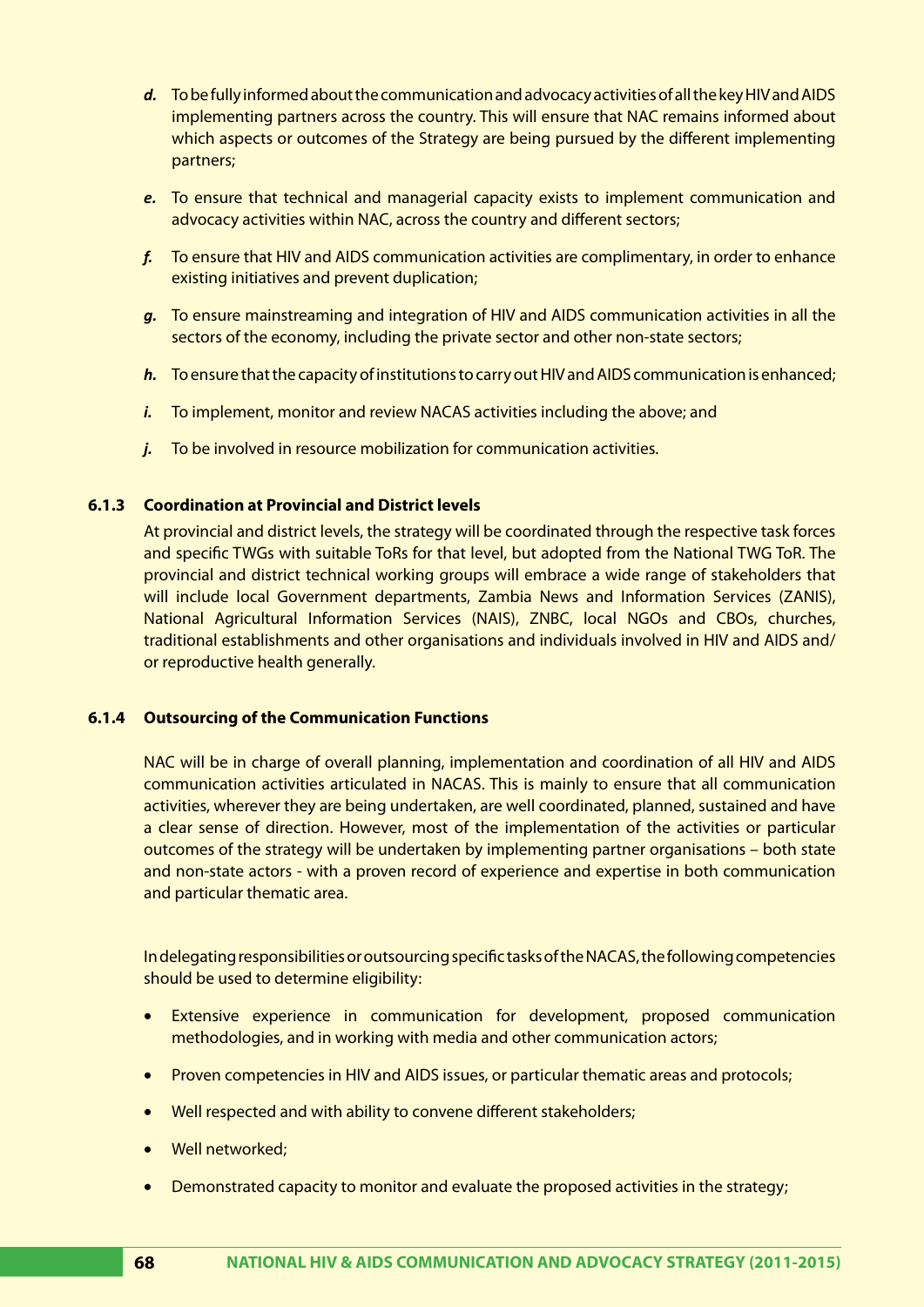***d.*** To be fully informed about the communication and advocacy activities of all the key HIV and AIDS implementing partners across the country. This will ensure that NAC remains informed about which aspects or outcomes of the Strategy are being pursued by the different implementing partners;

***e.*** To ensure that technical and managerial capacity exists to implement communication and advocacy activities within NAC, across the country and different sectors;

***f.*** To ensure that HIV and AIDS communication activities are complimentary, in order to enhance existing initiatives and prevent duplication;

***g.*** To ensure mainstreaming and integration of HIV and AIDS communication activities in all the sectors of the economy, including the private sector and other non-state sectors;

***h.*** To ensure that the capacity of institutions to carry out HIV and AIDS communication is enhanced;

***i.*** To implement, monitor and review NACAS activities including the above; and

***j.*** To be involved in resource mobilization for communication activities.

#### 6.1.3 Coordination at Provincial and District levels

At provincial and district levels, the strategy will be coordinated through the respective task forces and specific TWGs with suitable ToRs for that level, but adopted from the National TWG ToR. The provincial and district technical working groups will embrace a wide range of stakeholders that will include local Government departments, Zambia News and Information Services (ZANIS), National Agricultural Information Services (NAIS), ZNBC, local NGOs and CBOs, churches, traditional establishments and other organisations and individuals involved in HIV and AIDS and/ or reproductive health generally.

#### 6.1.4 Outsourcing of the Communication Functions

NAC will be in charge of overall planning, implementation and coordination of all HIV and AIDS communication activities articulated in NACAS. This is mainly to ensure that all communication activities, wherever they are being undertaken, are well coordinated, planned, sustained and have a clear sense of direction. However, most of the implementation of the activities or particular outcomes of the strategy will be undertaken by implementing partner organisations – both state and non-state actors - with a proven record of experience and expertise in both communication and particular thematic area.

In delegating responsibilities or outsourcing specific tasks of the NACAS, the following competencies should be used to determine eligibility:

- Extensive experience in communication for development, proposed communication methodologies, and in working with media and other communication actors;
- Proven competencies in HIV and AIDS issues, or particular thematic areas and protocols;
- Well respected and with ability to convene different stakeholders;
- Well networked;
- Demonstrated capacity to monitor and evaluate the proposed activities in the strategy;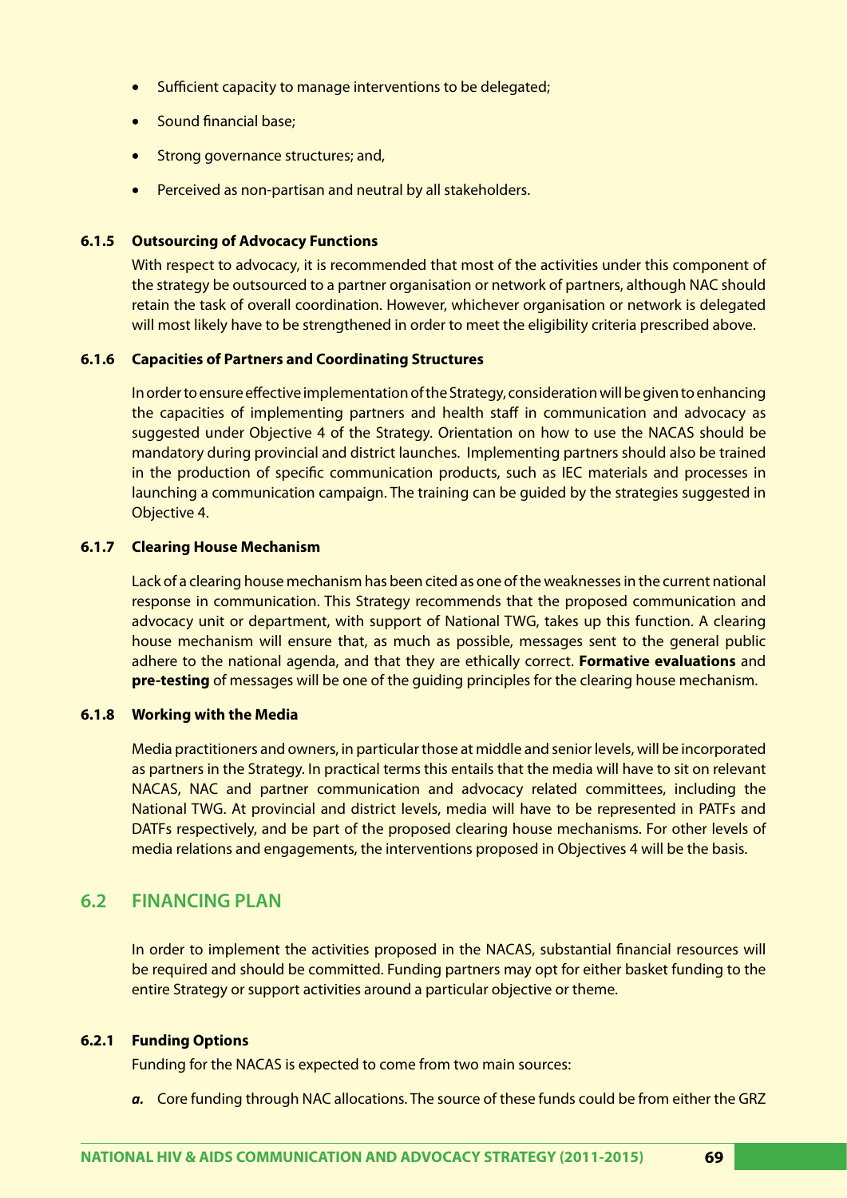- Sufficient capacity to manage interventions to be delegated;
- Sound financial base;
- Strong governance structures; and,
- Perceived as non-partisan and neutral by all stakeholders.

#### 6.1.5 Outsourcing of Advocacy Functions

With respect to advocacy, it is recommended that most of the activities under this component of the strategy be outsourced to a partner organisation or network of partners, although NAC should retain the task of overall coordination. However, whichever organisation or network is delegated will most likely have to be strengthened in order to meet the eligibility criteria prescribed above.

#### 6.1.6 Capacities of Partners and Coordinating Structures

In order to ensure effective implementation of the Strategy, consideration will be given to enhancing the capacities of implementing partners and health staff in communication and advocacy as suggested under Objective 4 of the Strategy. Orientation on how to use the NACAS should be mandatory during provincial and district launches. Implementing partners should also be trained in the production of specific communication products, such as IEC materials and processes in launching a communication campaign. The training can be guided by the strategies suggested in Objective 4.

#### 6.1.7 Clearing House Mechanism

Lack of a clearing house mechanism has been cited as one of the weaknesses in the current national response in communication. This Strategy recommends that the proposed communication and advocacy unit or department, with support of National TWG, takes up this function. A clearing house mechanism will ensure that, as much as possible, messages sent to the general public adhere to the national agenda, and that they are ethically correct. **Formative evaluations** and **pre-testing** of messages will be one of the guiding principles for the clearing house mechanism.

#### 6.1.8 Working with the Media

Media practitioners and owners, in particular those at middle and senior levels, will be incorporated as partners in the Strategy. In practical terms this entails that the media will have to sit on relevant NACAS, NAC and partner communication and advocacy related committees, including the National TWG. At provincial and district levels, media will have to be represented in PATFs and DATFs respectively, and be part of the proposed clearing house mechanisms. For other levels of media relations and engagements, the interventions proposed in Objectives 4 will be the basis.

## 6.2 FINANCING PLAN

In order to implement the activities proposed in the NACAS, substantial financial resources will be required and should be committed. Funding partners may opt for either basket funding to the entire Strategy or support activities around a particular objective or theme.

#### 6.2.1 Funding Options

Funding for the NACAS is expected to come from two main sources:

***a.*** Core funding through NAC allocations. The source of these funds could be from either the GRZ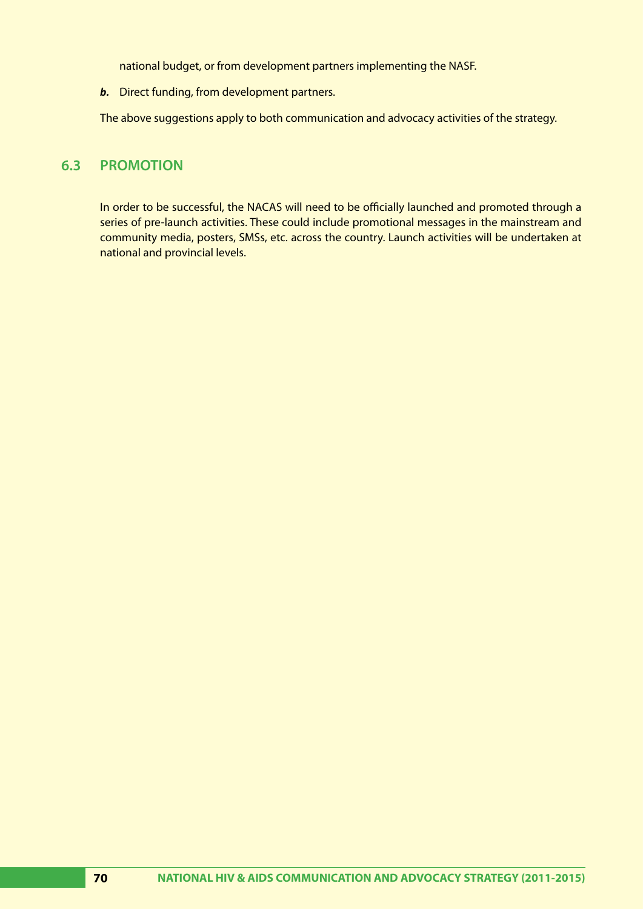national budget, or from development partners implementing the NASF.

***b.*** Direct funding, from development partners.

The above suggestions apply to both communication and advocacy activities of the strategy.

## 6.3 PROMOTION

In order to be successful, the NACAS will need to be officially launched and promoted through a series of pre-launch activities. These could include promotional messages in the mainstream and community media, posters, SMSs, etc. across the country. Launch activities will be undertaken at national and provincial levels.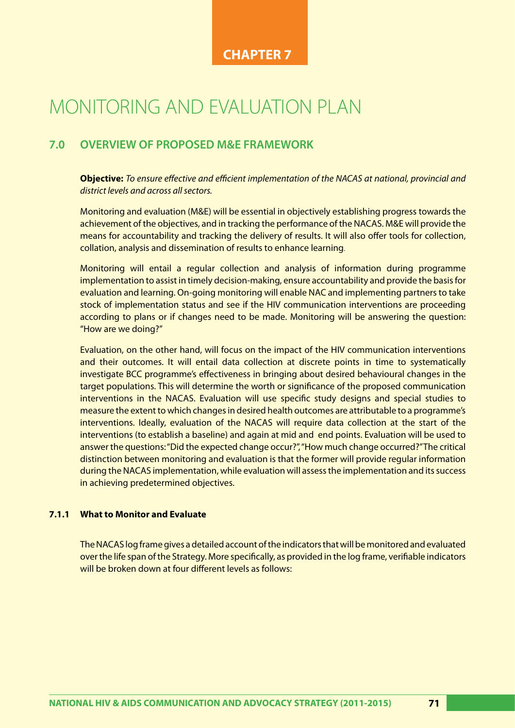# CHAPTER 7

# MONITORING AND EVALUATION PLAN

## 7.0 OVERVIEW OF PROPOSED M&E FRAMEWORK

**Objective:** *To ensure effective and efficient implementation of the NACAS at national, provincial and district levels and across all sectors.*

Monitoring and evaluation (M&E) will be essential in objectively establishing progress towards the achievement of the objectives, and in tracking the performance of the NACAS. M&E will provide the means for accountability and tracking the delivery of results. It will also offer tools for collection, collation, analysis and dissemination of results to enhance learning.

Monitoring will entail a regular collection and analysis of information during programme implementation to assist in timely decision-making, ensure accountability and provide the basis for evaluation and learning. On-going monitoring will enable NAC and implementing partners to take stock of implementation status and see if the HIV communication interventions are proceeding according to plans or if changes need to be made. Monitoring will be answering the question: "How are we doing?"

Evaluation, on the other hand, will focus on the impact of the HIV communication interventions and their outcomes. It will entail data collection at discrete points in time to systematically investigate BCC programme's effectiveness in bringing about desired behavioural changes in the target populations. This will determine the worth or significance of the proposed communication interventions in the NACAS. Evaluation will use specific study designs and special studies to measure the extent to which changes in desired health outcomes are attributable to a programme's interventions. Ideally, evaluation of the NACAS will require data collection at the start of the interventions (to establish a baseline) and again at mid and end points. Evaluation will be used to answer the questions: "Did the expected change occur?", "How much change occurred?" The critical distinction between monitoring and evaluation is that the former will provide regular information during the NACAS implementation, while evaluation will assess the implementation and its success in achieving predetermined objectives.

### 7.1.1 What to Monitor and Evaluate

The NACAS log frame gives a detailed account of the indicators that will be monitored and evaluated over the life span of the Strategy. More specifically, as provided in the log frame, verifiable indicators will be broken down at four different levels as follows: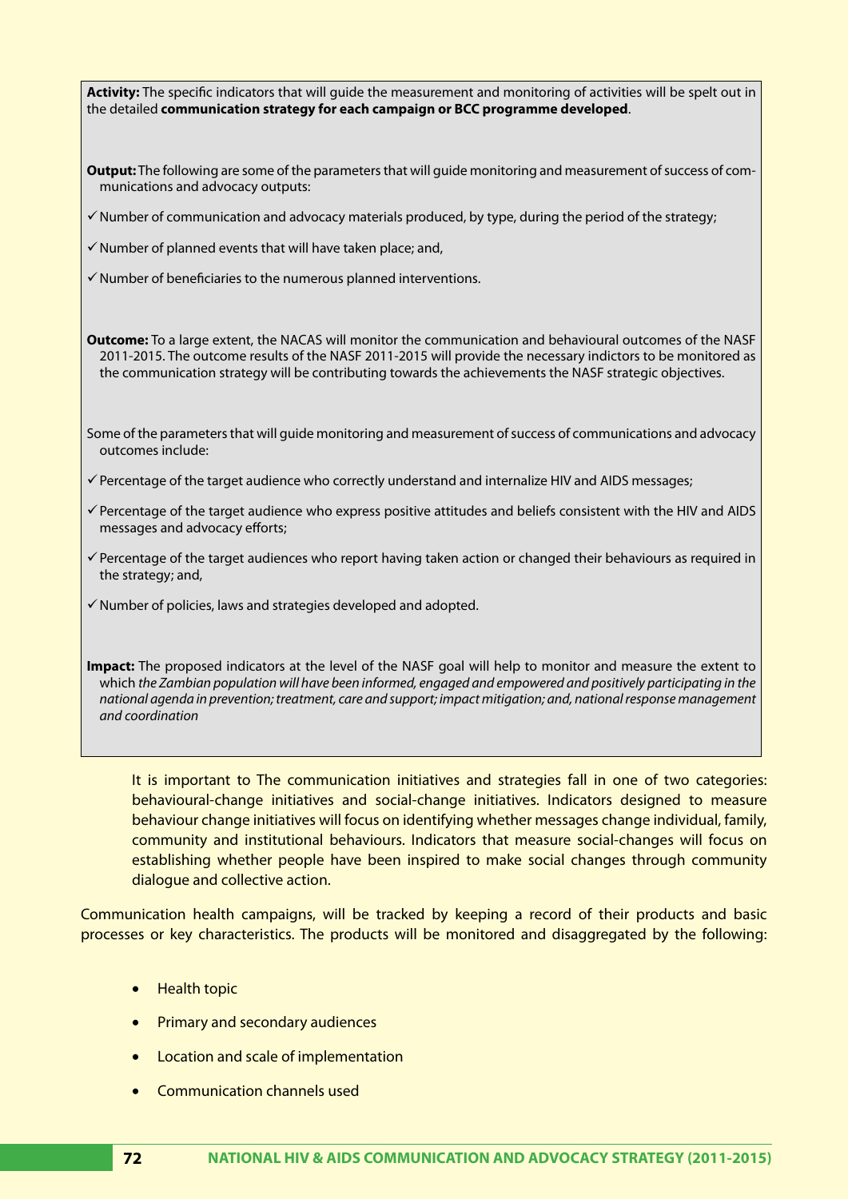**Activity:** The specific indicators that will guide the measurement and monitoring of activities will be spelt out in the detailed **communication strategy for each campaign or BCC programme developed**.

**Output:** The following are some of the parameters that will guide monitoring and measurement of success of communications and advocacy outputs:

- ✓ Number of communication and advocacy materials produced, by type, during the period of the strategy;
- ✓ Number of planned events that will have taken place; and,
- ✓ Number of beneficiaries to the numerous planned interventions.

**Outcome:** To a large extent, the NACAS will monitor the communication and behavioural outcomes of the NASF 2011-2015. The outcome results of the NASF 2011-2015 will provide the necessary indictors to be monitored as the communication strategy will be contributing towards the achievements the NASF strategic objectives.

Some of the parameters that will guide monitoring and measurement of success of communications and advocacy outcomes include:

- ✓ Percentage of the target audience who correctly understand and internalize HIV and AIDS messages;
- ✓ Percentage of the target audience who express positive attitudes and beliefs consistent with the HIV and AIDS messages and advocacy efforts;
- ✓ Percentage of the target audiences who report having taken action or changed their behaviours as required in the strategy; and,
- ✓ Number of policies, laws and strategies developed and adopted.

**Impact:** The proposed indicators at the level of the NASF goal will help to monitor and measure the extent to which *the Zambian population will have been informed, engaged and empowered and positively participating in the national agenda in prevention; treatment, care and support; impact mitigation; and, national response management and coordination*

It is important to The communication initiatives and strategies fall in one of two categories: behavioural-change initiatives and social-change initiatives. Indicators designed to measure behaviour change initiatives will focus on identifying whether messages change individual, family, community and institutional behaviours. Indicators that measure social-changes will focus on establishing whether people have been inspired to make social changes through community dialogue and collective action.

Communication health campaigns, will be tracked by keeping a record of their products and basic processes or key characteristics. The products will be monitored and disaggregated by the following:

- Health topic
- Primary and secondary audiences
- Location and scale of implementation
- Communication channels used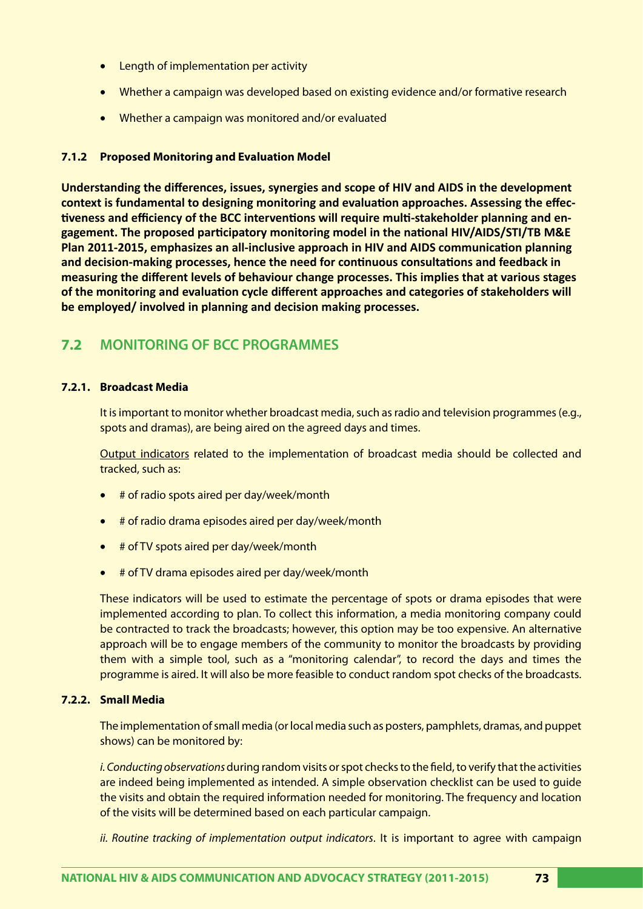- Length of implementation per activity
- Whether a campaign was developed based on existing evidence and/or formative research
- Whether a campaign was monitored and/or evaluated

#### 7.1.2 Proposed Monitoring and Evaluation Model

**Understanding the differences, issues, synergies and scope of HIV and AIDS in the development context is fundamental to designing monitoring and evaluation approaches. Assessing the effectiveness and efficiency of the BCC interventions will require multi-stakeholder planning and engagement. The proposed participatory monitoring model in the national HIV/AIDS/STI/TB M&E Plan 2011-2015, emphasizes an all-inclusive approach in HIV and AIDS communication planning and decision-making processes, hence the need for continuous consultations and feedback in measuring the different levels of behaviour change processes. This implies that at various stages of the monitoring and evaluation cycle different approaches and categories of stakeholders will be employed/ involved in planning and decision making processes.**

## 7.2 MONITORING OF BCC PROGRAMMES

#### 7.2.1. Broadcast Media

It is important to monitor whether broadcast media, such as radio and television programmes (e.g., spots and dramas), are being aired on the agreed days and times.

Output indicators related to the implementation of broadcast media should be collected and tracked, such as:

- # of radio spots aired per day/week/month
- # of radio drama episodes aired per day/week/month
- # of TV spots aired per day/week/month
- # of TV drama episodes aired per day/week/month

These indicators will be used to estimate the percentage of spots or drama episodes that were implemented according to plan. To collect this information, a media monitoring company could be contracted to track the broadcasts; however, this option may be too expensive. An alternative approach will be to engage members of the community to monitor the broadcasts by providing them with a simple tool, such as a "monitoring calendar", to record the days and times the programme is aired. It will also be more feasible to conduct random spot checks of the broadcasts.

#### 7.2.2. Small Media

The implementation of small media (or local media such as posters, pamphlets, dramas, and puppet shows) can be monitored by:

*i. Conducting observations* during random visits or spot checks to the field, to verify that the activities are indeed being implemented as intended. A simple observation checklist can be used to guide the visits and obtain the required information needed for monitoring. The frequency and location of the visits will be determined based on each particular campaign.

*ii. Routine tracking of implementation output indicators*. It is important to agree with campaign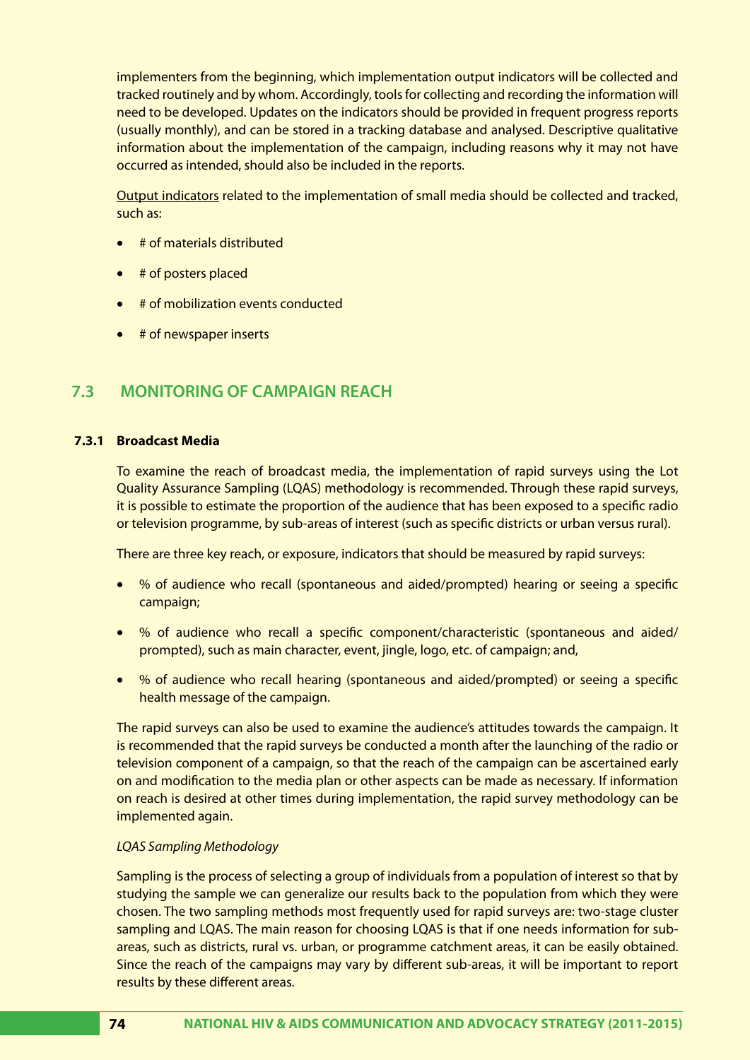implementers from the beginning, which implementation output indicators will be collected and tracked routinely and by whom. Accordingly, tools for collecting and recording the information will need to be developed. Updates on the indicators should be provided in frequent progress reports (usually monthly), and can be stored in a tracking database and analysed. Descriptive qualitative information about the implementation of the campaign, including reasons why it may not have occurred as intended, should also be included in the reports.

Output indicators related to the implementation of small media should be collected and tracked, such as:

- # of materials distributed
- # of posters placed
- # of mobilization events conducted
- # of newspaper inserts

## 7.3 MONITORING OF CAMPAIGN REACH

### 7.3.1 Broadcast Media

To examine the reach of broadcast media, the implementation of rapid surveys using the Lot Quality Assurance Sampling (LQAS) methodology is recommended. Through these rapid surveys, it is possible to estimate the proportion of the audience that has been exposed to a specific radio or television programme, by sub-areas of interest (such as specific districts or urban versus rural).

There are three key reach, or exposure, indicators that should be measured by rapid surveys:

- % of audience who recall (spontaneous and aided/prompted) hearing or seeing a specific campaign;
- % of audience who recall a specific component/characteristic (spontaneous and aided/ prompted), such as main character, event, jingle, logo, etc. of campaign; and,
- % of audience who recall hearing (spontaneous and aided/prompted) or seeing a specific health message of the campaign.

The rapid surveys can also be used to examine the audience's attitudes towards the campaign. It is recommended that the rapid surveys be conducted a month after the launching of the radio or television component of a campaign, so that the reach of the campaign can be ascertained early on and modification to the media plan or other aspects can be made as necessary. If information on reach is desired at other times during implementation, the rapid survey methodology can be implemented again.

*LQAS Sampling Methodology*

Sampling is the process of selecting a group of individuals from a population of interest so that by studying the sample we can generalize our results back to the population from which they were chosen. The two sampling methods most frequently used for rapid surveys are: two-stage cluster sampling and LQAS. The main reason for choosing LQAS is that if one needs information for sub-areas, such as districts, rural vs. urban, or programme catchment areas, it can be easily obtained. Since the reach of the campaigns may vary by different sub-areas, it will be important to report results by these different areas.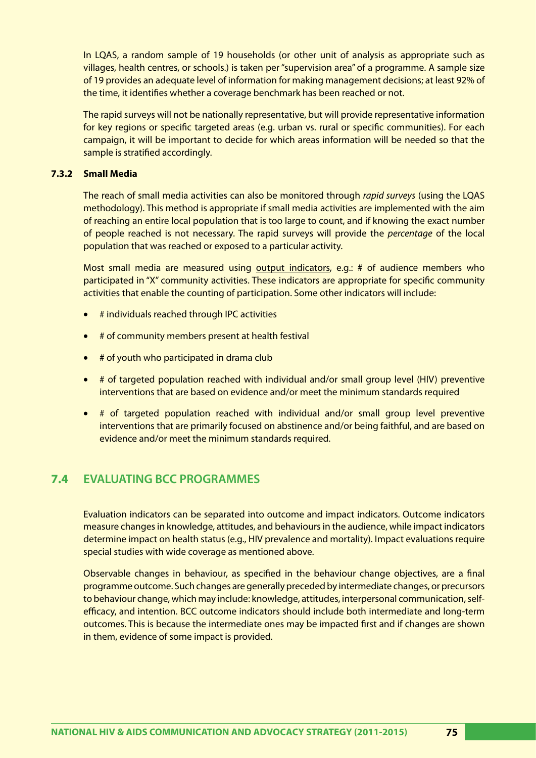In LQAS, a random sample of 19 households (or other unit of analysis as appropriate such as villages, health centres, or schools.) is taken per "supervision area" of a programme. A sample size of 19 provides an adequate level of information for making management decisions; at least 92% of the time, it identifies whether a coverage benchmark has been reached or not.

The rapid surveys will not be nationally representative, but will provide representative information for key regions or specific targeted areas (e.g. urban vs. rural or specific communities). For each campaign, it will be important to decide for which areas information will be needed so that the sample is stratified accordingly.

### 7.3.2 Small Media

The reach of small media activities can also be monitored through *rapid surveys* (using the LQAS methodology). This method is appropriate if small media activities are implemented with the aim of reaching an entire local population that is too large to count, and if knowing the exact number of people reached is not necessary. The rapid surveys will provide the *percentage* of the local population that was reached or exposed to a particular activity.

Most small media are measured using <u>output indicators</u>, e.g.: # of audience members who participated in "X" community activities. These indicators are appropriate for specific community activities that enable the counting of participation. Some other indicators will include:

- # individuals reached through IPC activities
- # of community members present at health festival
- # of youth who participated in drama club
- # of targeted population reached with individual and/or small group level (HIV) preventive interventions that are based on evidence and/or meet the minimum standards required
- # of targeted population reached with individual and/or small group level preventive interventions that are primarily focused on abstinence and/or being faithful, and are based on evidence and/or meet the minimum standards required.

## 7.4 EVALUATING BCC PROGRAMMES

Evaluation indicators can be separated into outcome and impact indicators. Outcome indicators measure changes in knowledge, attitudes, and behaviours in the audience, while impact indicators determine impact on health status (e.g., HIV prevalence and mortality). Impact evaluations require special studies with wide coverage as mentioned above.

Observable changes in behaviour, as specified in the behaviour change objectives, are a final programme outcome. Such changes are generally preceded by intermediate changes, or precursors to behaviour change, which may include: knowledge, attitudes, interpersonal communication, self-efficacy, and intention. BCC outcome indicators should include both intermediate and long-term outcomes. This is because the intermediate ones may be impacted first and if changes are shown in them, evidence of some impact is provided.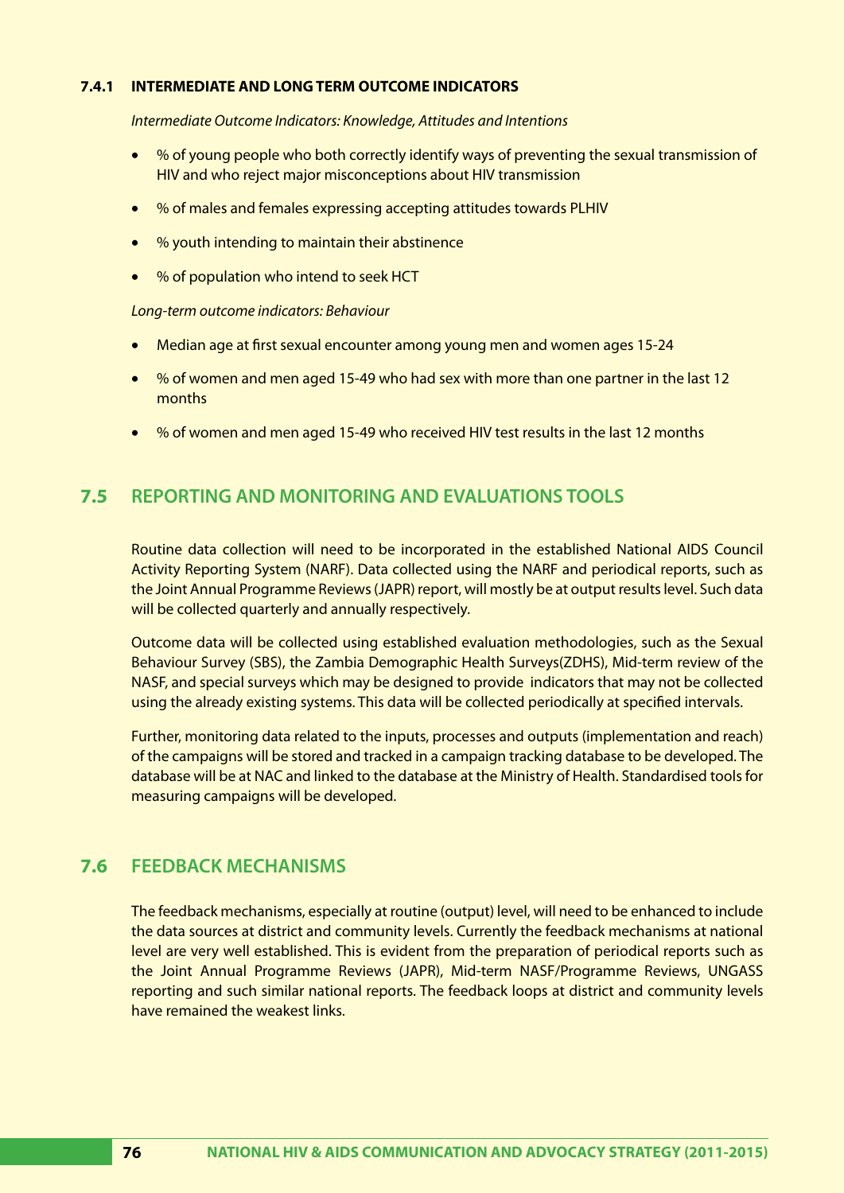### 7.4.1 INTERMEDIATE AND LONG TERM OUTCOME INDICATORS

*Intermediate Outcome Indicators: Knowledge, Attitudes and Intentions*

- % of young people who both correctly identify ways of preventing the sexual transmission of HIV and who reject major misconceptions about HIV transmission
- % of males and females expressing accepting attitudes towards PLHIV
- % youth intending to maintain their abstinence
- % of population who intend to seek HCT

*Long-term outcome indicators: Behaviour*

- Median age at first sexual encounter among young men and women ages 15-24
- % of women and men aged 15-49 who had sex with more than one partner in the last 12 months
- % of women and men aged 15-49 who received HIV test results in the last 12 months

## 7.5 REPORTING AND MONITORING AND EVALUATIONS TOOLS

Routine data collection will need to be incorporated in the established National AIDS Council Activity Reporting System (NARF). Data collected using the NARF and periodical reports, such as the Joint Annual Programme Reviews (JAPR) report, will mostly be at output results level. Such data will be collected quarterly and annually respectively.

Outcome data will be collected using established evaluation methodologies, such as the Sexual Behaviour Survey (SBS), the Zambia Demographic Health Surveys(ZDHS), Mid-term review of the NASF, and special surveys which may be designed to provide indicators that may not be collected using the already existing systems. This data will be collected periodically at specified intervals.

Further, monitoring data related to the inputs, processes and outputs (implementation and reach) of the campaigns will be stored and tracked in a campaign tracking database to be developed. The database will be at NAC and linked to the database at the Ministry of Health. Standardised tools for measuring campaigns will be developed.

## 7.6 FEEDBACK MECHANISMS

The feedback mechanisms, especially at routine (output) level, will need to be enhanced to include the data sources at district and community levels. Currently the feedback mechanisms at national level are very well established. This is evident from the preparation of periodical reports such as the Joint Annual Programme Reviews (JAPR), Mid-term NASF/Programme Reviews, UNGASS reporting and such similar national reports. The feedback loops at district and community levels have remained the weakest links.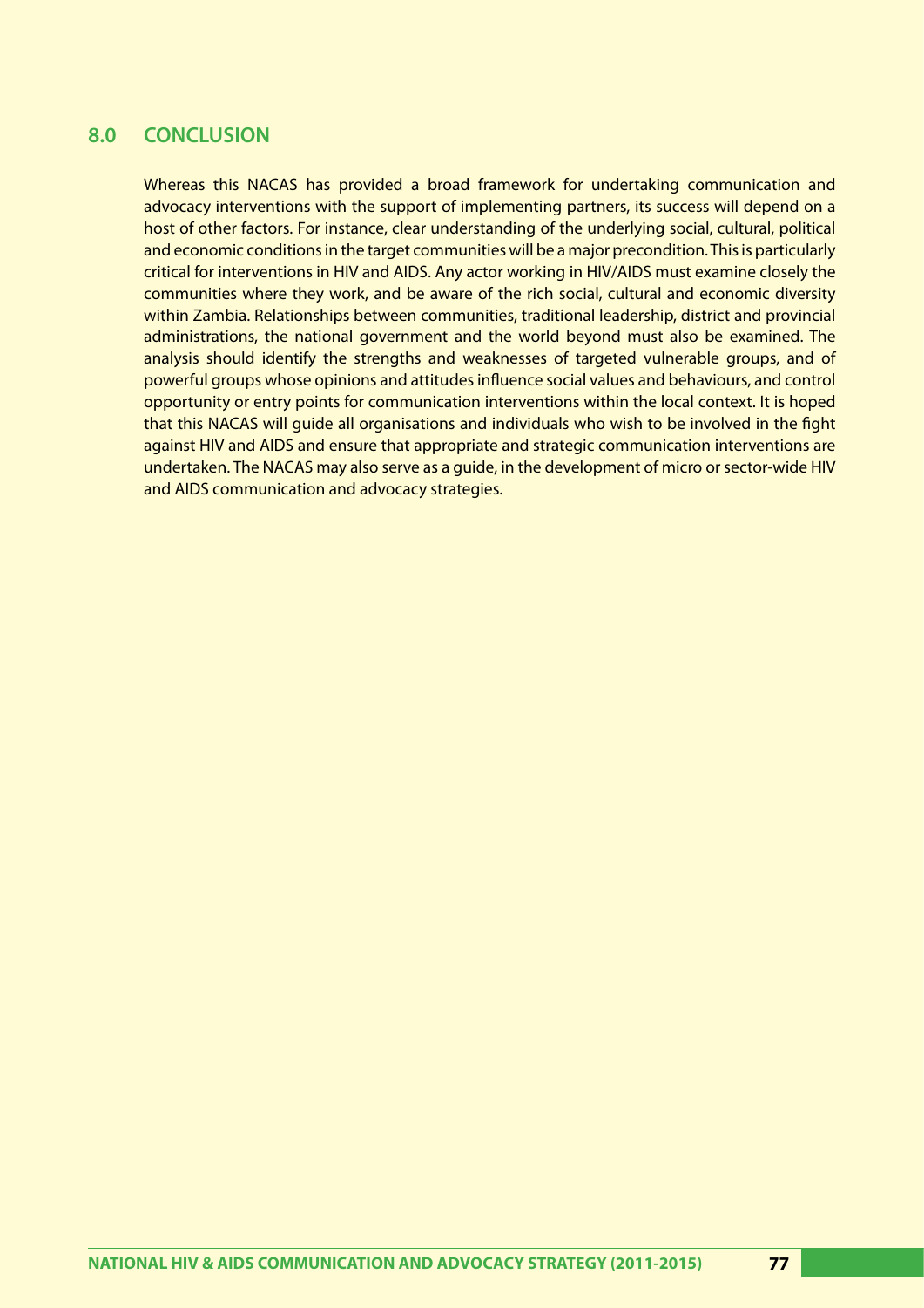## 8.0 CONCLUSION

Whereas this NACAS has provided a broad framework for undertaking communication and advocacy interventions with the support of implementing partners, its success will depend on a host of other factors. For instance, clear understanding of the underlying social, cultural, political and economic conditions in the target communities will be a major precondition. This is particularly critical for interventions in HIV and AIDS. Any actor working in HIV/AIDS must examine closely the communities where they work, and be aware of the rich social, cultural and economic diversity within Zambia. Relationships between communities, traditional leadership, district and provincial administrations, the national government and the world beyond must also be examined. The analysis should identify the strengths and weaknesses of targeted vulnerable groups, and of powerful groups whose opinions and attitudes influence social values and behaviours, and control opportunity or entry points for communication interventions within the local context. It is hoped that this NACAS will guide all organisations and individuals who wish to be involved in the fight against HIV and AIDS and ensure that appropriate and strategic communication interventions are undertaken. The NACAS may also serve as a guide, in the development of micro or sector-wide HIV and AIDS communication and advocacy strategies.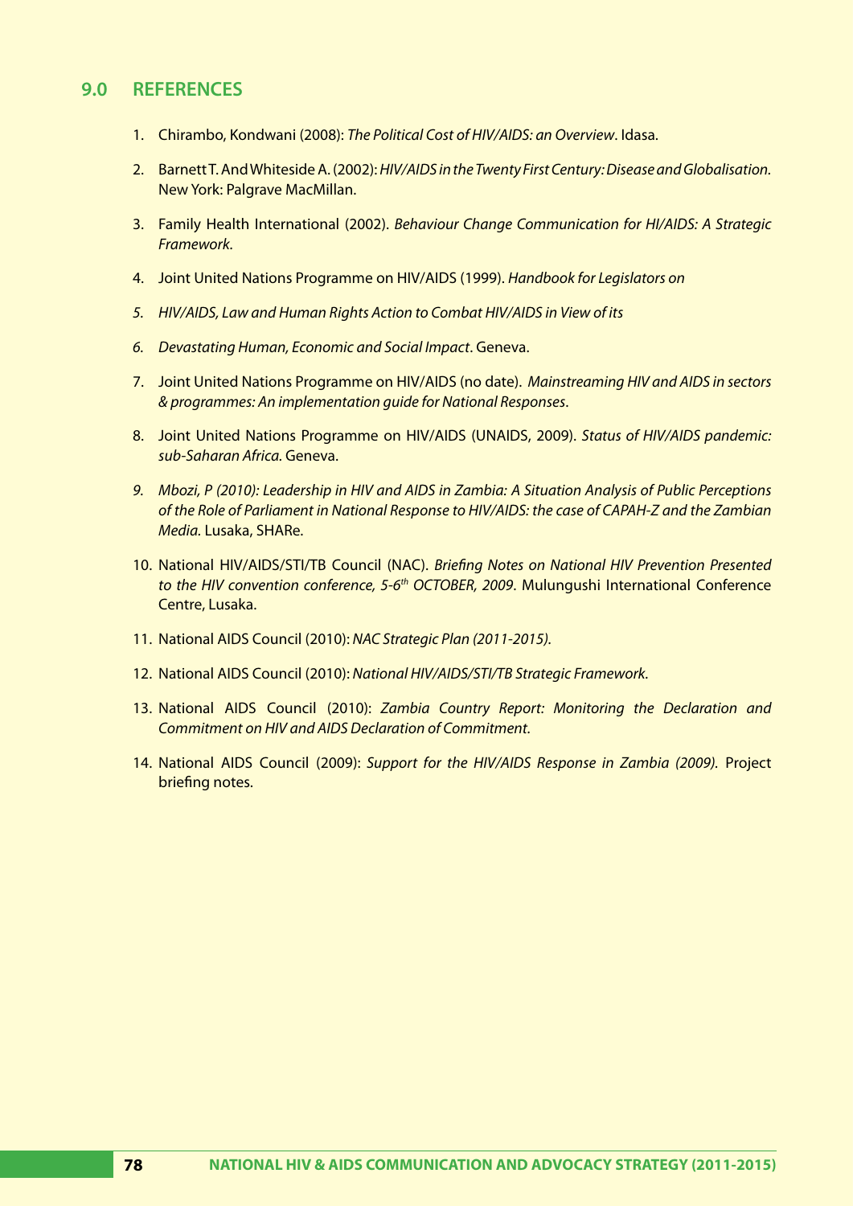## 9.0 REFERENCES

1. Chirambo, Kondwani (2008): *The Political Cost of HIV/AIDS: an Overview*. Idasa.

2. Barnett T. And Whiteside A. (2002): *HIV/AIDS in the Twenty First Century: Disease and Globalisation.* New York: Palgrave MacMillan.

3. Family Health International (2002). *Behaviour Change Communication for HI/AIDS: A Strategic Framework.*

4. Joint United Nations Programme on HIV/AIDS (1999). *Handbook for Legislators on*

5. *HIV/AIDS, Law and Human Rights Action to Combat HIV/AIDS in View of its*

6. *Devastating Human, Economic and Social Impact*. Geneva.

7. Joint United Nations Programme on HIV/AIDS (no date). *Mainstreaming HIV and AIDS in sectors & programmes: An implementation guide for National Responses*.

8. Joint United Nations Programme on HIV/AIDS (UNAIDS, 2009). *Status of HIV/AIDS pandemic: sub-Saharan Africa.* Geneva.

9. *Mbozi, P (2010): Leadership in HIV and AIDS in Zambia: A Situation Analysis of Public Perceptions of the Role of Parliament in National Response to HIV/AIDS: the case of CAPAH-Z and the Zambian Media.* Lusaka, SHARe.

10. National HIV/AIDS/STI/TB Council (NAC). *Briefing Notes on National HIV Prevention Presented to the HIV convention conference, 5-6th OCTOBER, 2009*. Mulungushi International Conference Centre, Lusaka.

11. National AIDS Council (2010): *NAC Strategic Plan (2011-2015).*

12. National AIDS Council (2010): *National HIV/AIDS/STI/TB Strategic Framework.*

13. National AIDS Council (2010): *Zambia Country Report: Monitoring the Declaration and Commitment on HIV and AIDS Declaration of Commitment.*

14. National AIDS Council (2009): *Support for the HIV/AIDS Response in Zambia (2009).* Project briefing notes.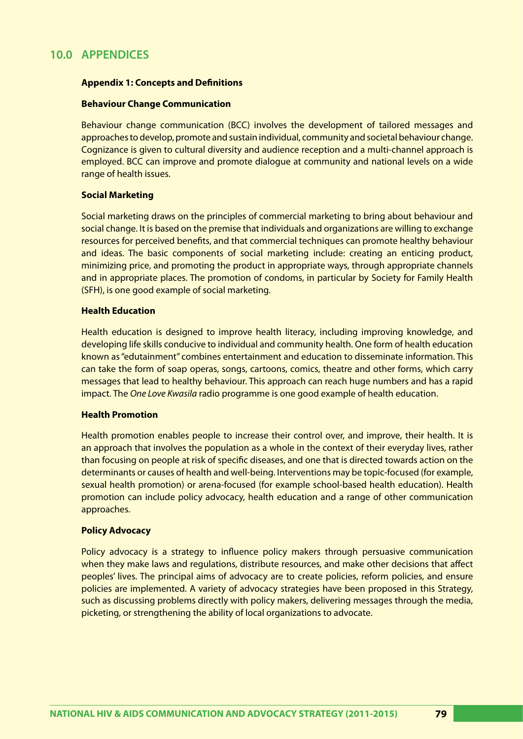# 10.0 APPENDICES

### Appendix 1: Concepts and Definitions

**Behaviour Change Communication**

Behaviour change communication (BCC) involves the development of tailored messages and approaches to develop, promote and sustain individual, community and societal behaviour change. Cognizance is given to cultural diversity and audience reception and a multi-channel approach is employed. BCC can improve and promote dialogue at community and national levels on a wide range of health issues.

**Social Marketing**

Social marketing draws on the principles of commercial marketing to bring about behaviour and social change. It is based on the premise that individuals and organizations are willing to exchange resources for perceived benefits, and that commercial techniques can promote healthy behaviour and ideas. The basic components of social marketing include: creating an enticing product, minimizing price, and promoting the product in appropriate ways, through appropriate channels and in appropriate places. The promotion of condoms, in particular by Society for Family Health (SFH), is one good example of social marketing.

**Health Education**

Health education is designed to improve health literacy, including improving knowledge, and developing life skills conducive to individual and community health. One form of health education known as "edutainment" combines entertainment and education to disseminate information. This can take the form of soap operas, songs, cartoons, comics, theatre and other forms, which carry messages that lead to healthy behaviour. This approach can reach huge numbers and has a rapid impact. The *One Love Kwasila* radio programme is one good example of health education.

**Health Promotion**

Health promotion enables people to increase their control over, and improve, their health. It is an approach that involves the population as a whole in the context of their everyday lives, rather than focusing on people at risk of specific diseases, and one that is directed towards action on the determinants or causes of health and well-being. Interventions may be topic-focused (for example, sexual health promotion) or arena-focused (for example school-based health education). Health promotion can include policy advocacy, health education and a range of other communication approaches.

**Policy Advocacy**

Policy advocacy is a strategy to influence policy makers through persuasive communication when they make laws and regulations, distribute resources, and make other decisions that affect peoples' lives. The principal aims of advocacy are to create policies, reform policies, and ensure policies are implemented. A variety of advocacy strategies have been proposed in this Strategy, such as discussing problems directly with policy makers, delivering messages through the media, picketing, or strengthening the ability of local organizations to advocate.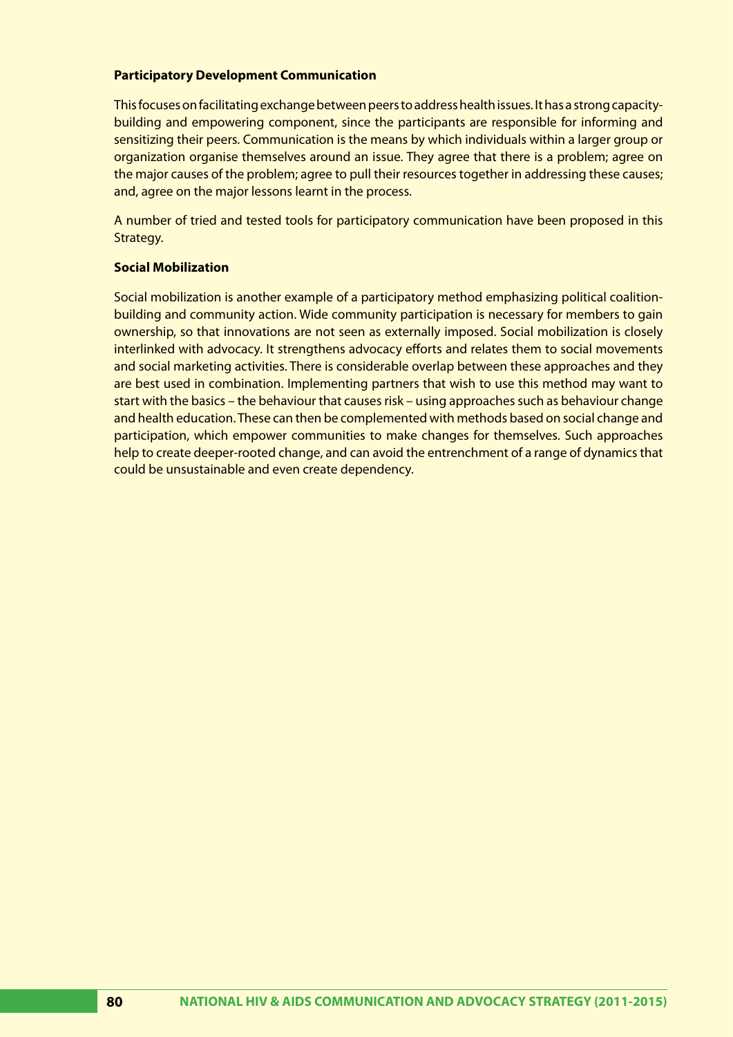**Participatory Development Communication**

This focuses on facilitating exchange between peers to address health issues. It has a strong capacity-building and empowering component, since the participants are responsible for informing and sensitizing their peers. Communication is the means by which individuals within a larger group or organization organise themselves around an issue. They agree that there is a problem; agree on the major causes of the problem; agree to pull their resources together in addressing these causes; and, agree on the major lessons learnt in the process.

A number of tried and tested tools for participatory communication have been proposed in this Strategy.

**Social Mobilization**

Social mobilization is another example of a participatory method emphasizing political coalition-building and community action. Wide community participation is necessary for members to gain ownership, so that innovations are not seen as externally imposed. Social mobilization is closely interlinked with advocacy. It strengthens advocacy efforts and relates them to social movements and social marketing activities. There is considerable overlap between these approaches and they are best used in combination. Implementing partners that wish to use this method may want to start with the basics – the behaviour that causes risk – using approaches such as behaviour change and health education. These can then be complemented with methods based on social change and participation, which empower communities to make changes for themselves. Such approaches help to create deeper-rooted change, and can avoid the entrenchment of a range of dynamics that could be unsustainable and even create dependency.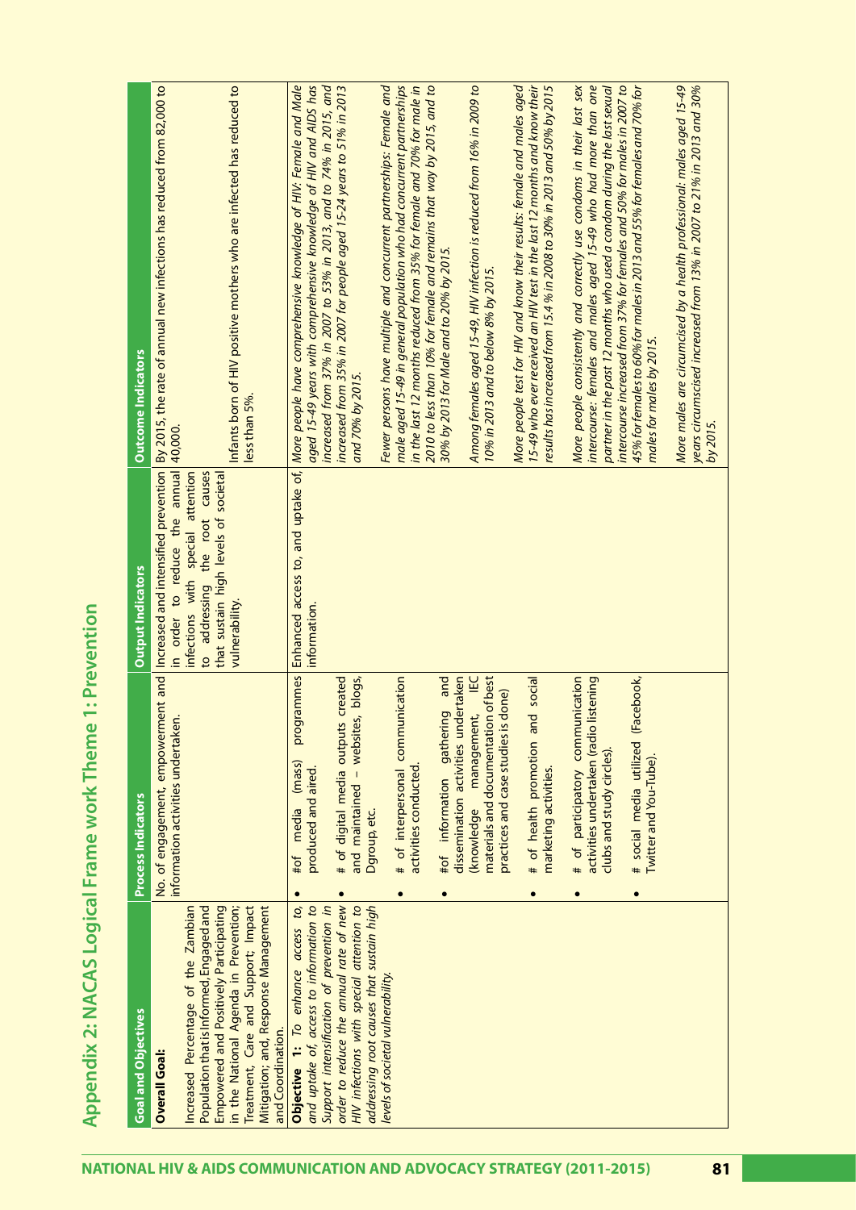# Appendix 2: NACAS Logical Frame work Theme 1: Prevention

| Goal and Objectives | Process Indicators | Output Indicators | Outcome Indicators |
|---|---|---|---|
| **Overall Goal:**<br><br>Increased Percentage of the Zambian Population that is Informed, Engaged and Empowered and Positively Participating in the National Agenda in Prevention; Treatment, Care and Support; Impact Mitigation; and, Response Management and Coordination. | No. of engagement, empowerment and information activities undertaken. | Increased and intensified prevention in order to reduce the annual infections with special attention to addressing the root causes that sustain high levels of societal vulnerability. | By 2015, the rate of annual new infections has reduced from 82,000 to 40,000.<br><br>Infants born of HIV positive mothers who are infected has reduced to less than 5%. |
| **Objective 1:** *To enhance access to, and uptake of, access to information to Support intensification of prevention in order to reduce the annual rate of new HIV infections with special attention to addressing root causes that sustain high levels of societal vulnerability.* | • #of media (mass) programmes produced and aired.<br>• # of digital media outputs created and maintained – websites, blogs, Dgroup, etc.<br>• # of interpersonal communication activities conducted.<br>• #of information gathering and dissemination activities undertaken (knowledge management, IEC materials and documentation of best practices and case studies is done)<br>• # of health promotion and social marketing activities.<br>• # of participatory communication activities undertaken (radio listening clubs and study circles).<br>• # social media utilized (Facebook, Twitter and You-Tube). | Enhanced access to, and uptake of, information. | *More people have comprehensive knowledge of HIV: Female and Male aged 15-49 years with comprehensive knowledge of HIV and AIDS has increased from 37% in 2007 to 53% in 2013, and to 74% in 2015, and increased from 35% in 2007 for people aged 15-24 years to 51% in 2013 and 70% by 2015.*<br><br>*Fewer persons have multiple and concurrent partnerships: Female and male aged 15-49 in general population who had concurrent partnerships in the last 12 months reduced from 35% for female and 70% for male in 2010 to less than 10% for female and remains that way by 2015, and to 30% by 2013 for Male and to 20% by 2015.*<br><br>*Among females aged 15-49, HIV infection is reduced from 16% in 2009 to 10% in 2013 and to below 8% by 2015.*<br><br>*More people test for HIV and know their results: female and males aged 15-49 who ever received an HIV test in the last 12 months and know their results has increased from 15.4 % in 2008 to 30% in 2013 and 50% by 2015*<br><br>*More people consistently and correctly use condoms in their last sex intercourse: females and males aged 15-49 who had more than one partner in the past 12 months who used a condom during the last sexual intercourse increased from 37% for females and 50% for males in 2007 to 45% for females to 60% for males in 2013 and 55% for females and 70% for males for males by 2015.*<br><br>*More males are circumcised by a health professional: males aged 15-49 years circumcised increased from 13% in 2007 to 21% in 2013 and 30% by 2015.* |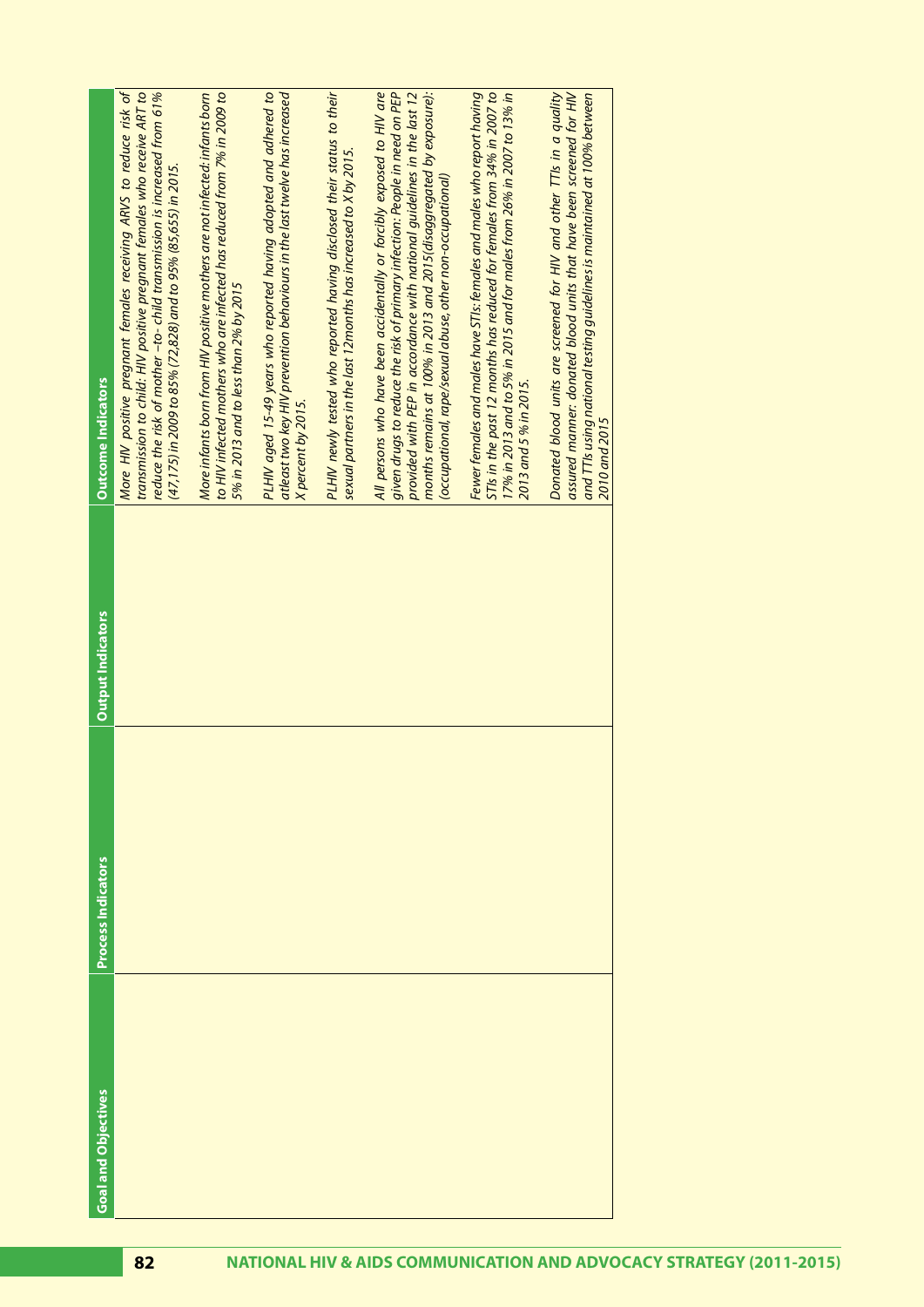| Goal and Objectives | Process Indicators | Output Indicators | Outcome Indicators |
|---|---|---|---|
| | | | More HIV positive pregnant females receiving ARVS to reduce risk of transmission to child: HIV positive pregnant females who receive ART to reduce the risk of mother –to- child transmission is increased from 61% (47,175) in 2009 to 85% (72,828) and to 95% (85,655) in 2015. |
| | | | More infants born from HIV positive mothers are not infected: infants born to HIV infected mothers who are infected has reduced from 7% in 2009 to 5% in 2013 and to less than 2% by 2015 |
| | | | PLHIV aged 15-49 years who reported having adopted and adhered to atleast two key HIV prevention behaviours in the last twelve has increased X percent by 2015. |
| | | | PLHIV newly tested who reported having disclosed their status to their sexual partners in the last 12months has increased to X by 2015. |
| | | | All persons who have been accidentally or forcibly exposed to HIV are given drugs to reduce the risk of primary infection: People in need on PEP provided with PEP in accordance with national guidelines in the last 12 months remains at 100% in 2013 and 2015(disaggregated by exposure): (occupational, rape/sexual abuse, other non-occupational) |
| | | | Fewer females and males have STIs: females and males who report having STIs in the past 12 months has reduced for females from 34% in 2007 to 17% in 2013 and to 5% in 2015 and for males from 26% in 2007 to 13% in 2013 and 5 % in 2015. |
| | | | Donated blood units are screened for HIV and other TTIs in a quality assured manner: donated blood units that have been screened for HIV and TTIs using national testing guidelines is maintained at 100% between 2010 and 2015 |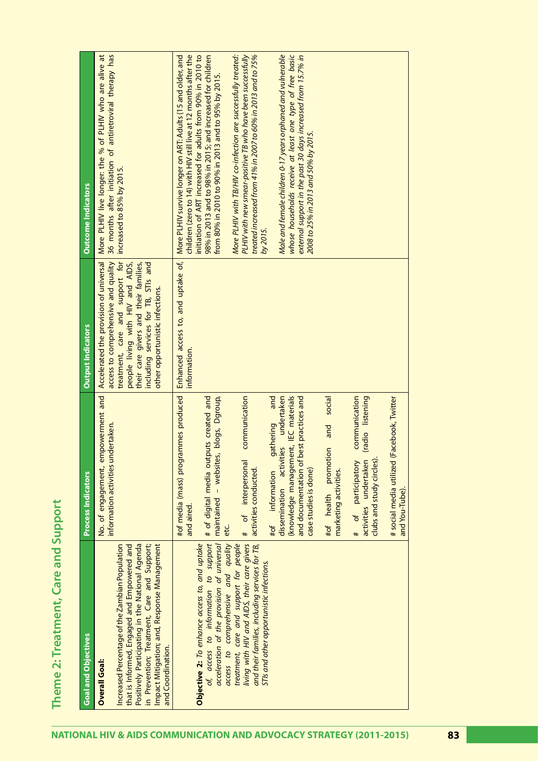# Theme 2: Treatment, Care and Support

| Goal and Objectives | Process Indicators | Output Indicators | Outcome Indicators |
|---|---|---|---|
| **Overall Goal:**<br><br>Increased Percentage of the Zambian Population that is Informed, Engaged and Empowered and Positively Participating in the National Agenda in Prevention; Treatment, Care and Support; Impact Mitigation; and, Response Management and Coordination. | No. of engagement, empowerment and information activities undertaken. | Accelerated the provision of universal access to comprehensive and quality treatment, care and support for people living with HIV and AIDS, their care givers and their families, including services for TB, STIs and other opportunistic infections. | More PLHIV live longer: the % of PLHIV who are alive at 36 months after initiation of antiretroviral therapy has increased to 85% by 2015. |
| **Objective 2:** *To enhance access to, and uptake of, access to information to support acceleration of the provision of universal access to comprehensive and quality treatment, care and support for people living with HIV and AIDS, their care givers and their families, including services for TB, STIs and other opportunistic infections.* | #of media (mass) programmes produced and aired.<br><br># of digital media outputs created and maintained – websites, blogs, Dgroup, etc.<br><br># of interpersonal communication activities conducted.<br><br>#of information gathering and dissemination activities undertaken (knowledge management, IEC materials and documentation of best practices and case studies is done)<br><br>#of health promotion and social marketing activities.<br><br># of participatory communication activities undertaken (radio listening clubs and study circles).<br><br># social media utilized (Facebook, Twitter and You-Tube). | Enhanced access to, and uptake of, information. | More PLHIV survive longer on ART: Adults (15 and older, and children (zero to 14) with HIV still live at 12 months after the initiation of ART increased for adults from 90% in 2010 to 98% in 2013 and to 98% in 2015; and increased for children from 80% in 2010 to 90% in 2013 and to 95% by 2015.<br><br>*More PLHIV with TB/HIV co-infection are successfully treated: PLHIV with new smear-positive TB who have been successfully treated increased from 41% in 2007 to 60% in 2013 and to 75% by 2015.*<br><br>*Male and female children 0-17 years orphaned and vulnerable whose households receive at least one type of free basic external support in the past 30 days increased from 15.7% in 2008 to 25% in 2013 and 50% by 2015.* |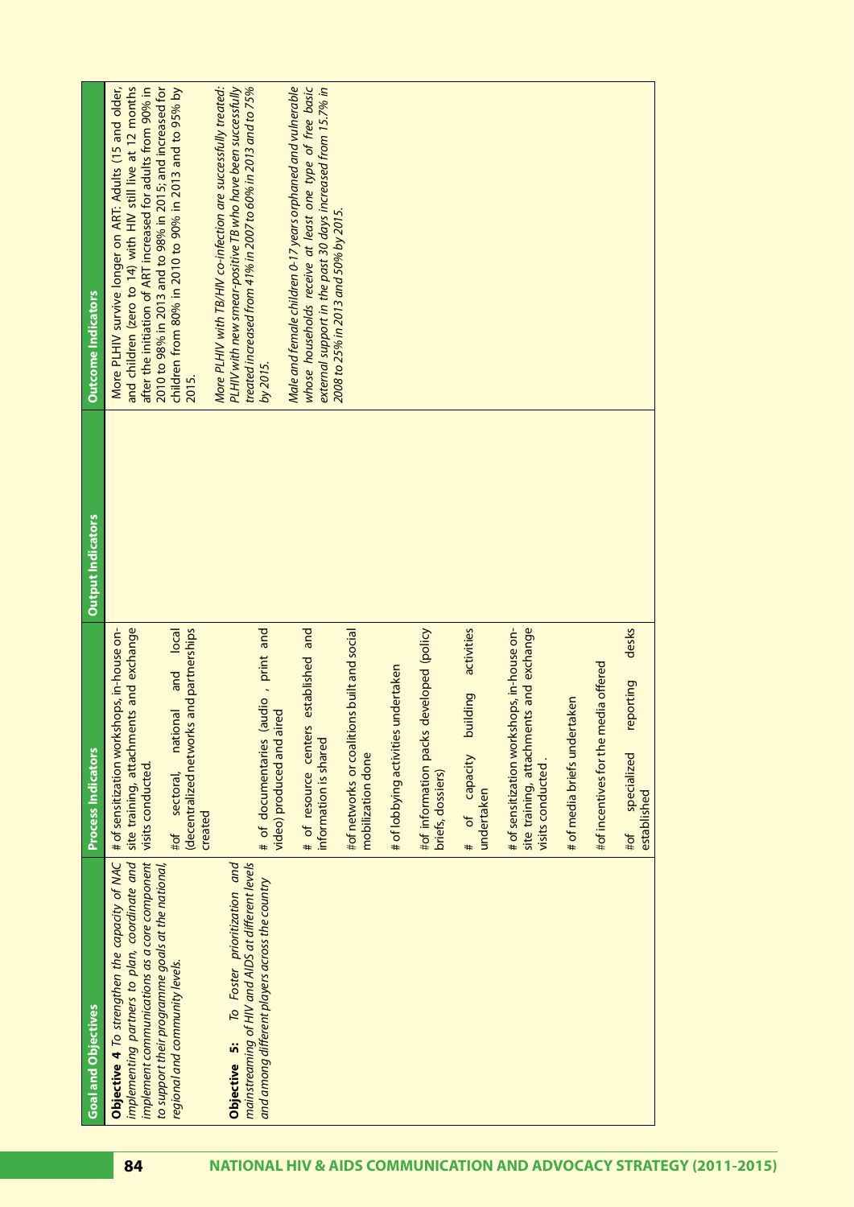| Goal and Objectives | Process Indicators | Output Indicators | Outcome Indicators |
|---|---|---|---|
| **Objective 4** *To strengthen the capacity of NAC implementing partners to plan, coordinate and implement communications as a core component to support their programme goals at the national, regional and community levels.* | # of sensitization workshops, in-house on-site training, attachments and exchange visits conducted.<br><br>#of sectoral, national and local (decentralized networks and partnerships created | | More PLHIV survive longer on ART: Adults (15 and older, and children (zero to 14) with HIV still live at 12 months after the initiation of ART increased for adults from 90% in 2010 to 98% in 2013 and to 98% in 2015; and increased for children from 80% in 2010 to 90% in 2013 and to 95% by 2015.<br><br>*More PLHIV with TB/HIV co-infection are successfully treated: PLHIV with new smear-positive TB who have been successfully treated increased from 41% in 2007 to 60% in 2013 and to 75% by 2015.*<br><br>*Male and female children 0-17 years orphaned and vulnerable whose households receive at least one type of free basic external support in the past 30 days increased from 15.7% in 2008 to 25% in 2013 and 50% by 2015.* |
| **Objective 5:** *To Foster prioritization and mainstreaming of HIV and AIDS at different levels and among different players across the country* | # of documentaries (audio , print and video) produced and aired<br><br># of resource centers established and information is shared<br><br>#of networks or coalitions built and social mobilization done<br><br># of lobbying activities undertaken<br><br>#of information packs developed (policy briefs, dossiers)<br><br># of capacity building activities undertaken<br><br># of sensitization workshops, in-house on-site training, attachments and exchange visits conducted.<br><br># of media briefs undertaken<br><br>#of incentives for the media offered<br><br>#of specialized reporting desks established | | |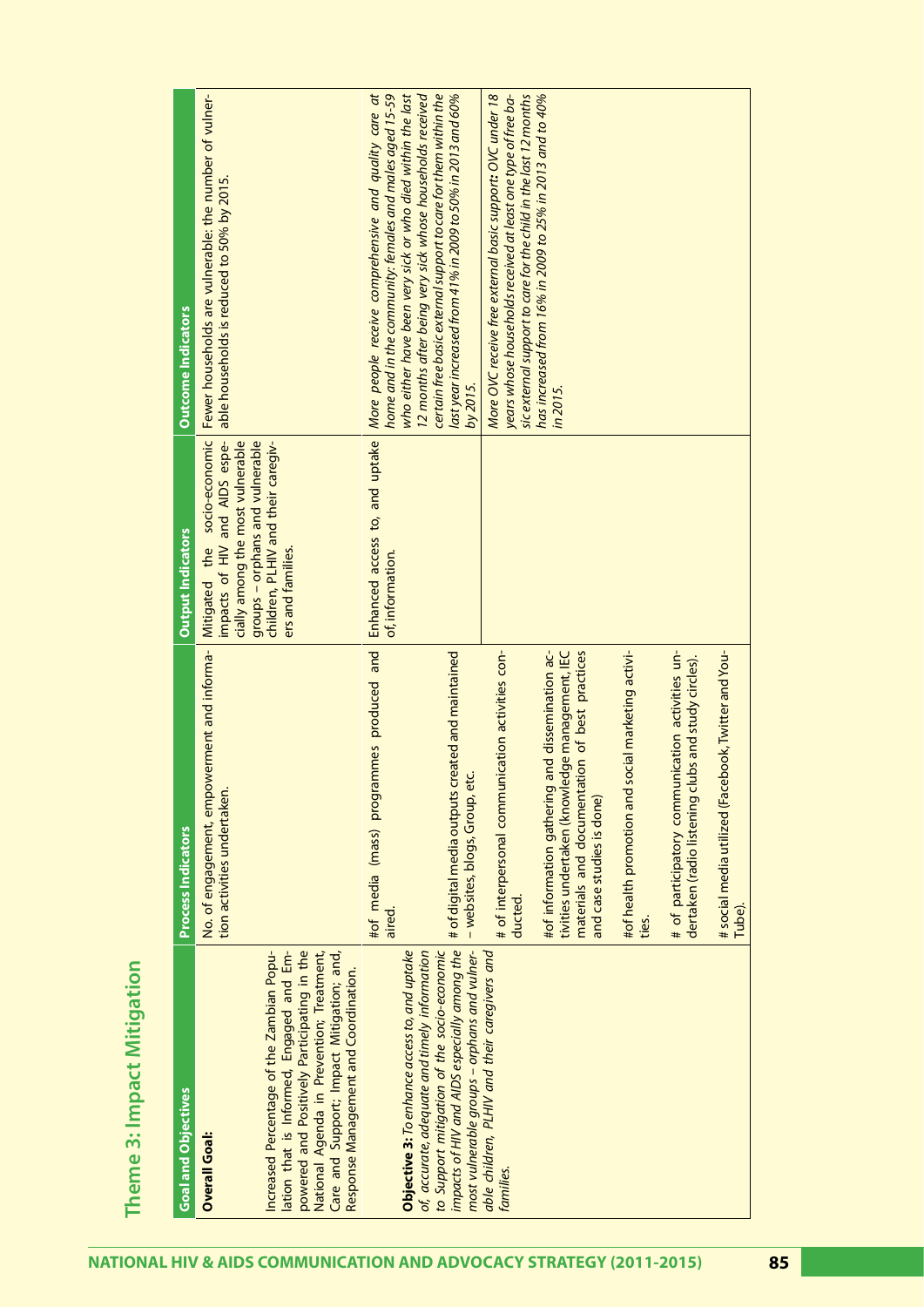# Theme 3: Impact Mitigation

| Goal and Objectives | Process Indicators | Output Indicators | Outcome Indicators |
|---|---|---|---|
| **Overall Goal:**<br><br>Increased Percentage of the Zambian Population that is Informed, Engaged and Empowered and Positively Participating in the National Agenda in Prevention; Treatment, Care and Support; Impact Mitigation; and, Response Management and Coordination. | No. of engagement, empowerment and information activities undertaken. | Mitigated the socio-economic impacts of HIV and AIDS especially among the most vulnerable groups – orphans and vulnerable children, PLHIV and their caregivers and families. | Fewer households are vulnerable: the number of vulnerable households is reduced to 50% by 2015. |
| **Objective 3:** *To enhance access to, and uptake of, accurate, adequate and timely information to Support mitigation of the socio-economic impacts of HIV and AIDS especially among the most vulnerable groups – orphans and vulnerable children, PLHIV and their caregivers and families.* | #of media (mass) programmes produced and aired.<br><br># of digital media outputs created and maintained – websites, blogs, Group, etc. | Enhanced access to, and uptake of, information. | *More people receive comprehensive and quality care at home and in the community: females and males aged 15-59 who either have been very sick or who died within the last 12 months after being very sick whose households received certain free basic external support to care for them within the last year increased from 41% in 2009 to 50% in 2013 and 60% by 2015.* |
| | # of interpersonal communication activities conducted.<br><br>#of information gathering and dissemination activities undertaken (knowledge management, IEC materials and documentation of best practices and case studies is done)<br><br>#of health promotion and social marketing activities.<br><br># of participatory communication activities undertaken (radio listening clubs and study circles).<br><br># social media utilized (Facebook, Twitter and YouTube). | | *More OVC receive free external basic support: OVC under 18 years whose households received at least one type of free basic external support to care for the child in the last 12 months has increased from 16% in 2009 to 25% in 2013 and to 40% in 2015.* |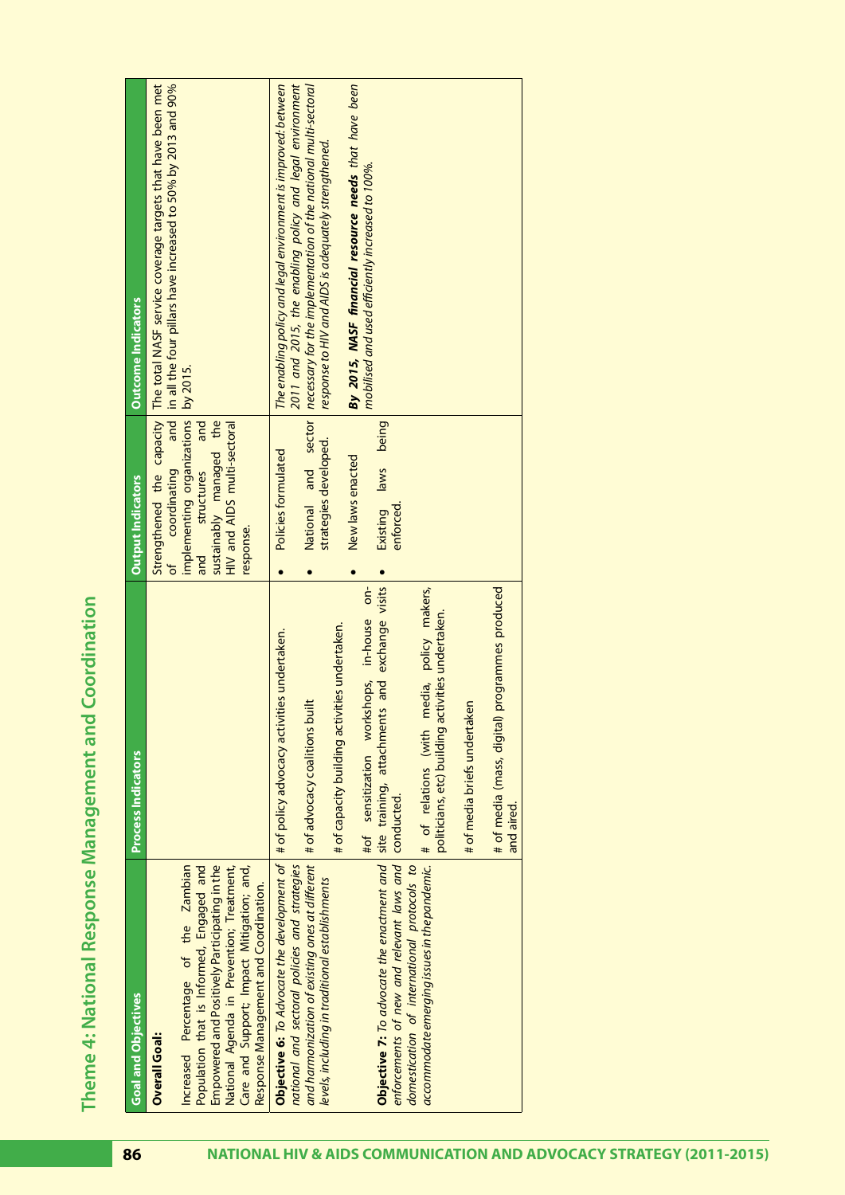# Theme 4: National Response Management and Coordination

| Goal and Objectives | Process Indicators | Output Indicators | Outcome Indicators |
|---|---|---|---|
| **Overall Goal:**<br><br>Increased Percentage of the Zambian Population that is Informed, Engaged and Empowered and Positively Participating in the National Agenda in Prevention; Treatment, Care and Support; Impact Mitigation; and, Response Management and Coordination. | | Strengthened the capacity of coordinating and implementing organizations and structures and sustainably managed the HIV and AIDS multi-sectoral response. | The total NASF service coverage targets that have been met in all the four pillars have increased to 50% by 2013 and 90% by 2015. |
| **Objective 6:** *To Advocate the development of national and sectoral policies and strategies and harmonization of existing ones at different levels, including in traditional establishments*<br><br>**Objective 7:** *To advocate the enactment and enforcements of new and relevant laws and domestication of international protocols to accommodate emerging issues in the pandemic.* | # of policy advocacy activities undertaken.<br><br># of advocacy coalitions built<br><br># of capacity building activities undertaken.<br><br>#of sensitization workshops, in-house on-site training, attachments and exchange visits conducted.<br><br># of relations (with media, policy makers, politicians, etc) building activities undertaken.<br><br># of media briefs undertaken<br><br># of media (mass, digital) programmes produced and aired. | • Policies formulated<br><br>• National and sector strategies developed.<br><br>• New laws enacted<br><br>• Existing laws being enforced. | *The enabling policy and legal environment is improved: between 2011 and 2015, the enabling policy and legal environment necessary for the implementation of the national multi-sectoral response to HIV and AIDS is adequately strengthened.*<br><br>***By 2015, NASF financial resource needs** that have been mobilised and used efficiently increased to 100%.* |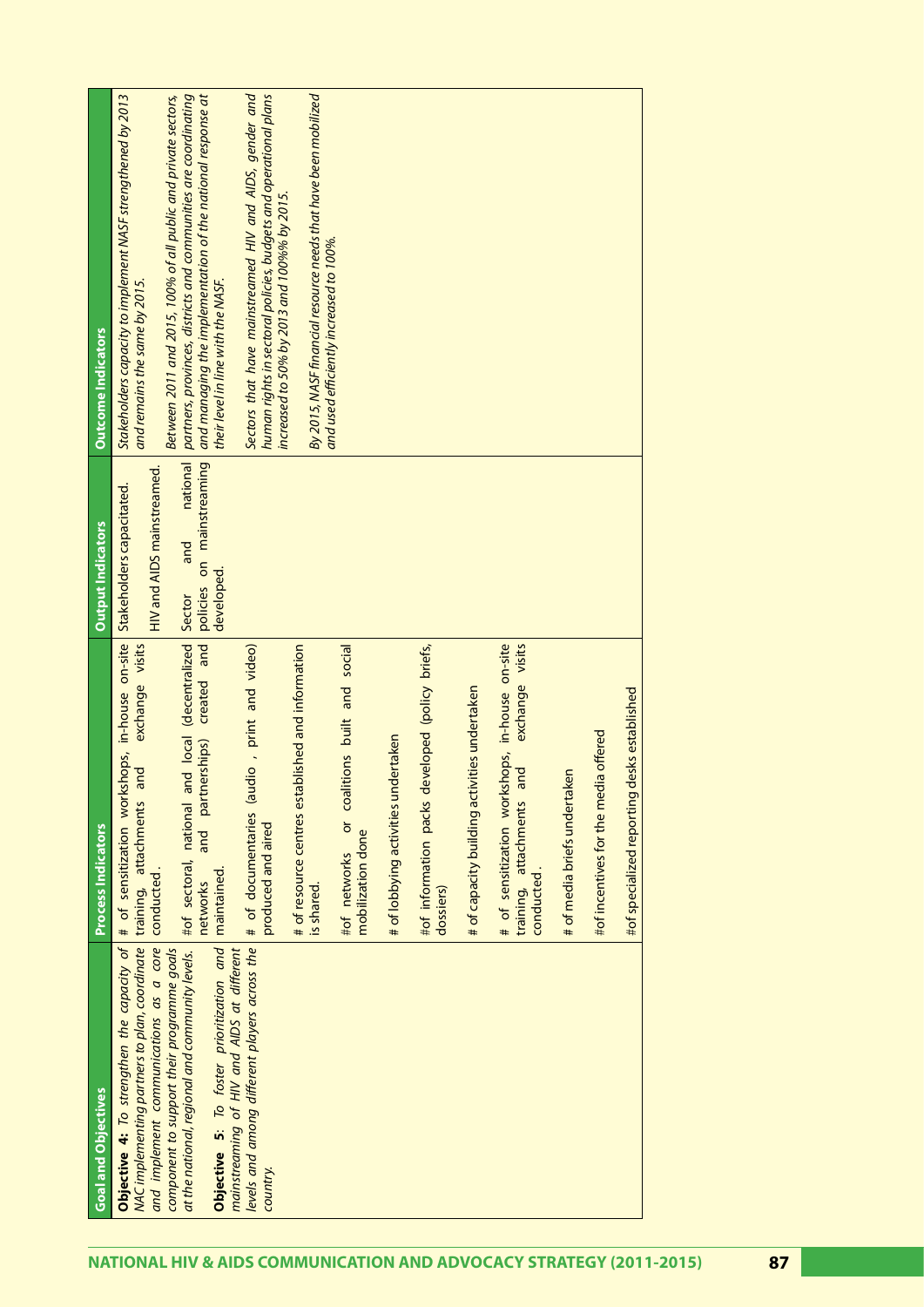| Goal and Objectives | Process Indicators | Output Indicators | Outcome Indicators |
|---|---|---|---|
| **Objective 4:** *To strengthen the capacity of NAC implementing partners to plan, coordinate and implement communications as a core component to support their programme goals at the national, regional and community levels.*<br><br>**Objective 5:** *To foster prioritization and mainstreaming of HIV and AIDS at different levels and among different players across the country.* | # of sensitization workshops, in-house on-site training, attachments and exchange visits conducted.<br><br>#of sectoral, national and local (decentralized networks and partnerships) created and maintained.<br><br># of documentaries (audio , print and video) produced and aired<br><br># of resource centres established and information is shared.<br><br>#of networks or coalitions built and social mobilization done<br><br># of lobbying activities undertaken<br><br>#of information packs developed (policy briefs, dossiers)<br><br># of capacity building activities undertaken<br><br># of sensitization workshops, in-house on-site training, attachments and exchange visits conducted .<br><br># of media briefs undertaken<br><br>#of incentives for the media offered<br><br>#of specialized reporting desks established | Stakeholders capacitated.<br><br>HIV and AIDS mainstreamed.<br><br>Sector and national policies on mainstreaming developed. | *Stakeholders capacity to implement NASF strengthened by 2013 and remains the same by 2015.*<br><br>*Between 2011 and 2015, 100% of all public and private sectors, partners, provinces, districts and communities are coordinating and managing the implementation of the national response at their level in line with the NASF.*<br><br>*Sectors that have mainstreamed HIV and AIDS, gender and human rights in sectoral policies, budgets and operational plans increased to 50% by 2013 and 100%% by 2015.*<br><br>*By 2015, NASF financial resource needs that have been mobilized and used efficiently increased to 100%.* |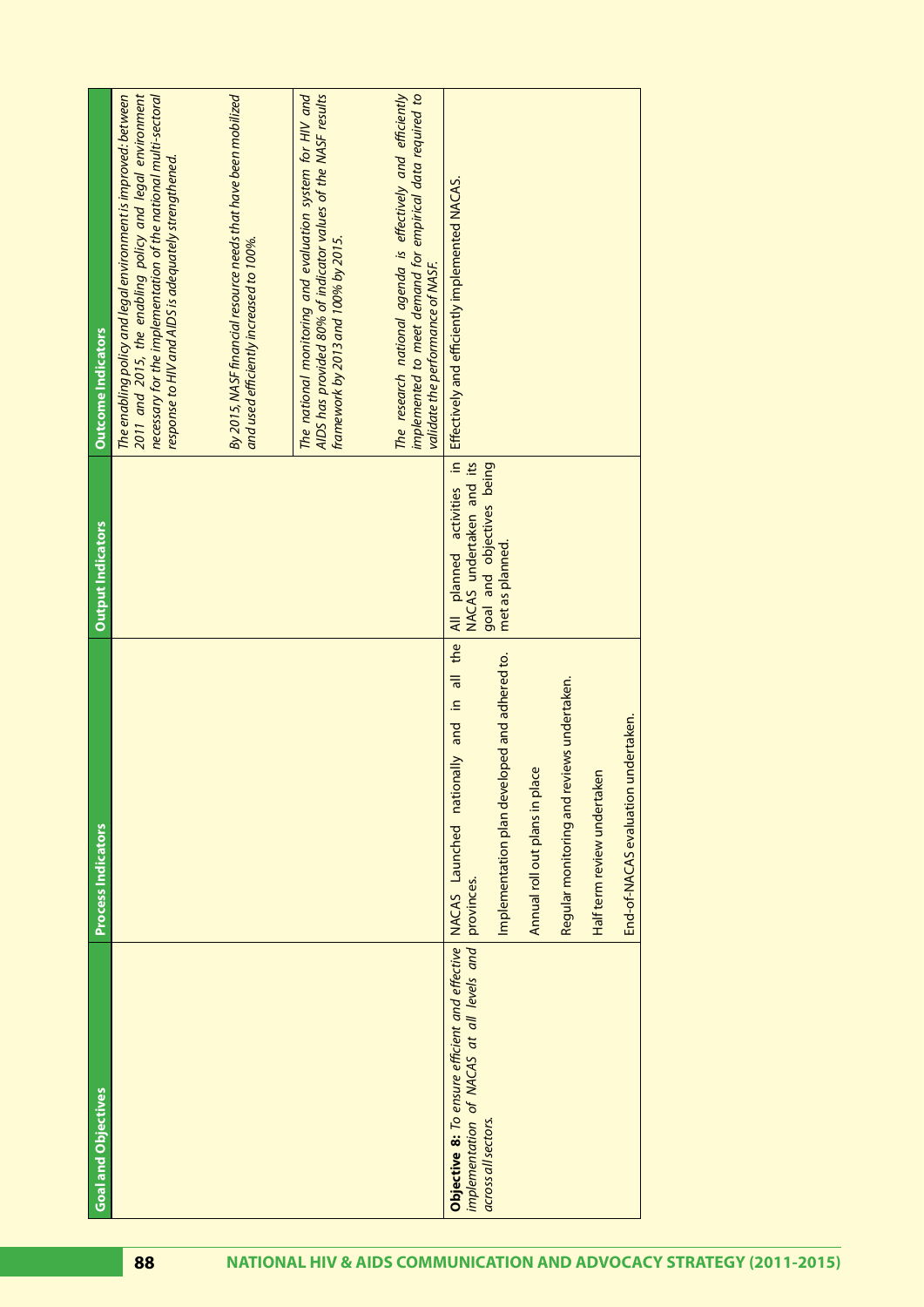| Goal and Objectives | Process Indicators | Output Indicators | Outcome Indicators |
|---|---|---|---|
| | | | *The enabling policy and legal environment is improved: between 2011 and 2015, the enabling policy and legal environment necessary for the implementation of the national multi-sectoral response to HIV and AIDS is adequately strengthened.* |
| | | | *By 2015, NASF financial resource needs that have been mobilized and used efficiently increased to 100%.* |
| | | | *The national monitoring and evaluation system for HIV and AIDS has provided 80% of indicator values of the NASF results framework by 2013 and 100% by 2015.* |
| | | | *The research national agenda is effectively and efficiently implemented to meet demand for empirical data required to validate the performance of NASF.* |
| **Objective 8:** *To ensure efficient and effective implementation of NACAS at all levels and across all sectors.* | NACAS Launched nationally and in all the provinces.<br><br>Implementation plan developed and adhered to.<br><br>Annual roll out plans in place<br><br>Regular monitoring and reviews undertaken.<br><br>Half term review undertaken<br><br>End-of-NACAS evaluation undertaken. | All planned activities in NACAS undertaken and its goal and objectives being met as planned. | Effectively and efficiently implemented NACAS. |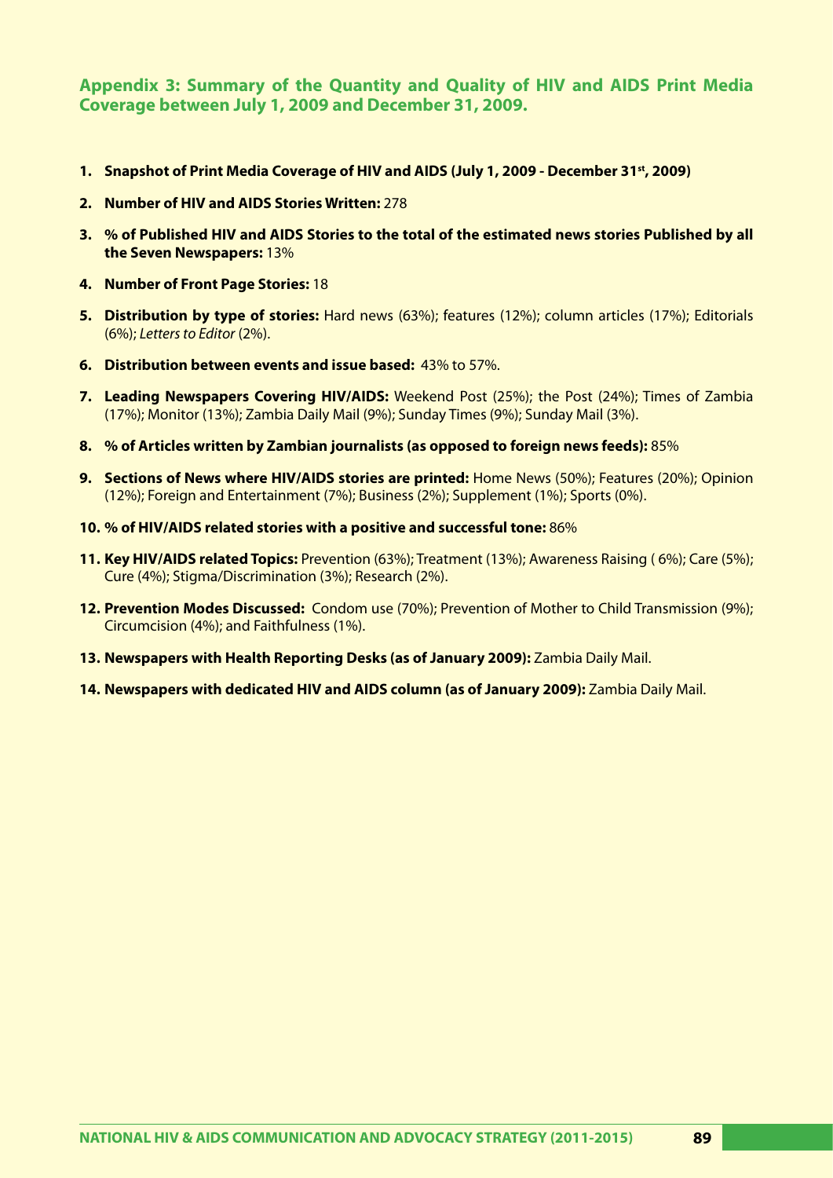## Appendix 3: Summary of the Quantity and Quality of HIV and AIDS Print Media Coverage between July 1, 2009 and December 31, 2009.

1. **Snapshot of Print Media Coverage of HIV and AIDS (July 1, 2009 - December 31st, 2009)**
2. **Number of HIV and AIDS Stories Written:** 278
3. **% of Published HIV and AIDS Stories to the total of the estimated news stories Published by all the Seven Newspapers:** 13%
4. **Number of Front Page Stories:** 18
5. **Distribution by type of stories:** Hard news (63%); features (12%); column articles (17%); Editorials (6%); *Letters to Editor* (2%).
6. **Distribution between events and issue based:** 43% to 57%.
7. **Leading Newspapers Covering HIV/AIDS:** Weekend Post (25%); the Post (24%); Times of Zambia (17%); Monitor (13%); Zambia Daily Mail (9%); Sunday Times (9%); Sunday Mail (3%).
8. **% of Articles written by Zambian journalists (as opposed to foreign news feeds):** 85%
9. **Sections of News where HIV/AIDS stories are printed:** Home News (50%); Features (20%); Opinion (12%); Foreign and Entertainment (7%); Business (2%); Supplement (1%); Sports (0%).
10. **% of HIV/AIDS related stories with a positive and successful tone:** 86%
11. **Key HIV/AIDS related Topics:** Prevention (63%); Treatment (13%); Awareness Raising ( 6%); Care (5%); Cure (4%); Stigma/Discrimination (3%); Research (2%).
12. **Prevention Modes Discussed:** Condom use (70%); Prevention of Mother to Child Transmission (9%); Circumcision (4%); and Faithfulness (1%).
13. **Newspapers with Health Reporting Desks (as of January 2009):** Zambia Daily Mail.
14. **Newspapers with dedicated HIV and AIDS column (as of January 2009):** Zambia Daily Mail.